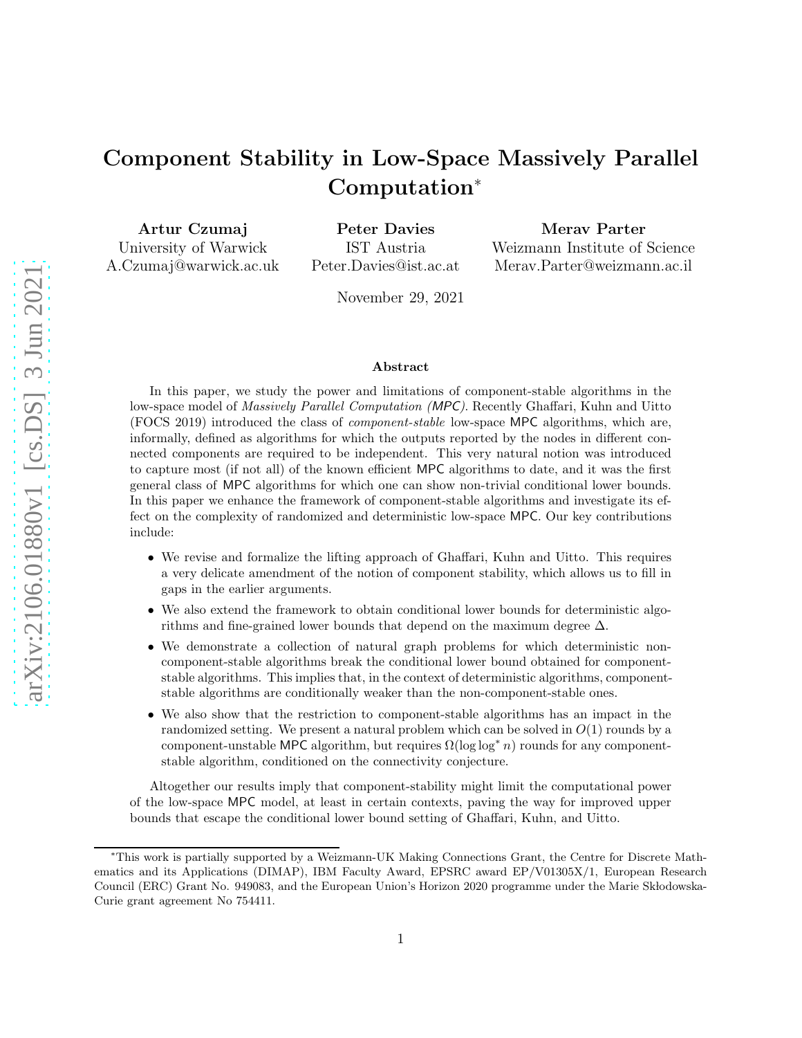# Component Stability in Low-Space Massively Parallel Computation*

**Artur Czumaj**
University of Warwick
A.Czumaj@warwick.ac.uk

**Peter Davies**
IST Austria
Peter.Davies@ist.ac.at

**Merav Parter**
Weizmann Institute of Science
Merav.Parter@weizmann.ac.il

November 29, 2021

#### Abstract

In this paper, we study the power and limitations of component-stable algorithms in the low-space model of *Massively Parallel Computation (MPC)*. Recently Ghaffari, Kuhn and Uitto (FOCS 2019) introduced the class of *component-stable* low-space MPC algorithms, which are, informally, defined as algorithms for which the outputs reported by the nodes in different connected components are required to be independent. This very natural notion was introduced to capture most (if not all) of the known efficient MPC algorithms to date, and it was the first general class of MPC algorithms for which one can show non-trivial conditional lower bounds. In this paper we enhance the framework of component-stable algorithms and investigate its effect on the complexity of randomized and deterministic low-space MPC. Our key contributions include:

- We revise and formalize the lifting approach of Ghaffari, Kuhn and Uitto. This requires a very delicate amendment of the notion of component stability, which allows us to fill in gaps in the earlier arguments.
- We also extend the framework to obtain conditional lower bounds for deterministic algorithms and fine-grained lower bounds that depend on the maximum degree $\Delta$.
- We demonstrate a collection of natural graph problems for which deterministic non-component-stable algorithms break the conditional lower bound obtained for component-stable algorithms. This implies that, in the context of deterministic algorithms, component-stable algorithms are conditionally weaker than the non-component-stable ones.
- We also show that the restriction to component-stable algorithms has an impact in the randomized setting. We present a natural problem which can be solved in $O(1)$ rounds by a component-unstable MPC algorithm, but requires $\Omega(\log \log^* n)$ rounds for any component-stable algorithm, conditioned on the connectivity conjecture.

Altogether our results imply that component-stability might limit the computational power of the low-space MPC model, at least in certain contexts, paving the way for improved upper bounds that escape the conditional lower bound setting of Ghaffari, Kuhn, and Uitto.

---

*This work is partially supported by a Weizmann-UK Making Connections Grant, the Centre for Discrete Mathematics and its Applications (DIMAP), IBM Faculty Award, EPSRC award EP/V01305X/1, European Research Council (ERC) Grant No. 949083, and the European Union's Horizon 2020 programme under the Marie Skłodowska-Curie grant agreement No 754411.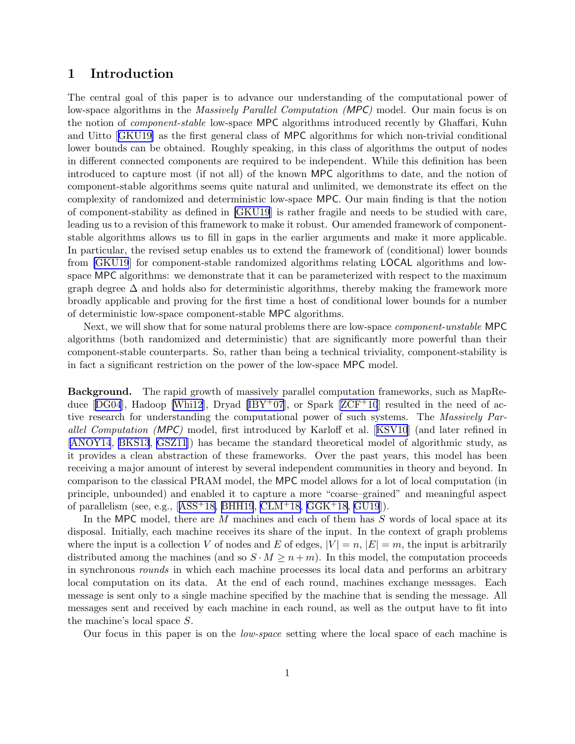# 1 Introduction

The central goal of this paper is to advance our understanding of the computational power of low-space algorithms in the *Massively Parallel Computation (MPC)* model. Our main focus is on the notion of *component-stable* low-space MPC algorithms introduced recently by Ghaffari, Kuhn and Uitto [GKU19] as the first general class of MPC algorithms for which non-trivial conditional lower bounds can be obtained. Roughly speaking, in this class of algorithms the output of nodes in different connected components are required to be independent. While this definition has been introduced to capture most (if not all) of the known MPC algorithms to date, and the notion of component-stable algorithms seems quite natural and unlimited, we demonstrate its effect on the complexity of randomized and deterministic low-space MPC. Our main finding is that the notion of component-stability as defined in [GKU19] is rather fragile and needs to be studied with care, leading us to a revision of this framework to make it robust. Our amended framework of component-stable algorithms allows us to fill in gaps in the earlier arguments and make it more applicable. In particular, the revised setup enables us to extend the framework of (conditional) lower bounds from [GKU19] for component-stable randomized algorithms relating LOCAL algorithms and low-space MPC algorithms: we demonstrate that it can be parameterized with respect to the maximum graph degree $\Delta$ and holds also for deterministic algorithms, thereby making the framework more broadly applicable and proving for the first time a host of conditional lower bounds for a number of deterministic low-space component-stable MPC algorithms.

Next, we will show that for some natural problems there are low-space *component-unstable* MPC algorithms (both randomized and deterministic) that are significantly more powerful than their component-stable counterparts. So, rather than being a technical triviality, component-stability is in fact a significant restriction on the power of the low-space MPC model.

**Background.** The rapid growth of massively parallel computation frameworks, such as MapReduce [DG04], Hadoop [Whi12], Dryad [IBY+07], or Spark [ZCF+10] resulted in the need of active research for understanding the computational power of such systems. The *Massively Parallel Computation (MPC)* model, first introduced by Karloff et al. [KSV10] (and later refined in [ANOY14, BKS13, GSZ11]) has became the standard theoretical model of algorithmic study, as it provides a clean abstraction of these frameworks. Over the past years, this model has been receiving a major amount of interest by several independent communities in theory and beyond. In comparison to the classical PRAM model, the MPC model allows for a lot of local computation (in principle, unbounded) and enabled it to capture a more "coarse–grained" and meaningful aspect of parallelism (see, e.g., [ASS+18, BHH19, CŁM+18, GGK+18, GU19]).

In the MPC model, there are $M$ machines and each of them has $S$ words of local space at its disposal. Initially, each machine receives its share of the input. In the context of graph problems where the input is a collection $V$ of nodes and $E$ of edges, $|V| = n$, $|E| = m$, the input is arbitrarily distributed among the machines (and so $S \cdot M \geq n + m$). In this model, the computation proceeds in synchronous *rounds* in which each machine processes its local data and performs an arbitrary local computation on its data. At the end of each round, machines exchange messages. Each message is sent only to a single machine specified by the machine that is sending the message. All messages sent and received by each machine in each round, as well as the output have to fit into the machine's local space $S$.

Our focus in this paper is on the *low-space* setting where the local space of each machine is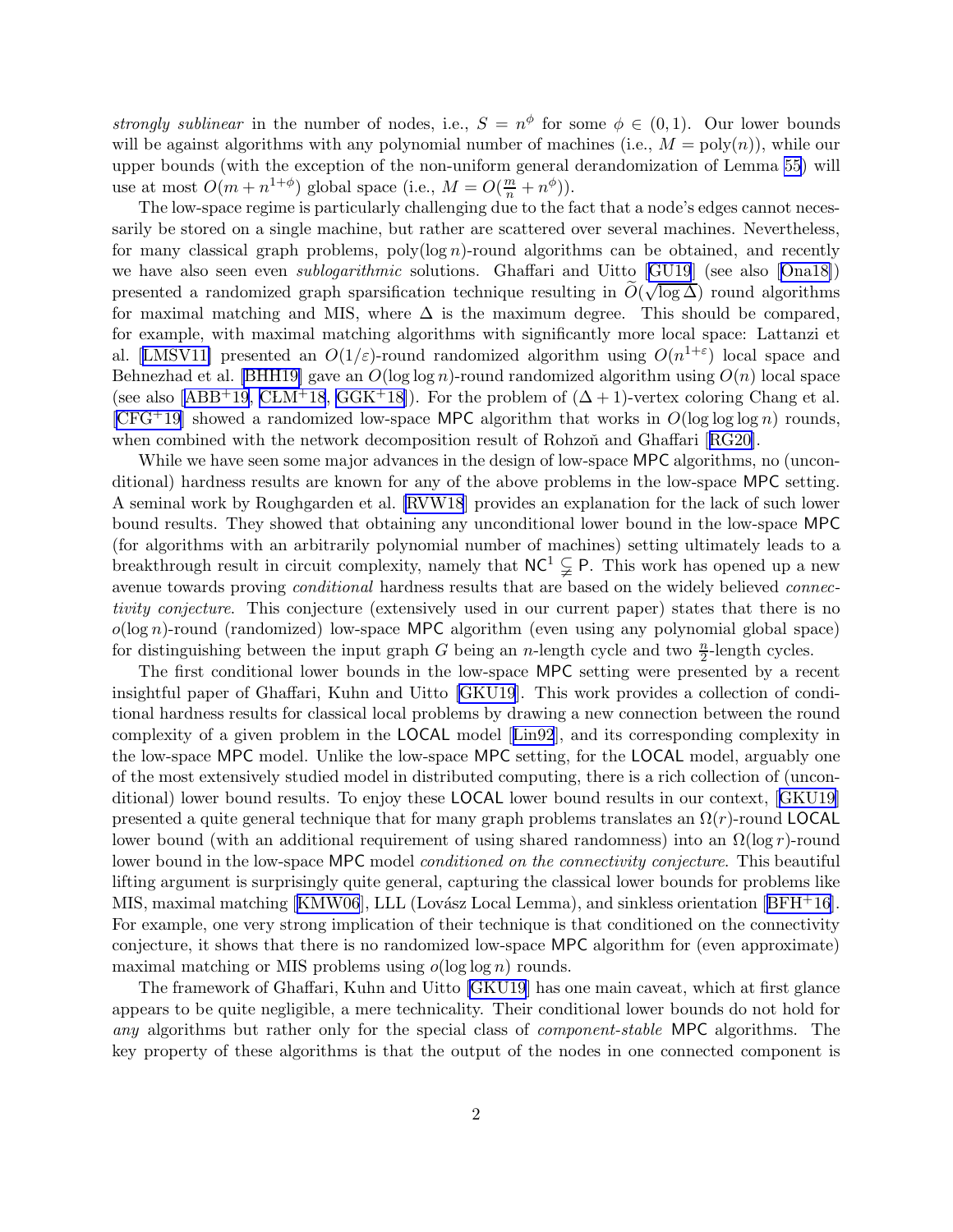*strongly sublinear* in the number of nodes, i.e., $S = n^{\phi}$ for some $\phi \in (0, 1)$. Our lower bounds will be against algorithms with any polynomial number of machines (i.e., $M = \text{poly}(n)$), while our upper bounds (with the exception of the non-uniform general derandomization of Lemma 55) will use at most $O(m + n^{1+\phi})$ global space (i.e., $M = O(\frac{m}{n} + n^{\phi})$).

The low-space regime is particularly challenging due to the fact that a node's edges cannot necessarily be stored on a single machine, but rather are scattered over several machines. Nevertheless, for many classical graph problems, $\text{poly}(\log n)$-round algorithms can be obtained, and recently we have also seen even *sublogarithmic* solutions. Ghaffari and Uitto [GU19] (see also [Ona18]) presented a randomized graph sparsification technique resulting in $\widetilde{O}(\sqrt{\log \Delta})$ round algorithms for maximal matching and MIS, where $\Delta$ is the maximum degree. This should be compared, for example, with maximal matching algorithms with significantly more local space: Lattanzi et al. [LMSV11] presented an $O(1/\varepsilon)$-round randomized algorithm using $O(n^{1+\varepsilon})$ local space and Behnezhad et al. [BHH19] gave an $O(\log \log n)$-round randomized algorithm using $O(n)$ local space (see also [ABB+19, CŁM+18, GGK+18]). For the problem of $(\Delta + 1)$-vertex coloring Chang et al. [CFG+19] showed a randomized low-space MPC algorithm that works in $O(\log \log \log n)$ rounds, when combined with the network decomposition result of Rohzoň and Ghaffari [RG20].

While we have seen some major advances in the design of low-space MPC algorithms, no (unconditional) hardness results are known for any of the above problems in the low-space MPC setting. A seminal work by Roughgarden et al. [RVW18] provides an explanation for the lack of such lower bound results. They showed that obtaining any unconditional lower bound in the low-space MPC (for algorithms with an arbitrarily polynomial number of machines) setting ultimately leads to a breakthrough result in circuit complexity, namely that $\mathsf{NC}^1 \subsetneq \mathsf{P}$. This work has opened up a new avenue towards proving *conditional* hardness results that are based on the widely believed *connectivity conjecture*. This conjecture (extensively used in our current paper) states that there is no $o(\log n)$-round (randomized) low-space MPC algorithm (even using any polynomial global space) for distinguishing between the input graph $G$ being an $n$-length cycle and two $\frac{n}{2}$-length cycles.

The first conditional lower bounds in the low-space MPC setting were presented by a recent insightful paper of Ghaffari, Kuhn and Uitto [GKU19]. This work provides a collection of conditional hardness results for classical local problems by drawing a new connection between the round complexity of a given problem in the LOCAL model [Lin92], and its corresponding complexity in the low-space MPC model. Unlike the low-space MPC setting, for the LOCAL model, arguably one of the most extensively studied model in distributed computing, there is a rich collection of (unconditional) lower bound results. To enjoy these LOCAL lower bound results in our context, [GKU19] presented a quite general technique that for many graph problems translates an $\Omega(r)$-round LOCAL lower bound (with an additional requirement of using shared randomness) into an $\Omega(\log r)$-round lower bound in the low-space MPC model *conditioned on the connectivity conjecture*. This beautiful lifting argument is surprisingly quite general, capturing the classical lower bounds for problems like MIS, maximal matching [KMW06], LLL (Lovász Local Lemma), and sinkless orientation [BFH+16]. For example, one very strong implication of their technique is that conditioned on the connectivity conjecture, it shows that there is no randomized low-space MPC algorithm for (even approximate) maximal matching or MIS problems using $o(\log \log n)$ rounds.

The framework of Ghaffari, Kuhn and Uitto [GKU19] has one main caveat, which at first glance appears to be quite negligible, a mere technicality. Their conditional lower bounds do not hold for *any* algorithms but rather only for the special class of *component-stable* MPC algorithms. The key property of these algorithms is that the output of the nodes in one connected component is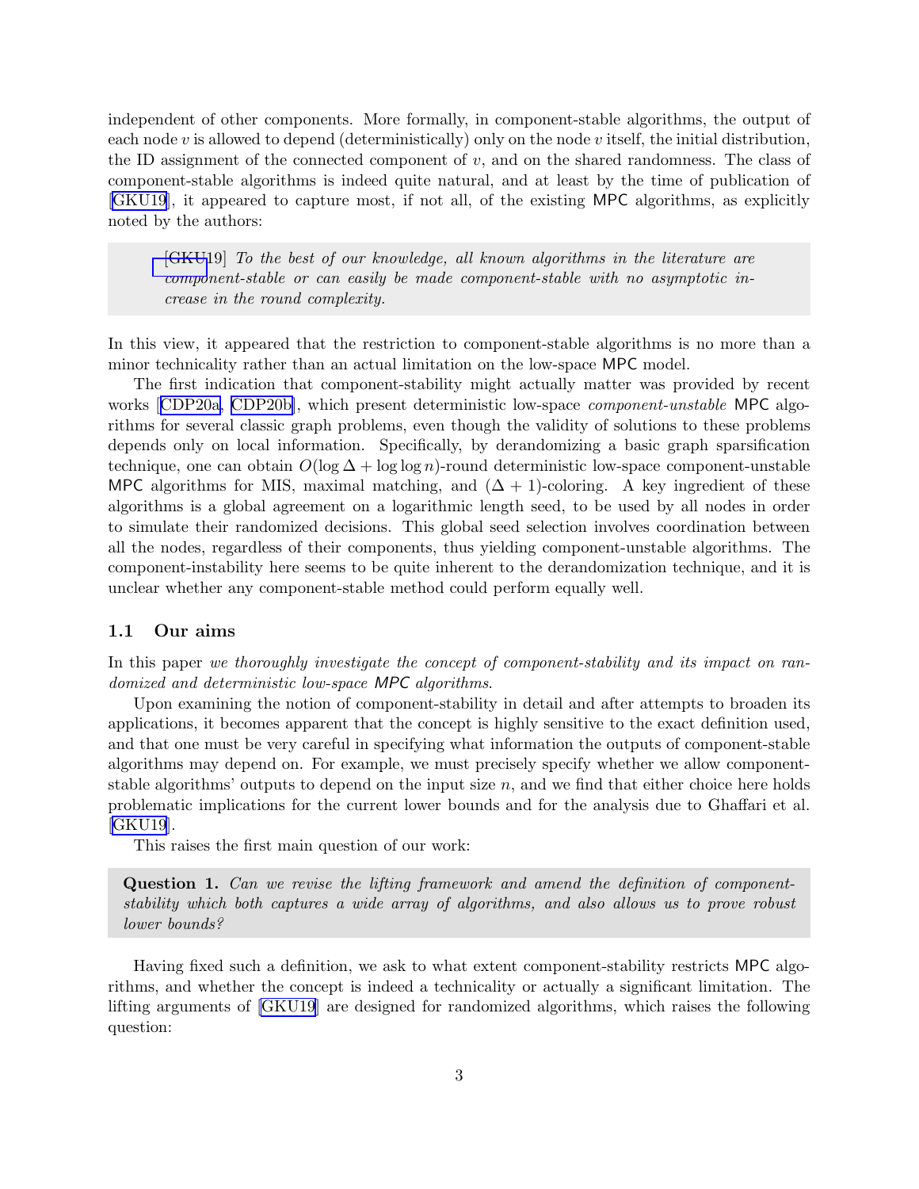independent of other components. More formally, in component-stable algorithms, the output of each node $v$ is allowed to depend (deterministically) only on the node $v$ itself, the initial distribution, the ID assignment of the connected component of $v$, and on the shared randomness. The class of component-stable algorithms is indeed quite natural, and at least by the time of publication of [GKU19], it appeared to capture most, if not all, of the existing MPC algorithms, as explicitly noted by the authors:

> [GKU19] *To the best of our knowledge, all known algorithms in the literature are component-stable or can easily be made component-stable with no asymptotic increase in the round complexity.*

In this view, it appeared that the restriction to component-stable algorithms is no more than a minor technicality rather than an actual limitation on the low-space MPC model.

The first indication that component-stability might actually matter was provided by recent works [CDP20a, CDP20b], which present deterministic low-space *component-unstable* MPC algorithms for several classic graph problems, even though the validity of solutions to these problems depends only on local information. Specifically, by derandomizing a basic graph sparsification technique, one can obtain $O(\log \Delta + \log \log n)$-round deterministic low-space component-unstable MPC algorithms for MIS, maximal matching, and $(\Delta + 1)$-coloring. A key ingredient of these algorithms is a global agreement on a logarithmic length seed, to be used by all nodes in order to simulate their randomized decisions. This global seed selection involves coordination between all the nodes, regardless of their components, thus yielding component-unstable algorithms. The component-instability here seems to be quite inherent to the derandomization technique, and it is unclear whether any component-stable method could perform equally well.

### 1.1 Our aims

In this paper *we thoroughly investigate the concept of component-stability and its impact on randomized and deterministic low-space MPC algorithms.*

Upon examining the notion of component-stability in detail and after attempts to broaden its applications, it becomes apparent that the concept is highly sensitive to the exact definition used, and that one must be very careful in specifying what information the outputs of component-stable algorithms may depend on. For example, we must precisely specify whether we allow component-stable algorithms' outputs to depend on the input size $n$, and we find that either choice here holds problematic implications for the current lower bounds and for the analysis due to Ghaffari et al. [GKU19].

This raises the first main question of our work:

> **Question 1.** *Can we revise the lifting framework and amend the definition of component-stability which both captures a wide array of algorithms, and also allows us to prove robust lower bounds?*

Having fixed such a definition, we ask to what extent component-stability restricts MPC algorithms, and whether the concept is indeed a technicality or actually a significant limitation. The lifting arguments of [GKU19] are designed for randomized algorithms, which raises the following question: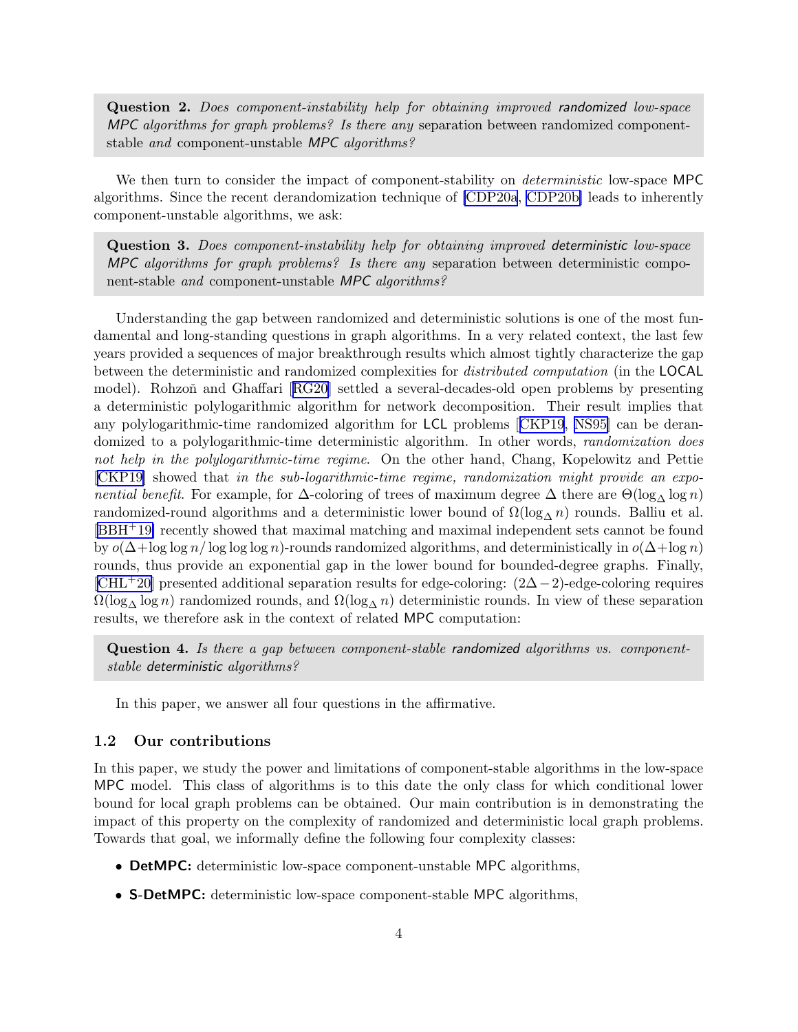> **Question 2.** *Does component-instability help for obtaining improved* randomized *low-space* MPC *algorithms for graph problems? Is there any* separation between randomized component-stable *and* component-unstable MPC *algorithms?*

We then turn to consider the impact of component-stability on *deterministic* low-space MPC algorithms. Since the recent derandomization technique of [CDP20a, CDP20b] leads to inherently component-unstable algorithms, we ask:

> **Question 3.** *Does component-instability help for obtaining improved* deterministic *low-space* MPC *algorithms for graph problems? Is there any* separation between deterministic component-stable *and* component-unstable MPC *algorithms?*

Understanding the gap between randomized and deterministic solutions is one of the most fundamental and long-standing questions in graph algorithms. In a very related context, the last few years provided a sequences of major breakthrough results which almost tightly characterize the gap between the deterministic and randomized complexities for *distributed computation* (in the LOCAL model). Rohzoň and Ghaffari [RG20] settled a several-decades-old open problems by presenting a deterministic polylogarithmic algorithm for network decomposition. Their result implies that any polylogarithmic-time randomized algorithm for LCL problems [CKP19, NS95] can be derandomized to a polylogarithmic-time deterministic algorithm. In other words, *randomization does not help in the polylogarithmic-time regime*. On the other hand, Chang, Kopelowitz and Pettie [CKP19] showed that *in the sub-logarithmic-time regime, randomization might provide an exponential benefit*. For example, for $\Delta$-coloring of trees of maximum degree $\Delta$ there are $\Theta(\log_\Delta \log n)$ randomized-round algorithms and a deterministic lower bound of $\Omega(\log_\Delta n)$ rounds. Balliu et al. [BBH+19] recently showed that maximal matching and maximal independent sets cannot be found by $o(\Delta + \log\log n / \log\log\log n)$-rounds randomized algorithms, and deterministically in $o(\Delta + \log n)$ rounds, thus provide an exponential gap in the lower bound for bounded-degree graphs. Finally, [CHL+20] presented additional separation results for edge-coloring: $(2\Delta - 2)$-edge-coloring requires $\Omega(\log_\Delta \log n)$ randomized rounds, and $\Omega(\log_\Delta n)$ deterministic rounds. In view of these separation results, we therefore ask in the context of related MPC computation:

> **Question 4.** *Is there a gap between component-stable* randomized *algorithms vs. component-stable* deterministic *algorithms?*

In this paper, we answer all four questions in the affirmative.

### 1.2 Our contributions

In this paper, we study the power and limitations of component-stable algorithms in the low-space MPC model. This class of algorithms is to this date the only class for which conditional lower bound for local graph problems can be obtained. Our main contribution is in demonstrating the impact of this property on the complexity of randomized and deterministic local graph problems. Towards that goal, we informally define the following four complexity classes:

- **DetMPC:** deterministic low-space component-unstable MPC algorithms,
- **S-DetMPC:** deterministic low-space component-stable MPC algorithms,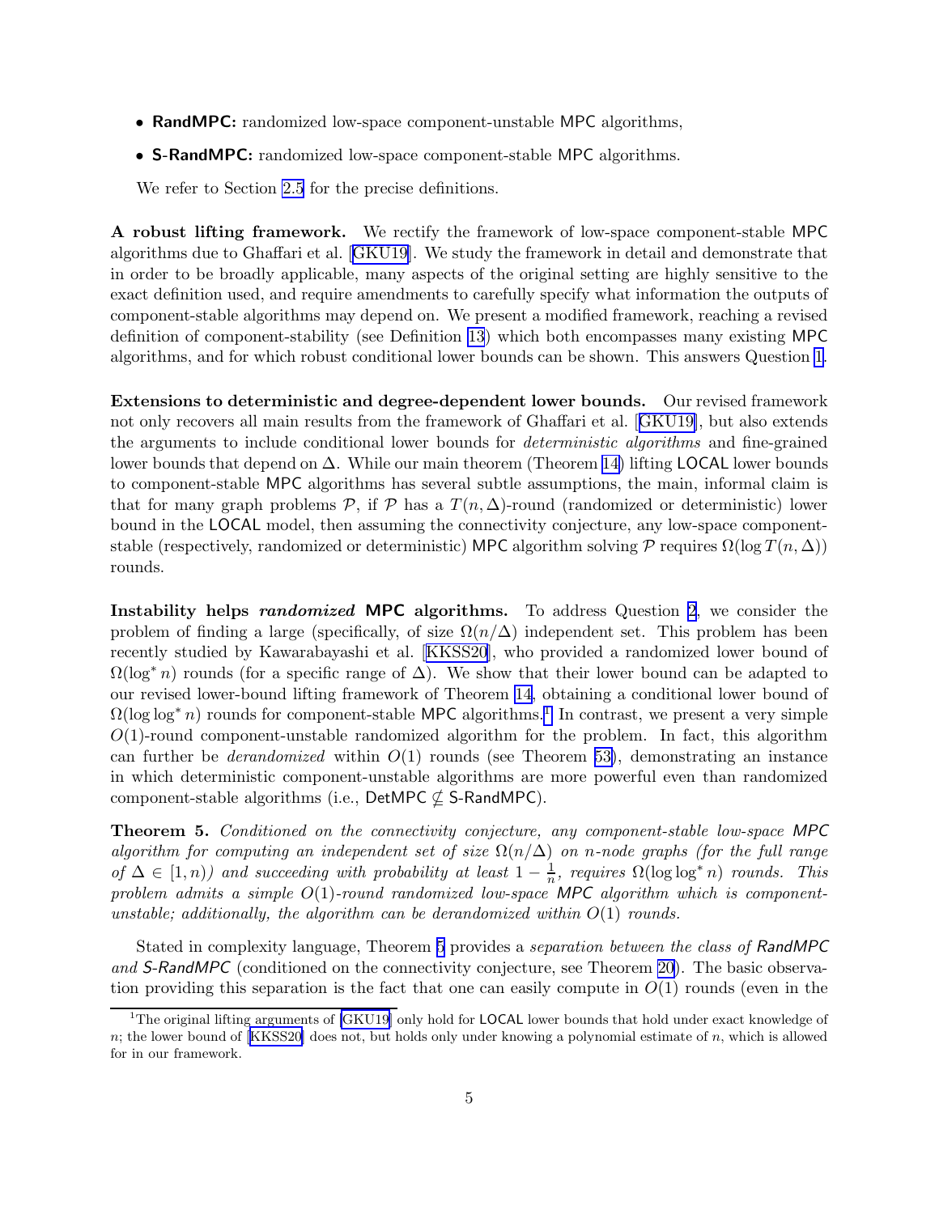- **RandMPC:** randomized low-space component-unstable MPC algorithms,
- **S-RandMPC:** randomized low-space component-stable MPC algorithms.

We refer to Section 2.5 for the precise definitions.

**A robust lifting framework.** We rectify the framework of low-space component-stable MPC algorithms due to Ghaffari et al. [GKU19]. We study the framework in detail and demonstrate that in order to be broadly applicable, many aspects of the original setting are highly sensitive to the exact definition used, and require amendments to carefully specify what information the outputs of component-stable algorithms may depend on. We present a modified framework, reaching a revised definition of component-stability (see Definition 13) which both encompasses many existing MPC algorithms, and for which robust conditional lower bounds can be shown. This answers Question 1.

**Extensions to deterministic and degree-dependent lower bounds.** Our revised framework not only recovers all main results from the framework of Ghaffari et al. [GKU19], but also extends the arguments to include conditional lower bounds for *deterministic algorithms* and fine-grained lower bounds that depend on $\Delta$. While our main theorem (Theorem 14) lifting LOCAL lower bounds to component-stable MPC algorithms has several subtle assumptions, the main, informal claim is that for many graph problems $\mathcal{P}$, if $\mathcal{P}$ has a $T(n, \Delta)$-round (randomized or deterministic) lower bound in the LOCAL model, then assuming the connectivity conjecture, any low-space component-stable (respectively, randomized or deterministic) MPC algorithm solving $\mathcal{P}$ requires $\Omega(\log T(n, \Delta))$ rounds.

**Instability helps *randomized* MPC algorithms.** To address Question 2, we consider the problem of finding a large (specifically, of size $\Omega(n/\Delta)$ independent set. This problem has been recently studied by Kawarabayashi et al. [KKSS20], who provided a randomized lower bound of $\Omega(\log^* n)$ rounds (for a specific range of $\Delta$). We show that their lower bound can be adapted to our revised lower-bound lifting framework of Theorem 14, obtaining a conditional lower bound of $\Omega(\log \log^* n)$ rounds for component-stable MPC algorithms.[1] In contrast, we present a very simple $O(1)$-round component-unstable randomized algorithm for the problem. In fact, this algorithm can further be *derandomized* within $O(1)$ rounds (see Theorem 53), demonstrating an instance in which deterministic component-unstable algorithms are more powerful even than randomized component-stable algorithms (i.e., DetMPC $\not\subseteq$ S-RandMPC).

**Theorem 5.** *Conditioned on the connectivity conjecture, any component-stable low-space MPC algorithm for computing an independent set of size $\Omega(n/\Delta)$ on $n$-node graphs (for the full range of $\Delta \in [1, n)$) and succeeding with probability at least $1 - \frac{1}{n}$, requires $\Omega(\log \log^* n)$ rounds. This problem admits a simple $O(1)$-round randomized low-space MPC algorithm which is component-unstable; additionally, the algorithm can be derandomized within $O(1)$ rounds.*

Stated in complexity language, Theorem 5 provides a *separation between the class of RandMPC and S-RandMPC* (conditioned on the connectivity conjecture, see Theorem 20). The basic observation providing this separation is the fact that one can easily compute in $O(1)$ rounds (even in the

[1] The original lifting arguments of [GKU19] only hold for LOCAL lower bounds that hold under exact knowledge of $n$; the lower bound of [KKSS20] does not, but holds only under knowing a polynomial estimate of $n$, which is allowed for in our framework.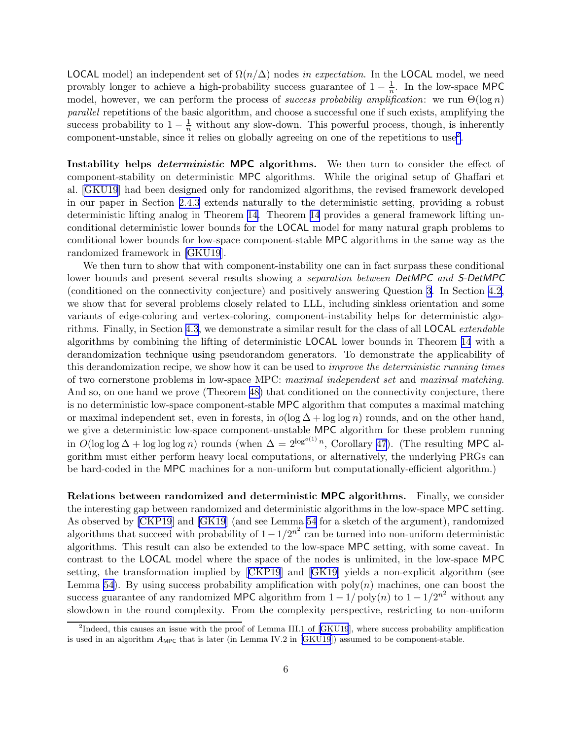LOCAL model) an independent set of $\Omega(n/\Delta)$ nodes *in expectation*. In the LOCAL model, we need provably longer to achieve a high-probability success guarantee of $1 - \frac{1}{n}$. In the low-space MPC model, however, we can perform the process of *success probabiliy amplification*: we run $\Theta(\log n)$ *parallel* repetitions of the basic algorithm, and choose a successful one if such exists, amplifying the success probability to $1 - \frac{1}{n}$ without any slow-down. This powerful process, though, is inherently component-unstable, since it relies on globally agreeing on one of the repetitions to use[2].

**Instability helps *deterministic* MPC algorithms.** We then turn to consider the effect of component-stability on deterministic MPC algorithms. While the original setup of Ghaffari et al. [GKU19] had been designed only for randomized algorithms, the revised framework developed in our paper in Section 2.4.3 extends naturally to the deterministic setting, providing a robust deterministic lifting analog in Theorem 14. Theorem 14 provides a general framework lifting unconditional deterministic lower bounds for the LOCAL model for many natural graph problems to conditional lower bounds for low-space component-stable MPC algorithms in the same way as the randomized framework in [GKU19].

We then turn to show that with component-instability one can in fact surpass these conditional lower bounds and present several results showing a *separation between DetMPC and S-DetMPC* (conditioned on the connectivity conjecture) and positively answering Question 3. In Section 4.2, we show that for several problems closely related to LLL, including sinkless orientation and some variants of edge-coloring and vertex-coloring, component-instability helps for deterministic algorithms. Finally, in Section 4.3, we demonstrate a similar result for the class of all LOCAL *extendable* algorithms by combining the lifting of deterministic LOCAL lower bounds in Theorem 14 with a derandomization technique using pseudorandom generators. To demonstrate the applicability of this derandomization recipe, we show how it can be used to *improve the deterministic running times* of two cornerstone problems in low-space MPC: *maximal independent set* and *maximal matching*. And so, on one hand we prove (Theorem 48) that conditioned on the connectivity conjecture, there is no deterministic low-space component-stable MPC algorithm that computes a maximal matching or maximal independent set, even in forests, in $o(\log \Delta + \log \log n)$ rounds, and on the other hand, we give a deterministic low-space component-unstable MPC algorithm for these problem running in $O(\log \log \Delta + \log \log \log n)$ rounds (when $\Delta = 2^{\log^{o(1)} n}$, Corollary 47). (The resulting MPC algorithm must either perform heavy local computations, or alternatively, the underlying PRGs can be hard-coded in the MPC machines for a non-uniform but computationally-efficient algorithm.)

**Relations between randomized and deterministic MPC algorithms.** Finally, we consider the interesting gap between randomized and deterministic algorithms in the low-space MPC setting. As observed by [CKP19] and [GK19] (and see Lemma 54 for a sketch of the argument), randomized algorithms that succeed with probability of $1 - 1/2^{n^2}$ can be turned into non-uniform deterministic algorithms. This result can also be extended to the low-space MPC setting, with some caveat. In contrast to the LOCAL model where the space of the nodes is unlimited, in the low-space MPC setting, the transformation implied by [CKP19] and [GK19] yields a non-explicit algorithm (see Lemma 54). By using success probability amplification with $\mathrm{poly}(n)$ machines, one can boost the success guarantee of any randomized MPC algorithm from $1 - 1/\mathrm{poly}(n)$ to $1 - 1/2^{n^2}$ without any slowdown in the round complexity. From the complexity perspective, restricting to non-uniform

[2] Indeed, this causes an issue with the proof of Lemma III.1 of [GKU19], where success probability amplification is used in an algorithm $A_{\mathsf{MPC}}$ that is later (in Lemma IV.2 in [GKU19]) assumed to be component-stable.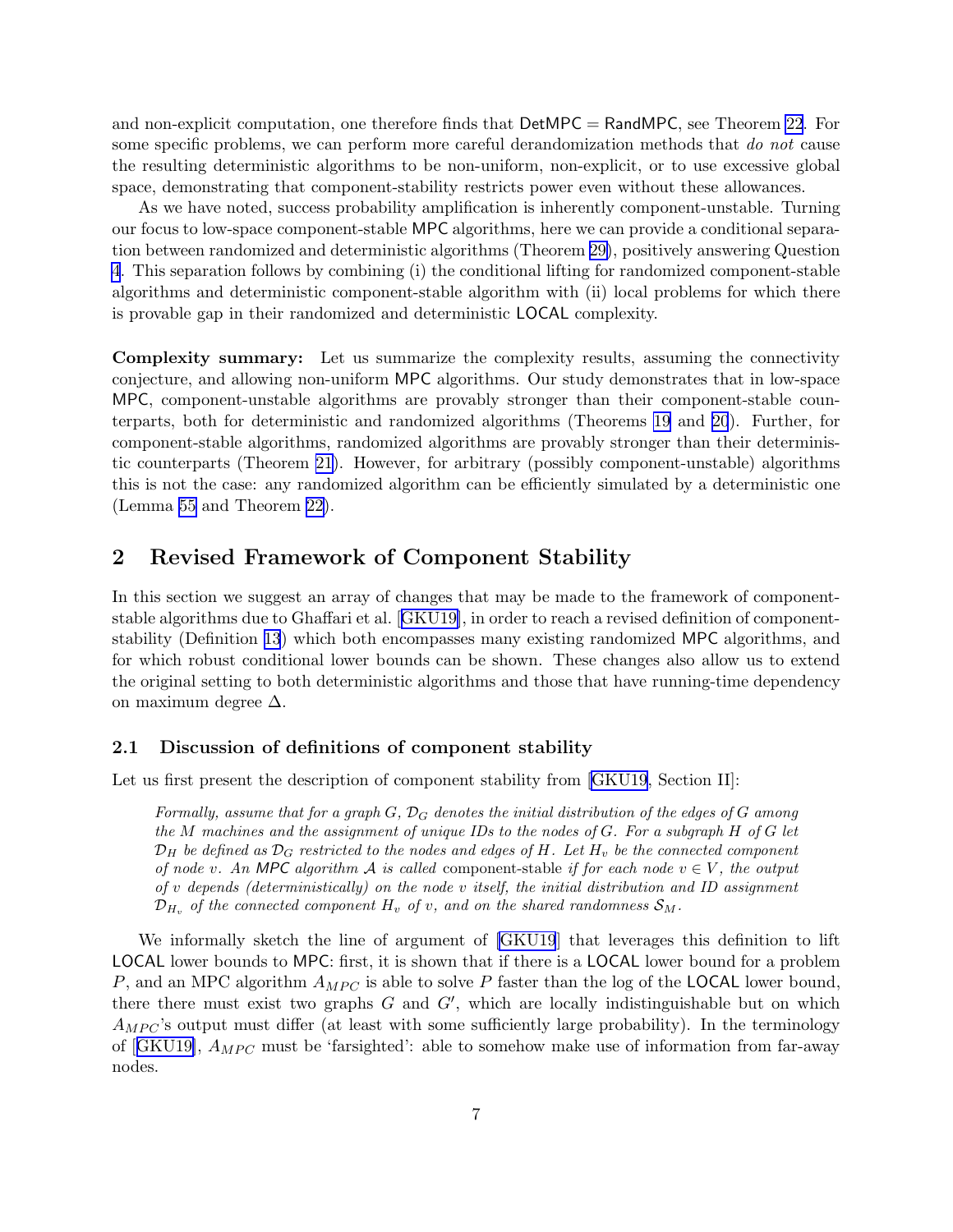and non-explicit computation, one therefore finds that DetMPC = RandMPC, see Theorem 22. For some specific problems, we can perform more careful derandomization methods that *do not* cause the resulting deterministic algorithms to be non-uniform, non-explicit, or to use excessive global space, demonstrating that component-stability restricts power even without these allowances.

As we have noted, success probability amplification is inherently component-unstable. Turning our focus to low-space component-stable MPC algorithms, here we can provide a conditional separation between randomized and deterministic algorithms (Theorem 29), positively answering Question 4. This separation follows by combining (i) the conditional lifting for randomized component-stable algorithms and deterministic component-stable algorithm with (ii) local problems for which there is provable gap in their randomized and deterministic LOCAL complexity.

**Complexity summary:** Let us summarize the complexity results, assuming the connectivity conjecture, and allowing non-uniform MPC algorithms. Our study demonstrates that in low-space MPC, component-unstable algorithms are provably stronger than their component-stable counterparts, both for deterministic and randomized algorithms (Theorems 19 and 20). Further, for component-stable algorithms, randomized algorithms are provably stronger than their deterministic counterparts (Theorem 21). However, for arbitrary (possibly component-unstable) algorithms this is not the case: any randomized algorithm can be efficiently simulated by a deterministic one (Lemma 55 and Theorem 22).

## 2 Revised Framework of Component Stability

In this section we suggest an array of changes that may be made to the framework of component-stable algorithms due to Ghaffari et al. [GKU19], in order to reach a revised definition of component-stability (Definition 13) which both encompasses many existing randomized MPC algorithms, and for which robust conditional lower bounds can be shown. These changes also allow us to extend the original setting to both deterministic algorithms and those that have running-time dependency on maximum degree $\Delta$.

### 2.1 Discussion of definitions of component stability

Let us first present the description of component stability from [GKU19, Section II]:

> *Formally, assume that for a graph $G$, $\mathcal{D}_G$ denotes the initial distribution of the edges of $G$ among the $M$ machines and the assignment of unique IDs to the nodes of $G$. For a subgraph $H$ of $G$ let $\mathcal{D}_H$ be defined as $\mathcal{D}_G$ restricted to the nodes and edges of $H$. Let $H_v$ be the connected component of node $v$. An MPC algorithm $\mathcal{A}$ is called* component-stable *if for each node $v \in V$, the output of $v$ depends (deterministically) on the node $v$ itself, the initial distribution and ID assignment $\mathcal{D}_{H_v}$ of the connected component $H_v$ of $v$, and on the shared randomness $\mathcal{S}_M$.*

We informally sketch the line of argument of [GKU19] that leverages this definition to lift LOCAL lower bounds to MPC: first, it is shown that if there is a LOCAL lower bound for a problem $P$, and an MPC algorithm $A_{MPC}$ is able to solve $P$ faster than the log of the LOCAL lower bound, there there must exist two graphs $G$ and $G'$, which are locally indistinguishable but on which $A_{MPC}$'s output must differ (at least with some sufficiently large probability). In the terminology of [GKU19], $A_{MPC}$ must be 'farsighted': able to somehow make use of information from far-away nodes.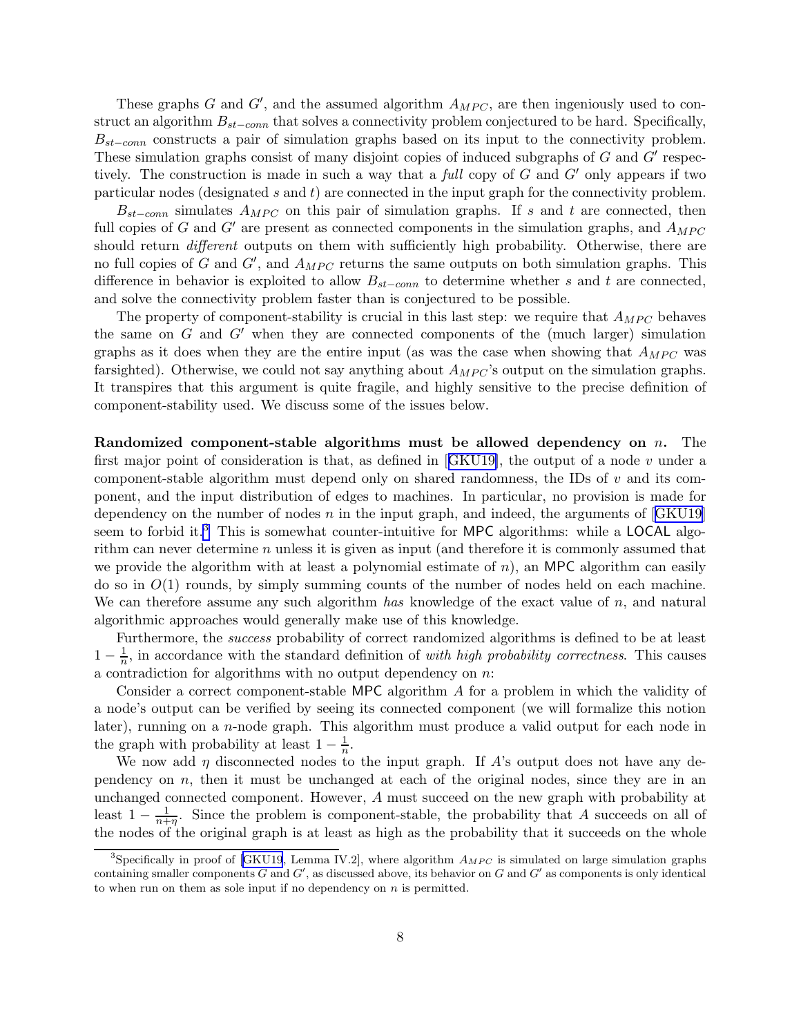These graphs $G$ and $G'$, and the assumed algorithm $A_{MPC}$, are then ingeniously used to construct an algorithm $B_{st-conn}$ that solves a connectivity problem conjectured to be hard. Specifically, $B_{st-conn}$ constructs a pair of simulation graphs based on its input to the connectivity problem. These simulation graphs consist of many disjoint copies of induced subgraphs of $G$ and $G'$ respectively. The construction is made in such a way that a *full* copy of $G$ and $G'$ only appears if two particular nodes (designated $s$ and $t$) are connected in the input graph for the connectivity problem.

$B_{st-conn}$ simulates $A_{MPC}$ on this pair of simulation graphs. If $s$ and $t$ are connected, then full copies of $G$ and $G'$ are present as connected components in the simulation graphs, and $A_{MPC}$ should return *different* outputs on them with sufficiently high probability. Otherwise, there are no full copies of $G$ and $G'$, and $A_{MPC}$ returns the same outputs on both simulation graphs. This difference in behavior is exploited to allow $B_{st-conn}$ to determine whether $s$ and $t$ are connected, and solve the connectivity problem faster than is conjectured to be possible.

The property of component-stability is crucial in this last step: we require that $A_{MPC}$ behaves the same on $G$ and $G'$ when they are connected components of the (much larger) simulation graphs as it does when they are the entire input (as was the case when showing that $A_{MPC}$ was farsighted). Otherwise, we could not say anything about $A_{MPC}$'s output on the simulation graphs. It transpires that this argument is quite fragile, and highly sensitive to the precise definition of component-stability used. We discuss some of the issues below.

**Randomized component-stable algorithms must be allowed dependency on $n$.** The first major point of consideration is that, as defined in [GKU19], the output of a node $v$ under a component-stable algorithm must depend only on shared randomness, the IDs of $v$ and its component, and the input distribution of edges to machines. In particular, no provision is made for dependency on the number of nodes $n$ in the input graph, and indeed, the arguments of [GKU19] seem to forbid it.[3] This is somewhat counter-intuitive for MPC algorithms: while a LOCAL algorithm can never determine $n$ unless it is given as input (and therefore it is commonly assumed that we provide the algorithm with at least a polynomial estimate of $n$), an MPC algorithm can easily do so in $O(1)$ rounds, by simply summing counts of the number of nodes held on each machine. We can therefore assume any such algorithm *has* knowledge of the exact value of $n$, and natural algorithmic approaches would generally make use of this knowledge.

Furthermore, the *success* probability of correct randomized algorithms is defined to be at least $1 - \frac{1}{n}$, in accordance with the standard definition of *with high probability correctness*. This causes a contradiction for algorithms with no output dependency on $n$:

Consider a correct component-stable MPC algorithm $A$ for a problem in which the validity of a node's output can be verified by seeing its connected component (we will formalize this notion later), running on a $n$-node graph. This algorithm must produce a valid output for each node in the graph with probability at least $1 - \frac{1}{n}$.

We now add $\eta$ disconnected nodes to the input graph. If $A$'s output does not have any dependency on $n$, then it must be unchanged at each of the original nodes, since they are in an unchanged connected component. However, $A$ must succeed on the new graph with probability at least $1 - \frac{1}{n+\eta}$. Since the problem is component-stable, the probability that $A$ succeeds on all of the nodes of the original graph is at least as high as the probability that it succeeds on the whole

[3] Specifically in proof of [GKU19, Lemma IV.2], where algorithm $A_{MPC}$ is simulated on large simulation graphs containing smaller components $G$ and $G'$, as discussed above, its behavior on $G$ and $G'$ as components is only identical to when run on them as sole input if no dependency on $n$ is permitted.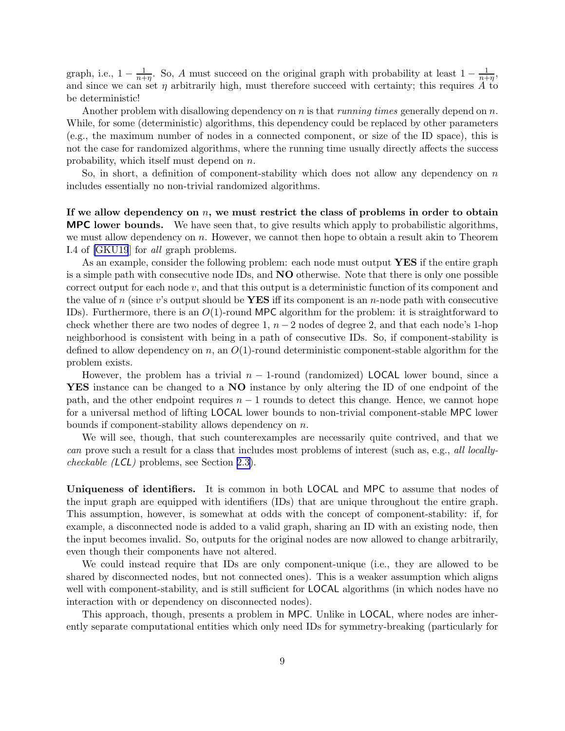graph, i.e., $1 - \frac{1}{n+\eta}$. So, $A$ must succeed on the original graph with probability at least $1 - \frac{1}{n+\eta}$, and since we can set $\eta$ arbitrarily high, must therefore succeed with certainty; this requires $A$ to be deterministic!

Another problem with disallowing dependency on $n$ is that *running times* generally depend on $n$. While, for some (deterministic) algorithms, this dependency could be replaced by other parameters (e.g., the maximum number of nodes in a connected component, or size of the ID space), this is not the case for randomized algorithms, where the running time usually directly affects the success probability, which itself must depend on $n$.

So, in short, a definition of component-stability which does not allow any dependency on $n$ includes essentially no non-trivial randomized algorithms.

**If we allow dependency on $n$, we must restrict the class of problems in order to obtain MPC lower bounds.** We have seen that, to give results which apply to probabilistic algorithms, we must allow dependency on $n$. However, we cannot then hope to obtain a result akin to Theorem I.4 of [GKU19] for *all* graph problems.

As an example, consider the following problem: each node must output **YES** if the entire graph is a simple path with consecutive node IDs, and **NO** otherwise. Note that there is only one possible correct output for each node $v$, and that this output is a deterministic function of its component and the value of $n$ (since $v$'s output should be **YES** iff its component is an $n$-node path with consecutive IDs). Furthermore, there is an $O(1)$-round MPC algorithm for the problem: it is straightforward to check whether there are two nodes of degree 1, $n-2$ nodes of degree 2, and that each node's 1-hop neighborhood is consistent with being in a path of consecutive IDs. So, if component-stability is defined to allow dependency on $n$, an $O(1)$-round deterministic component-stable algorithm for the problem exists.

However, the problem has a trivial $n-1$-round (randomized) LOCAL lower bound, since a **YES** instance can be changed to a **NO** instance by only altering the ID of one endpoint of the path, and the other endpoint requires $n-1$ rounds to detect this change. Hence, we cannot hope for a universal method of lifting LOCAL lower bounds to non-trivial component-stable MPC lower bounds if component-stability allows dependency on $n$.

We will see, though, that such counterexamples are necessarily quite contrived, and that we *can* prove such a result for a class that includes most problems of interest (such as, e.g., *all locally-checkable (LCL)* problems, see Section 2.3).

**Uniqueness of identifiers.** It is common in both LOCAL and MPC to assume that nodes of the input graph are equipped with identifiers (IDs) that are unique throughout the entire graph. This assumption, however, is somewhat at odds with the concept of component-stability: if, for example, a disconnected node is added to a valid graph, sharing an ID with an existing node, then the input becomes invalid. So, outputs for the original nodes are now allowed to change arbitrarily, even though their components have not altered.

We could instead require that IDs are only component-unique (i.e., they are allowed to be shared by disconnected nodes, but not connected ones). This is a weaker assumption which aligns well with component-stability, and is still sufficient for LOCAL algorithms (in which nodes have no interaction with or dependency on disconnected nodes).

This approach, though, presents a problem in MPC. Unlike in LOCAL, where nodes are inherently separate computational entities which only need IDs for symmetry-breaking (particularly for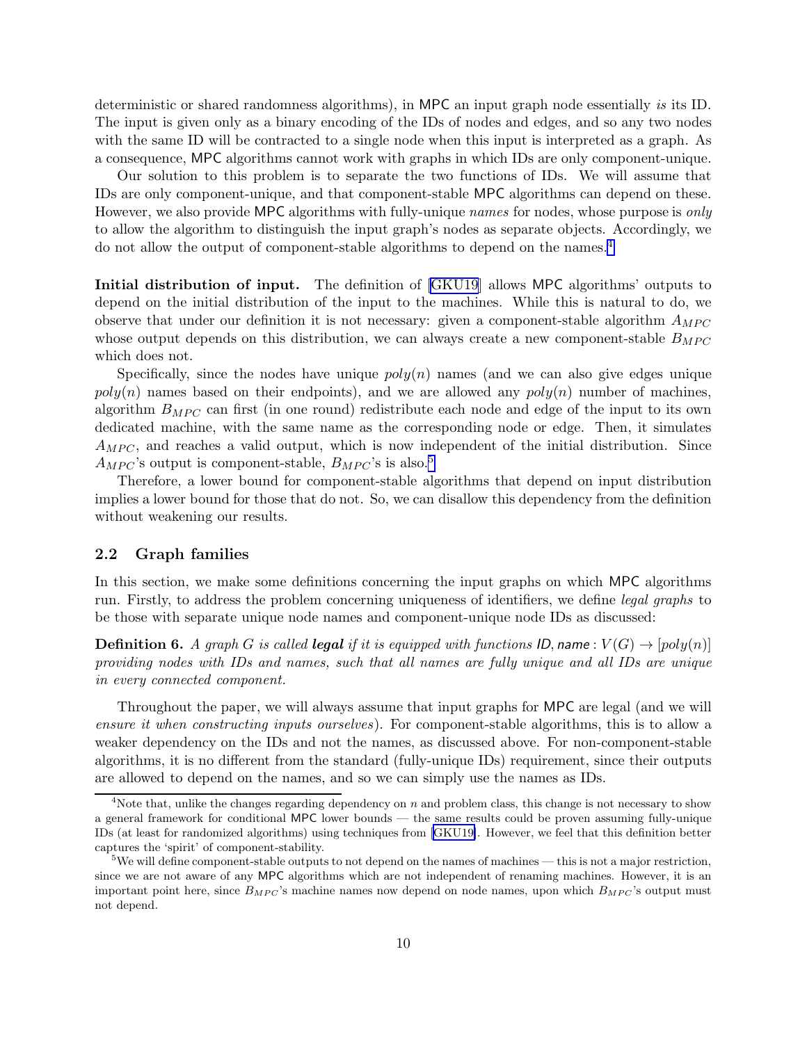deterministic or shared randomness algorithms), in MPC an input graph node essentially *is* its ID. The input is given only as a binary encoding of the IDs of nodes and edges, and so any two nodes with the same ID will be contracted to a single node when this input is interpreted as a graph. As a consequence, MPC algorithms cannot work with graphs in which IDs are only component-unique.

Our solution to this problem is to separate the two functions of IDs. We will assume that IDs are only component-unique, and that component-stable MPC algorithms can depend on these. However, we also provide MPC algorithms with fully-unique *names* for nodes, whose purpose is *only* to allow the algorithm to distinguish the input graph's nodes as separate objects. Accordingly, we do not allow the output of component-stable algorithms to depend on the names.[4]

**Initial distribution of input.** The definition of [GKU19] allows MPC algorithms' outputs to depend on the initial distribution of the input to the machines. While this is natural to do, we observe that under our definition it is not necessary: given a component-stable algorithm $A_{MPC}$ whose output depends on this distribution, we can always create a new component-stable $B_{MPC}$ which does not.

Specifically, since the nodes have unique $poly(n)$ names (and we can also give edges unique $poly(n)$ names based on their endpoints), and we are allowed any $poly(n)$ number of machines, algorithm $B_{MPC}$ can first (in one round) redistribute each node and edge of the input to its own dedicated machine, with the same name as the corresponding node or edge. Then, it simulates $A_{MPC}$, and reaches a valid output, which is now independent of the initial distribution. Since $A_{MPC}$'s output is component-stable, $B_{MPC}$'s is also.[5]

Therefore, a lower bound for component-stable algorithms that depend on input distribution implies a lower bound for those that do not. So, we can disallow this dependency from the definition without weakening our results.

## 2.2 Graph families

In this section, we make some definitions concerning the input graphs on which MPC algorithms run. Firstly, to address the problem concerning uniqueness of identifiers, we define *legal graphs* to be those with separate unique node names and component-unique node IDs as discussed:

**Definition 6.** *A graph $G$ is called* ***legal*** *if it is equipped with functions $\mathsf{ID}, \mathsf{name} : V(G) \to [poly(n)]$ providing nodes with IDs and names, such that all names are fully unique and all IDs are unique in every connected component.*

Throughout the paper, we will always assume that input graphs for MPC are legal (and we will *ensure it when constructing inputs ourselves*). For component-stable algorithms, this is to allow a weaker dependency on the IDs and not the names, as discussed above. For non-component-stable algorithms, it is no different from the standard (fully-unique IDs) requirement, since their outputs are allowed to depend on the names, and so we can simply use the names as IDs.

[4] Note that, unlike the changes regarding dependency on $n$ and problem class, this change is not necessary to show a general framework for conditional MPC lower bounds — the same results could be proven assuming fully-unique IDs (at least for randomized algorithms) using techniques from [GKU19]. However, we feel that this definition better captures the 'spirit' of component-stability.

[5] We will define component-stable outputs to not depend on the names of machines — this is not a major restriction, since we are not aware of any MPC algorithms which are not independent of renaming machines. However, it is an important point here, since $B_{MPC}$'s machine names now depend on node names, upon which $B_{MPC}$'s output must not depend.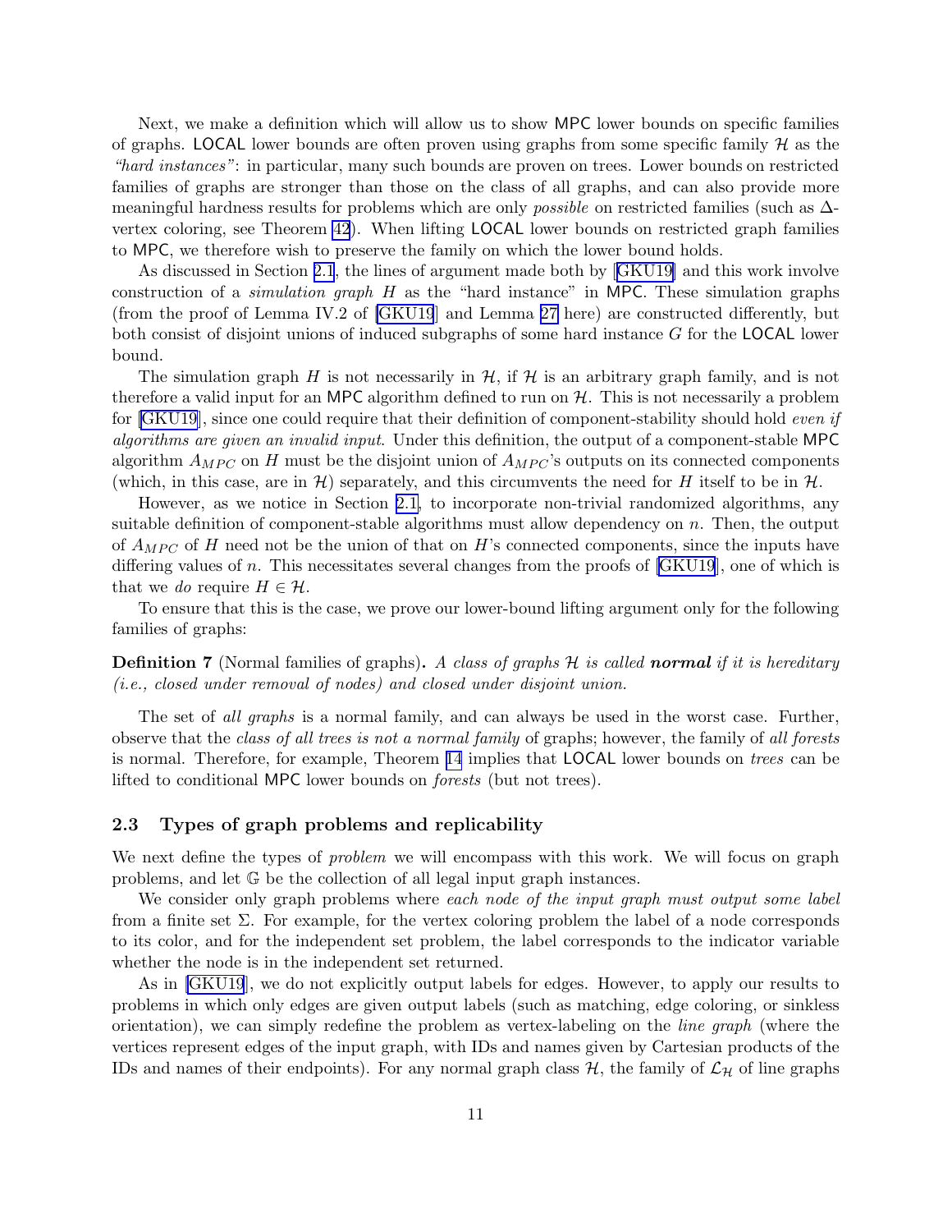Next, we make a definition which will allow us to show MPC lower bounds on specific families of graphs. LOCAL lower bounds are often proven using graphs from some specific family $\mathcal{H}$ as the *"hard instances"*: in particular, many such bounds are proven on trees. Lower bounds on restricted families of graphs are stronger than those on the class of all graphs, and can also provide more meaningful hardness results for problems which are only *possible* on restricted families (such as $\Delta$-vertex coloring, see Theorem 42). When lifting LOCAL lower bounds on restricted graph families to MPC, we therefore wish to preserve the family on which the lower bound holds.

As discussed in Section 2.1, the lines of argument made both by [GKU19] and this work involve construction of a *simulation graph* $H$ as the "hard instance" in MPC. These simulation graphs (from the proof of Lemma IV.2 of [GKU19] and Lemma 27 here) are constructed differently, but both consist of disjoint unions of induced subgraphs of some hard instance $G$ for the LOCAL lower bound.

The simulation graph $H$ is not necessarily in $\mathcal{H}$, if $\mathcal{H}$ is an arbitrary graph family, and is not therefore a valid input for an MPC algorithm defined to run on $\mathcal{H}$. This is not necessarily a problem for [GKU19], since one could require that their definition of component-stability should hold *even if algorithms are given an invalid input*. Under this definition, the output of a component-stable MPC algorithm $A_{MPC}$ on $H$ must be the disjoint union of $A_{MPC}$'s outputs on its connected components (which, in this case, are in $\mathcal{H}$) separately, and this circumvents the need for $H$ itself to be in $\mathcal{H}$.

However, as we notice in Section 2.1, to incorporate non-trivial randomized algorithms, any suitable definition of component-stable algorithms must allow dependency on $n$. Then, the output of $A_{MPC}$ of $H$ need not be the union of that on $H$'s connected components, since the inputs have differing values of $n$. This necessitates several changes from the proofs of [GKU19], one of which is that we *do* require $H \in \mathcal{H}$.

To ensure that this is the case, we prove our lower-bound lifting argument only for the following families of graphs:

**Definition 7** (Normal families of graphs)**.** *A class of graphs $\mathcal{H}$ is called **normal** if it is hereditary (i.e., closed under removal of nodes) and closed under disjoint union.*

The set of *all graphs* is a normal family, and can always be used in the worst case. Further, observe that the *class of all trees is not a normal family* of graphs; however, the family of *all forests* is normal. Therefore, for example, Theorem 14 implies that LOCAL lower bounds on *trees* can be lifted to conditional MPC lower bounds on *forests* (but not trees).

### 2.3 Types of graph problems and replicability

We next define the types of *problem* we will encompass with this work. We will focus on graph problems, and let $\mathbb{G}$ be the collection of all legal input graph instances.

We consider only graph problems where *each node of the input graph must output some label* from a finite set $\Sigma$. For example, for the vertex coloring problem the label of a node corresponds to its color, and for the independent set problem, the label corresponds to the indicator variable whether the node is in the independent set returned.

As in [GKU19], we do not explicitly output labels for edges. However, to apply our results to problems in which only edges are given output labels (such as matching, edge coloring, or sinkless orientation), we can simply redefine the problem as vertex-labeling on the *line graph* (where the vertices represent edges of the input graph, with IDs and names given by Cartesian products of the IDs and names of their endpoints). For any normal graph class $\mathcal{H}$, the family of $\mathcal{L}_{\mathcal{H}}$ of line graphs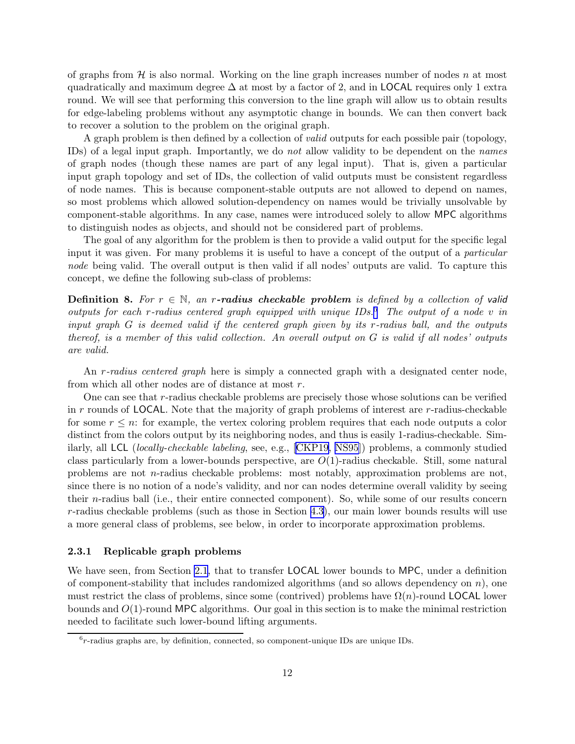of graphs from $\mathcal{H}$ is also normal. Working on the line graph increases number of nodes $n$ at most quadratically and maximum degree $\Delta$ at most by a factor of 2, and in LOCAL requires only 1 extra round. We will see that performing this conversion to the line graph will allow us to obtain results for edge-labeling problems without any asymptotic change in bounds. We can then convert back to recover a solution to the problem on the original graph.

A graph problem is then defined by a collection of *valid* outputs for each possible pair (topology, IDs) of a legal input graph. Importantly, we do *not* allow validity to be dependent on the *names* of graph nodes (though these names are part of any legal input). That is, given a particular input graph topology and set of IDs, the collection of valid outputs must be consistent regardless of node names. This is because component-stable outputs are not allowed to depend on names, so most problems which allowed solution-dependency on names would be trivially unsolvable by component-stable algorithms. In any case, names were introduced solely to allow MPC algorithms to distinguish nodes as objects, and should not be considered part of problems.

The goal of any algorithm for the problem is then to provide a valid output for the specific legal input it was given. For many problems it is useful to have a concept of the output of a *particular node* being valid. The overall output is then valid if all nodes' outputs are valid. To capture this concept, we define the following sub-class of problems:

**Definition 8.** *For $r \in \mathbb{N}$, an $r$-**radius checkable problem** is defined by a collection of* valid *outputs for each $r$-radius centered graph equipped with unique IDs.*[6] *The output of a node $v$ in input graph $G$ is deemed valid if the centered graph given by its $r$-radius ball, and the outputs thereof, is a member of this valid collection. An overall output on $G$ is valid if all nodes' outputs are valid.*

An *$r$-radius centered graph* here is simply a connected graph with a designated center node, from which all other nodes are of distance at most $r$.

One can see that $r$-radius checkable problems are precisely those whose solutions can be verified in $r$ rounds of LOCAL. Note that the majority of graph problems of interest are $r$-radius-checkable for some $r \leq n$: for example, the vertex coloring problem requires that each node outputs a color distinct from the colors output by its neighboring nodes, and thus is easily 1-radius-checkable. Similarly, all LCL (*locally-checkable labeling*, see, e.g., [CKP19, NS95]) problems, a commonly studied class particularly from a lower-bounds perspective, are $O(1)$-radius checkable. Still, some natural problems are not $n$-radius checkable problems: most notably, approximation problems are not, since there is no notion of a node's validity, and nor can nodes determine overall validity by seeing their $n$-radius ball (i.e., their entire connected component). So, while some of our results concern $r$-radius checkable problems (such as those in Section 4.3), our main lower bounds results will use a more general class of problems, see below, in order to incorporate approximation problems.

### 2.3.1 Replicable graph problems

We have seen, from Section 2.1, that to transfer LOCAL lower bounds to MPC, under a definition of component-stability that includes randomized algorithms (and so allows dependency on $n$), one must restrict the class of problems, since some (contrived) problems have $\Omega(n)$-round LOCAL lower bounds and $O(1)$-round MPC algorithms. Our goal in this section is to make the minimal restriction needed to facilitate such lower-bound lifting arguments.

[6] $r$-radius graphs are, by definition, connected, so component-unique IDs are unique IDs.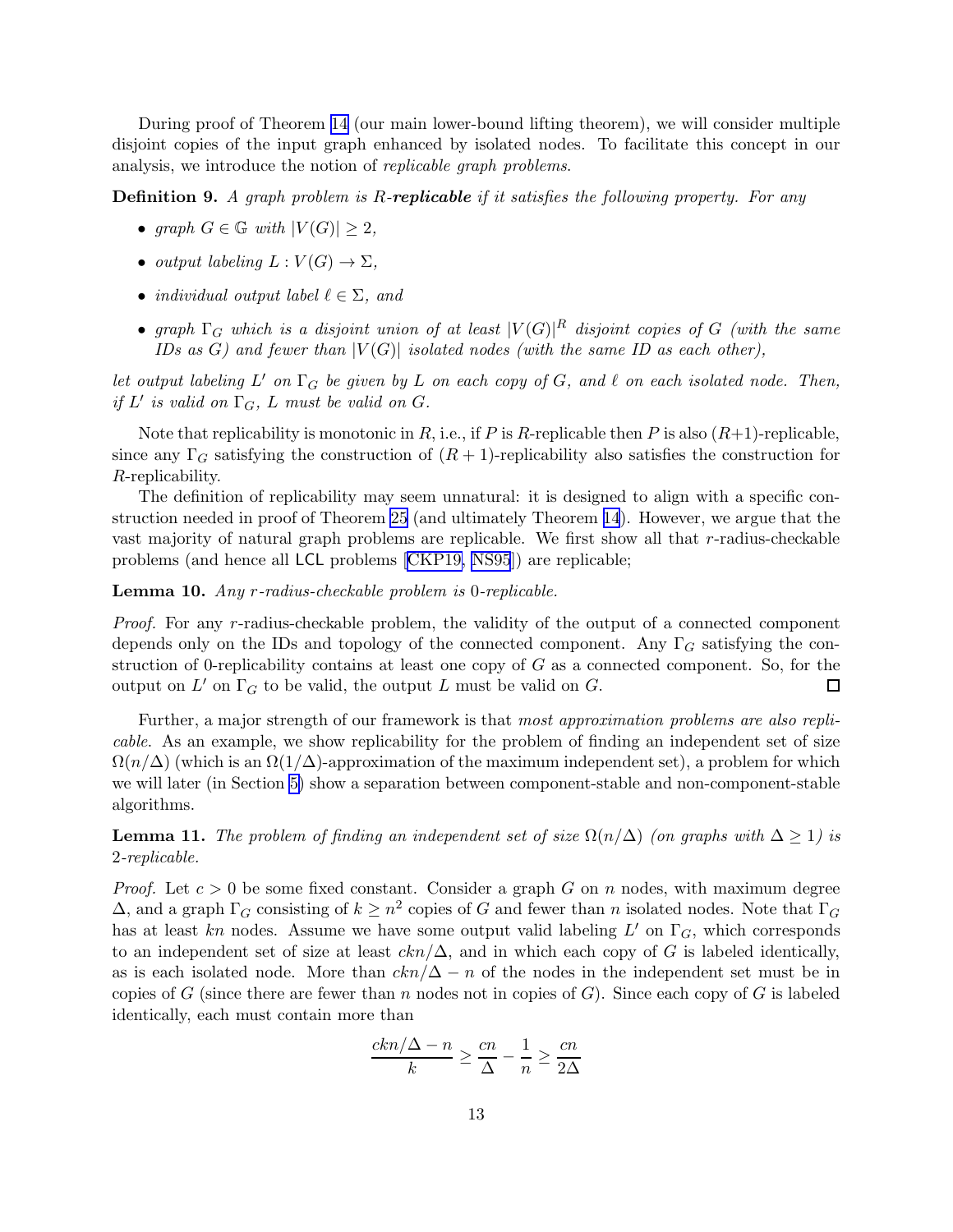During proof of Theorem 14 (our main lower-bound lifting theorem), we will consider multiple disjoint copies of the input graph enhanced by isolated nodes. To facilitate this concept in our analysis, we introduce the notion of *replicable graph problems*.

**Definition 9.** *A graph problem is $R$-**replicable** if it satisfies the following property. For any*

- *graph $G \in \mathbb{G}$ with $|V(G)| \geq 2$,*
- *output labeling $L : V(G) \to \Sigma$,*
- *individual output label $\ell \in \Sigma$, and*
- *graph $\Gamma_G$ which is a disjoint union of at least $|V(G)|^R$ disjoint copies of $G$ (with the same IDs as $G$) and fewer than $|V(G)|$ isolated nodes (with the same ID as each other),*

*let output labeling $L'$ on $\Gamma_G$ be given by $L$ on each copy of $G$, and $\ell$ on each isolated node. Then, if $L'$ is valid on $\Gamma_G$, $L$ must be valid on $G$.*

Note that replicability is monotonic in $R$, i.e., if $P$ is $R$-replicable then $P$ is also $(R+1)$-replicable, since any $\Gamma_G$ satisfying the construction of $(R+1)$-replicability also satisfies the construction for $R$-replicability.

The definition of replicability may seem unnatural: it is designed to align with a specific construction needed in proof of Theorem 25 (and ultimately Theorem 14). However, we argue that the vast majority of natural graph problems are replicable. We first show all that $r$-radius-checkable problems (and hence all LCL problems [CKP19, NS95]) are replicable;

**Lemma 10.** *Any $r$-radius-checkable problem is 0-replicable.*

*Proof.* For any $r$-radius-checkable problem, the validity of the output of a connected component depends only on the IDs and topology of the connected component. Any $\Gamma_G$ satisfying the construction of 0-replicability contains at least one copy of $G$ as a connected component. So, for the output on $L'$ on $\Gamma_G$ to be valid, the output $L$ must be valid on $G$. $\square$

Further, a major strength of our framework is that *most approximation problems are also replicable*. As an example, we show replicability for the problem of finding an independent set of size $\Omega(n/\Delta)$ (which is an $\Omega(1/\Delta)$-approximation of the maximum independent set), a problem for which we will later (in Section 5) show a separation between component-stable and non-component-stable algorithms.

**Lemma 11.** *The problem of finding an independent set of size $\Omega(n/\Delta)$ (on graphs with $\Delta \geq 1$) is 2-replicable.*

*Proof.* Let $c > 0$ be some fixed constant. Consider a graph $G$ on $n$ nodes, with maximum degree $\Delta$, and a graph $\Gamma_G$ consisting of $k \geq n^2$ copies of $G$ and fewer than $n$ isolated nodes. Note that $\Gamma_G$ has at least $kn$ nodes. Assume we have some output valid labeling $L'$ on $\Gamma_G$, which corresponds to an independent set of size at least $ckn/\Delta$, and in which each copy of $G$ is labeled identically, as is each isolated node. More than $ckn/\Delta - n$ of the nodes in the independent set must be in copies of $G$ (since there are fewer than $n$ nodes not in copies of $G$). Since each copy of $G$ is labeled identically, each must contain more than

$$\frac{ckn/\Delta - n}{k} \geq \frac{cn}{\Delta} - \frac{1}{n} \geq \frac{cn}{2\Delta}$$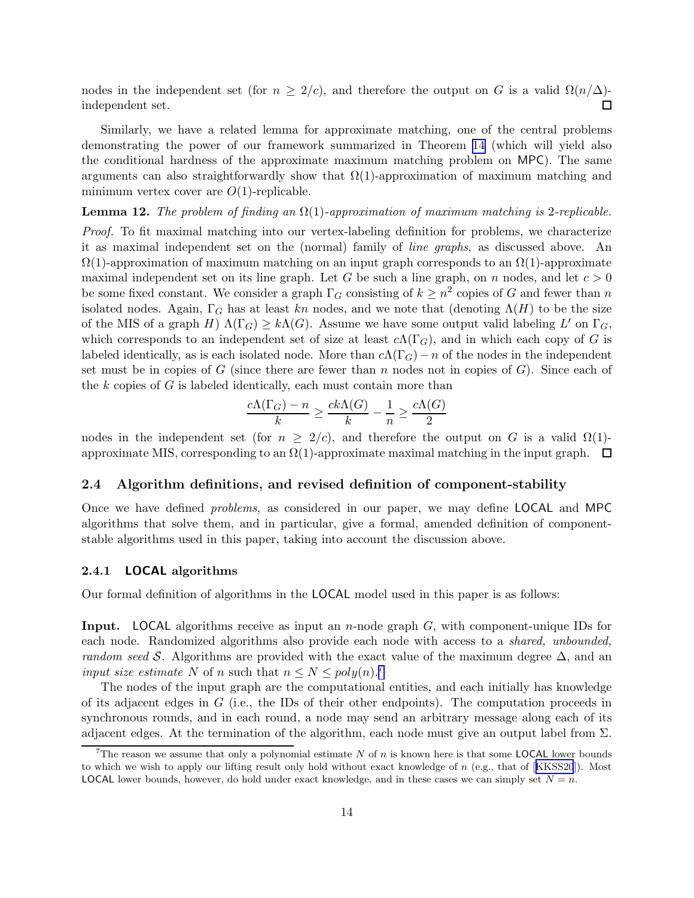nodes in the independent set (for $n \geq 2/c$), and therefore the output on $G$ is a valid $\Omega(n/\Delta)$-independent set. ◻

Similarly, we have a related lemma for approximate matching, one of the central problems demonstrating the power of our framework summarized in Theorem 14 (which will yield also the conditional hardness of the approximate maximum matching problem on MPC). The same arguments can also straightforwardly show that $\Omega(1)$-approximation of maximum matching and minimum vertex cover are $O(1)$-replicable.

**Lemma 12.** *The problem of finding an $\Omega(1)$-approximation of maximum matching is 2-replicable.*

*Proof.* To fit maximal matching into our vertex-labeling definition for problems, we characterize it as maximal independent set on the (normal) family of *line graphs*, as discussed above. An $\Omega(1)$-approximation of maximum matching on an input graph corresponds to an $\Omega(1)$-approximate maximal independent set on its line graph. Let $G$ be such a line graph, on $n$ nodes, and let $c > 0$ be some fixed constant. We consider a graph $\Gamma_G$ consisting of $k \geq n^2$ copies of $G$ and fewer than $n$ isolated nodes. Again, $\Gamma_G$ has at least $kn$ nodes, and we note that (denoting $\Lambda(H)$ to be the size of the MIS of a graph $H$) $\Lambda(\Gamma_G) \geq k\Lambda(G)$. Assume we have some output valid labeling $L'$ on $\Gamma_G$, which corresponds to an independent set of size at least $c\Lambda(\Gamma_G)$, and in which each copy of $G$ is labeled identically, as is each isolated node. More than $c\Lambda(\Gamma_G) - n$ of the nodes in the independent set must be in copies of $G$ (since there are fewer than $n$ nodes not in copies of $G$). Since each of the $k$ copies of $G$ is labeled identically, each must contain more than

$$\frac{c\Lambda(\Gamma_G) - n}{k} \geq \frac{ck\Lambda(G)}{k} - \frac{1}{n} \geq \frac{c\Lambda(G)}{2}$$

nodes in the independent set (for $n \geq 2/c$), and therefore the output on $G$ is a valid $\Omega(1)$-approximate MIS, corresponding to an $\Omega(1)$-approximate maximal matching in the input graph. ◻

### 2.4 Algorithm definitions, and revised definition of component-stability

Once we have defined *problems*, as considered in our paper, we may define LOCAL and MPC algorithms that solve them, and in particular, give a formal, amended definition of component-stable algorithms used in this paper, taking into account the discussion above.

#### 2.4.1 LOCAL algorithms

Our formal definition of algorithms in the LOCAL model used in this paper is as follows:

**Input.** LOCAL algorithms receive as input an $n$-node graph $G$, with component-unique IDs for each node. Randomized algorithms also provide each node with access to a *shared, unbounded, random seed* $\mathcal{S}$. Algorithms are provided with the exact value of the maximum degree $\Delta$, and an *input size estimate* $N$ of $n$ such that $n \leq N \leq poly(n)$.[7]

The nodes of the input graph are the computational entities, and each initially has knowledge of its adjacent edges in $G$ (i.e., the IDs of their other endpoints). The computation proceeds in synchronous rounds, and in each round, a node may send an arbitrary message along each of its adjacent edges. At the termination of the algorithm, each node must give an output label from $\Sigma$.

[7] The reason we assume that only a polynomial estimate $N$ of $n$ is known here is that some LOCAL lower bounds to which we wish to apply our lifting result only hold without exact knowledge of $n$ (e.g., that of [KKSS20]). Most LOCAL lower bounds, however, do hold under exact knowledge, and in these cases we can simply set $N = n$.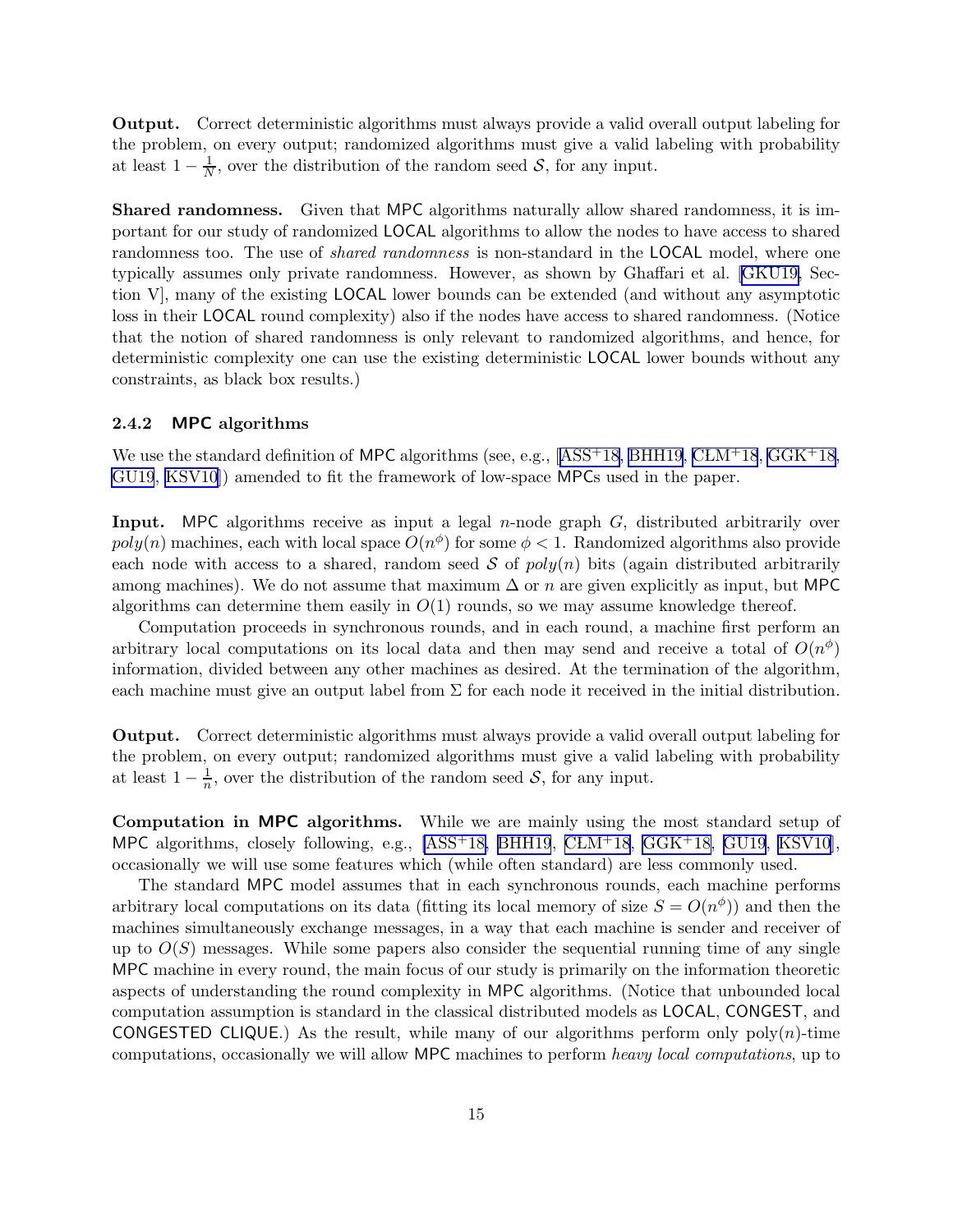**Output.** Correct deterministic algorithms must always provide a valid overall output labeling for the problem, on every output; randomized algorithms must give a valid labeling with probability at least $1 - \frac{1}{N}$, over the distribution of the random seed $\mathcal{S}$, for any input.

**Shared randomness.** Given that MPC algorithms naturally allow shared randomness, it is important for our study of randomized LOCAL algorithms to allow the nodes to have access to shared randomness too. The use of *shared randomness* is non-standard in the LOCAL model, where one typically assumes only private randomness. However, as shown by Ghaffari et al. [GKU19, Section V], many of the existing LOCAL lower bounds can be extended (and without any asymptotic loss in their LOCAL round complexity) also if the nodes have access to shared randomness. (Notice that the notion of shared randomness is only relevant to randomized algorithms, and hence, for deterministic complexity one can use the existing deterministic LOCAL lower bounds without any constraints, as black box results.)

### 2.4.2 MPC algorithms

We use the standard definition of MPC algorithms (see, e.g., [ASS+18, BHH19, CŁM+18, GGK+18, GU19, KSV10]) amended to fit the framework of low-space MPCs used in the paper.

**Input.** MPC algorithms receive as input a legal $n$-node graph $G$, distributed arbitrarily over $poly(n)$ machines, each with local space $O(n^\phi)$ for some $\phi < 1$. Randomized algorithms also provide each node with access to a shared, random seed $\mathcal{S}$ of $poly(n)$ bits (again distributed arbitrarily among machines). We do not assume that maximum $\Delta$ or $n$ are given explicitly as input, but MPC algorithms can determine them easily in $O(1)$ rounds, so we may assume knowledge thereof.

Computation proceeds in synchronous rounds, and in each round, a machine first perform an arbitrary local computations on its local data and then may send and receive a total of $O(n^\phi)$ information, divided between any other machines as desired. At the termination of the algorithm, each machine must give an output label from $\Sigma$ for each node it received in the initial distribution.

**Output.** Correct deterministic algorithms must always provide a valid overall output labeling for the problem, on every output; randomized algorithms must give a valid labeling with probability at least $1 - \frac{1}{n}$, over the distribution of the random seed $\mathcal{S}$, for any input.

**Computation in MPC algorithms.** While we are mainly using the most standard setup of MPC algorithms, closely following, e.g., [ASS+18, BHH19, CŁM+18, GGK+18, GU19, KSV10], occasionally we will use some features which (while often standard) are less commonly used.

The standard MPC model assumes that in each synchronous rounds, each machine performs arbitrary local computations on its data (fitting its local memory of size $S = O(n^\phi)$) and then the machines simultaneously exchange messages, in a way that each machine is sender and receiver of up to $O(S)$ messages. While some papers also consider the sequential running time of any single MPC machine in every round, the main focus of our study is primarily on the information theoretic aspects of understanding the round complexity in MPC algorithms. (Notice that unbounded local computation assumption is standard in the classical distributed models as LOCAL, CONGEST, and CONGESTED CLIQUE.) As the result, while many of our algorithms perform only poly$(n)$-time computations, occasionally we will allow MPC machines to perform *heavy local computations*, up to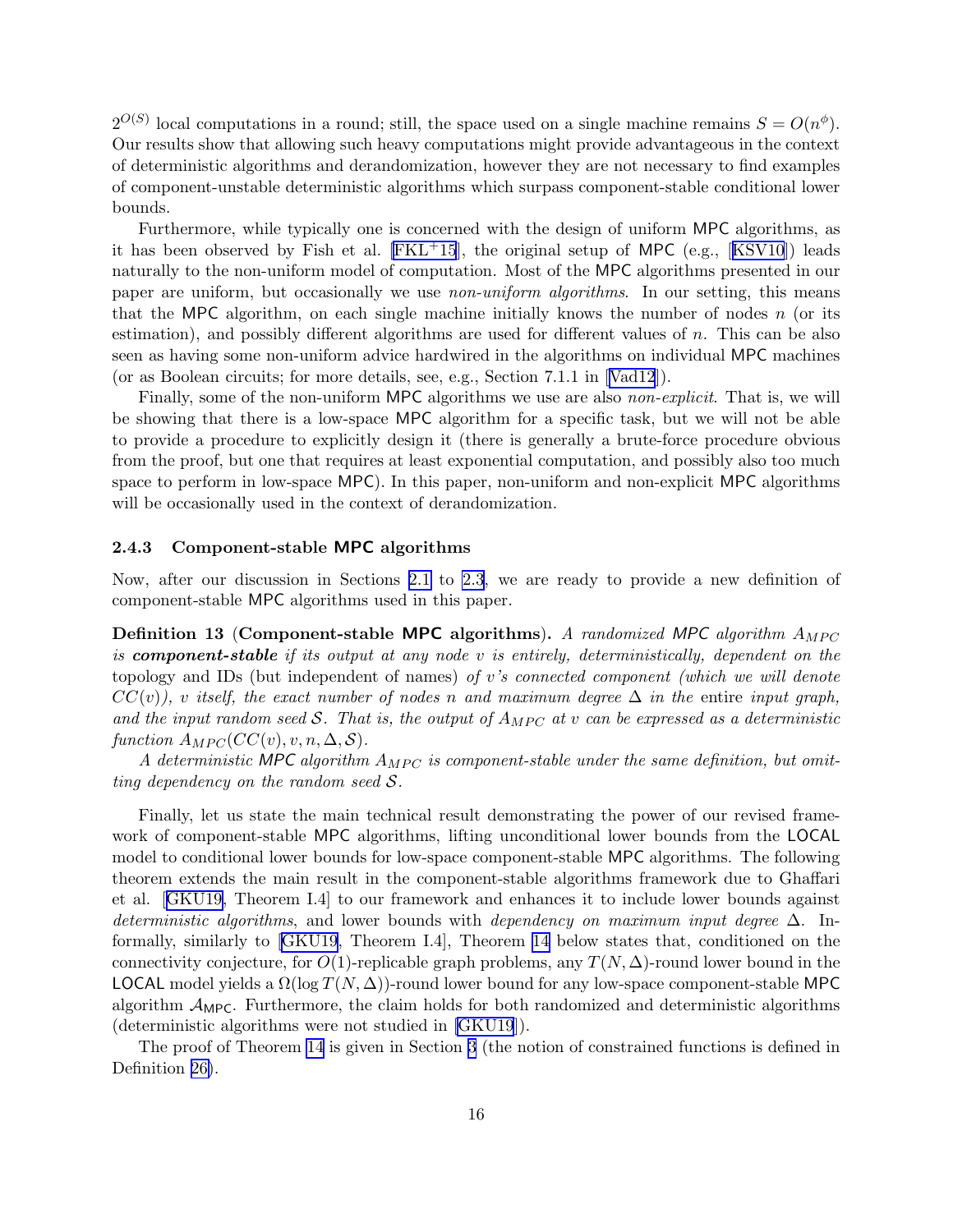$2^{O(S)}$ local computations in a round; still, the space used on a single machine remains $S = O(n^\phi)$. Our results show that allowing such heavy computations might provide advantageous in the context of deterministic algorithms and derandomization, however they are not necessary to find examples of component-unstable deterministic algorithms which surpass component-stable conditional lower bounds.

Furthermore, while typically one is concerned with the design of uniform MPC algorithms, as it has been observed by Fish et al. [FKL+15], the original setup of MPC (e.g., [KSV10]) leads naturally to the non-uniform model of computation. Most of the MPC algorithms presented in our paper are uniform, but occasionally we use *non-uniform algorithms*. In our setting, this means that the MPC algorithm, on each single machine initially knows the number of nodes $n$ (or its estimation), and possibly different algorithms are used for different values of $n$. This can be also seen as having some non-uniform advice hardwired in the algorithms on individual MPC machines (or as Boolean circuits; for more details, see, e.g., Section 7.1.1 in [Vad12]).

Finally, some of the non-uniform MPC algorithms we use are also *non-explicit*. That is, we will be showing that there is a low-space MPC algorithm for a specific task, but we will not be able to provide a procedure to explicitly design it (there is generally a brute-force procedure obvious from the proof, but one that requires at least exponential computation, and possibly also too much space to perform in low-space MPC). In this paper, non-uniform and non-explicit MPC algorithms will be occasionally used in the context of derandomization.

### 2.4.3 Component-stable MPC algorithms

Now, after our discussion in Sections 2.1 to 2.3, we are ready to provide a new definition of component-stable MPC algorithms used in this paper.

**Definition 13** (**Component-stable MPC algorithms**). *A randomized MPC algorithm $A_{MPC}$ is **component-stable** if its output at any node $v$ is entirely, deterministically, dependent on the* topology and IDs (but independent of names) *of $v$'s connected component (which we will denote $CC(v)$), $v$ itself, the exact number of nodes $n$ and maximum degree $\Delta$ in the* entire *input graph, and the input random seed $\mathcal{S}$. That is, the output of $A_{MPC}$ at $v$ can be expressed as a deterministic function $A_{MPC}(CC(v), v, n, \Delta, \mathcal{S})$.*

*A deterministic MPC algorithm $A_{MPC}$ is component-stable under the same definition, but omitting dependency on the random seed $\mathcal{S}$.*

Finally, let us state the main technical result demonstrating the power of our revised framework of component-stable MPC algorithms, lifting unconditional lower bounds from the LOCAL model to conditional lower bounds for low-space component-stable MPC algorithms. The following theorem extends the main result in the component-stable algorithms framework due to Ghaffari et al. [GKU19, Theorem I.4] to our framework and enhances it to include lower bounds against *deterministic algorithms*, and lower bounds with *dependency on maximum input degree* $\Delta$. Informally, similarly to [GKU19, Theorem I.4], Theorem 14 below states that, conditioned on the connectivity conjecture, for $O(1)$-replicable graph problems, any $T(N, \Delta)$-round lower bound in the LOCAL model yields a $\Omega(\log T(N, \Delta))$-round lower bound for any low-space component-stable MPC algorithm $\mathcal{A}_{\mathsf{MPC}}$. Furthermore, the claim holds for both randomized and deterministic algorithms (deterministic algorithms were not studied in [GKU19]).

The proof of Theorem 14 is given in Section 3 (the notion of constrained functions is defined in Definition 26).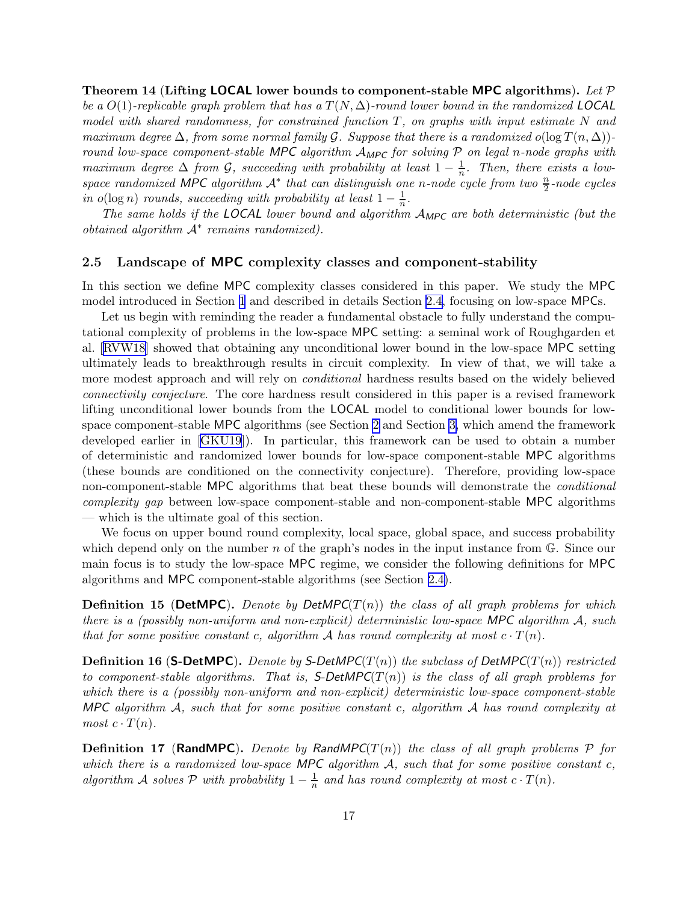**Theorem 14** (**Lifting LOCAL lower bounds to component-stable MPC algorithms**). *Let $\mathcal{P}$ be a $O(1)$-replicable graph problem that has a $T(N, \Delta)$-round lower bound in the randomized LOCAL model with shared randomness, for constrained function $T$, on graphs with input estimate $N$ and maximum degree $\Delta$, from some normal family $\mathcal{G}$. Suppose that there is a randomized $o(\log T(n, \Delta))$-round low-space component-stable MPC algorithm $\mathcal{A}_{MPC}$ for solving $\mathcal{P}$ on legal $n$-node graphs with maximum degree $\Delta$ from $\mathcal{G}$, succeeding with probability at least $1 - \frac{1}{n}$. Then, there exists a low-space randomized MPC algorithm $\mathcal{A}^*$ that can distinguish one $n$-node cycle from two $\frac{n}{2}$-node cycles in $o(\log n)$ rounds, succeeding with probability at least $1 - \frac{1}{n}$.*

*The same holds if the LOCAL lower bound and algorithm $\mathcal{A}_{MPC}$ are both deterministic (but the obtained algorithm $\mathcal{A}^*$ remains randomized).*

## 2.5 Landscape of MPC complexity classes and component-stability

In this section we define MPC complexity classes considered in this paper. We study the MPC model introduced in Section 1 and described in details Section 2.4, focusing on low-space MPCs.

Let us begin with reminding the reader a fundamental obstacle to fully understand the computational complexity of problems in the low-space MPC setting: a seminal work of Roughgarden et al. [RVW18] showed that obtaining any unconditional lower bound in the low-space MPC setting ultimately leads to breakthrough results in circuit complexity. In view of that, we will take a more modest approach and will rely on *conditional* hardness results based on the widely believed *connectivity conjecture*. The core hardness result considered in this paper is a revised framework lifting unconditional lower bounds from the LOCAL model to conditional lower bounds for low-space component-stable MPC algorithms (see Section 2 and Section 3, which amend the framework developed earlier in [GKU19]). In particular, this framework can be used to obtain a number of deterministic and randomized lower bounds for low-space component-stable MPC algorithms (these bounds are conditioned on the connectivity conjecture). Therefore, providing low-space non-component-stable MPC algorithms that beat these bounds will demonstrate the *conditional complexity gap* between low-space component-stable and non-component-stable MPC algorithms — which is the ultimate goal of this section.

We focus on upper bound round complexity, local space, global space, and success probability which depend only on the number $n$ of the graph's nodes in the input instance from $\mathbb{G}$. Since our main focus is to study the low-space MPC regime, we consider the following definitions for MPC algorithms and MPC component-stable algorithms (see Section 2.4).

**Definition 15** (**DetMPC**). *Denote by DetMPC$(T(n))$ the class of all graph problems for which there is a (possibly non-uniform and non-explicit) deterministic low-space MPC algorithm $\mathcal{A}$, such that for some positive constant $c$, algorithm $\mathcal{A}$ has round complexity at most $c \cdot T(n)$.*

**Definition 16** (**S-DetMPC**). *Denote by S-DetMPC$(T(n))$ the subclass of DetMPC$(T(n))$ restricted to component-stable algorithms. That is, S-DetMPC$(T(n))$ is the class of all graph problems for which there is a (possibly non-uniform and non-explicit) deterministic low-space component-stable MPC algorithm $\mathcal{A}$, such that for some positive constant $c$, algorithm $\mathcal{A}$ has round complexity at most $c \cdot T(n)$.*

**Definition 17** (**RandMPC**). *Denote by RandMPC$(T(n))$ the class of all graph problems $\mathcal{P}$ for which there is a randomized low-space MPC algorithm $\mathcal{A}$, such that for some positive constant $c$, algorithm $\mathcal{A}$ solves $\mathcal{P}$ with probability $1 - \frac{1}{n}$ and has round complexity at most $c \cdot T(n)$.*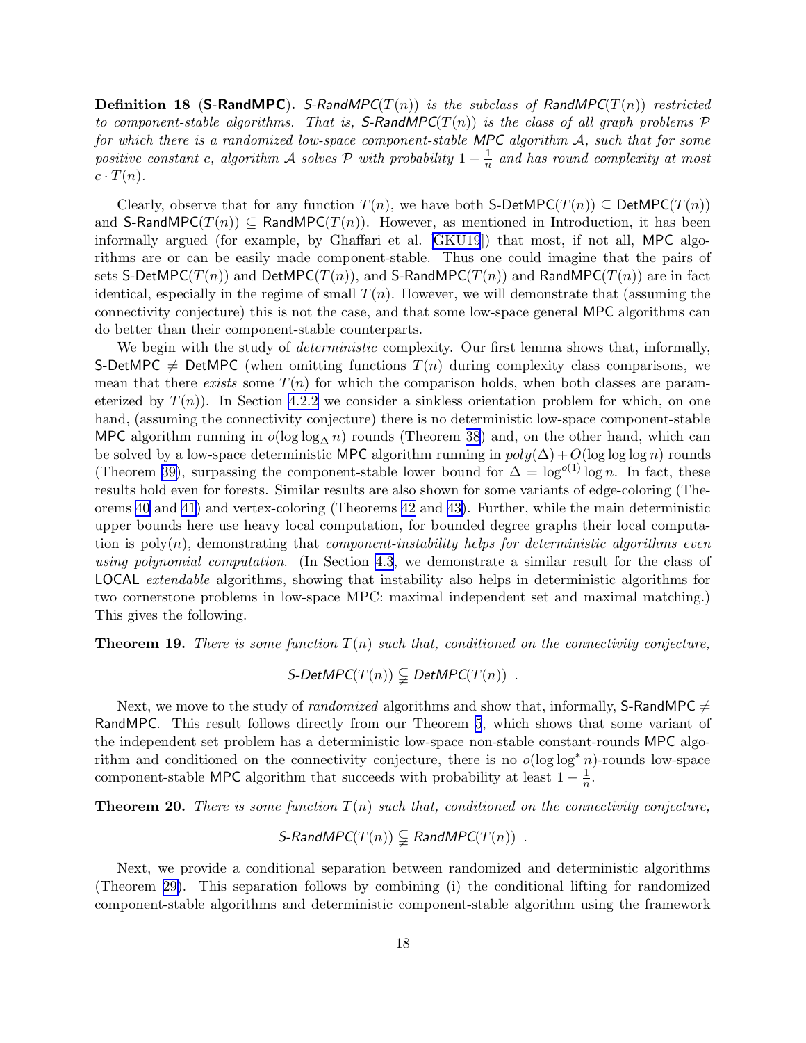**Definition 18** (**S-RandMPC**). *S-RandMPC($T(n)$) is the subclass of RandMPC($T(n)$) restricted to component-stable algorithms. That is, S-RandMPC($T(n)$) is the class of all graph problems $\mathcal{P}$ for which there is a randomized low-space component-stable MPC algorithm $\mathcal{A}$, such that for some positive constant $c$, algorithm $\mathcal{A}$ solves $\mathcal{P}$ with probability $1 - \frac{1}{n}$ and has round complexity at most $c \cdot T(n)$.*

Clearly, observe that for any function $T(n)$, we have both S-DetMPC($T(n)$) $\subseteq$ DetMPC($T(n)$) and S-RandMPC($T(n)$) $\subseteq$ RandMPC($T(n)$). However, as mentioned in Introduction, it has been informally argued (for example, by Ghaffari et al. [GKU19]) that most, if not all, MPC algorithms are or can be easily made component-stable. Thus one could imagine that the pairs of sets S-DetMPC($T(n)$) and DetMPC($T(n)$), and S-RandMPC($T(n)$) and RandMPC($T(n)$) are in fact identical, especially in the regime of small $T(n)$. However, we will demonstrate that (assuming the connectivity conjecture) this is not the case, and that some low-space general MPC algorithms can do better than their component-stable counterparts.

We begin with the study of *deterministic* complexity. Our first lemma shows that, informally, S-DetMPC $\neq$ DetMPC (when omitting functions $T(n)$ during complexity class comparisons, we mean that there *exists* some $T(n)$ for which the comparison holds, when both classes are parameterized by $T(n)$). In Section 4.2.2 we consider a sinkless orientation problem for which, on one hand, (assuming the connectivity conjecture) there is no deterministic low-space component-stable MPC algorithm running in $o(\log\log_\Delta n)$ rounds (Theorem 38) and, on the other hand, which can be solved by a low-space deterministic MPC algorithm running in $poly(\Delta) + O(\log\log\log n)$ rounds (Theorem 39), surpassing the component-stable lower bound for $\Delta = \log^{o(1)} \log n$. In fact, these results hold even for forests. Similar results are also shown for some variants of edge-coloring (Theorems 40 and 41) and vertex-coloring (Theorems 42 and 43). Further, while the main deterministic upper bounds here use heavy local computation, for bounded degree graphs their local computation is poly($n$), demonstrating that *component-instability helps for deterministic algorithms even using polynomial computation*. (In Section 4.3, we demonstrate a similar result for the class of LOCAL *extendable* algorithms, showing that instability also helps in deterministic algorithms for two cornerstone problems in low-space MPC: maximal independent set and maximal matching.) This gives the following.

**Theorem 19.** *There is some function $T(n)$ such that, conditioned on the connectivity conjecture,*

$$\textit{S-DetMPC}(T(n)) \subsetneq \textit{DetMPC}(T(n)) \ .$$

Next, we move to the study of *randomized* algorithms and show that, informally, S-RandMPC $\neq$ RandMPC. This result follows directly from our Theorem 5, which shows that some variant of the independent set problem has a deterministic low-space non-stable constant-rounds MPC algorithm and conditioned on the connectivity conjecture, there is no $o(\log\log^* n)$-rounds low-space component-stable MPC algorithm that succeeds with probability at least $1 - \frac{1}{n}$.

**Theorem 20.** *There is some function $T(n)$ such that, conditioned on the connectivity conjecture,*

$$\textit{S-RandMPC}(T(n)) \subsetneq \textit{RandMPC}(T(n)) \ .$$

Next, we provide a conditional separation between randomized and deterministic algorithms (Theorem 29). This separation follows by combining (i) the conditional lifting for randomized component-stable algorithms and deterministic component-stable algorithm using the framework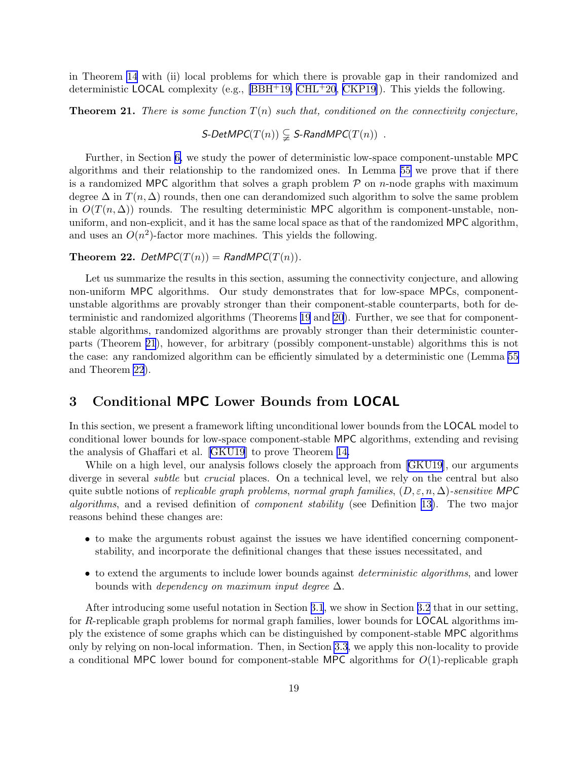in Theorem 14 with (ii) local problems for which there is provable gap in their randomized and deterministic LOCAL complexity (e.g., [BBH+19, CHL+20, CKP19]). This yields the following.

**Theorem 21.** *There is some function $T(n)$ such that, conditioned on the connectivity conjecture,*

$$\textsf{S-DetMPC}(T(n)) \subsetneq \textsf{S-RandMPC}(T(n)) \ .$$

Further, in Section 6, we study the power of deterministic low-space component-unstable MPC algorithms and their relationship to the randomized ones. In Lemma 55 we prove that if there is a randomized MPC algorithm that solves a graph problem $\mathcal{P}$ on $n$-node graphs with maximum degree $\Delta$ in $T(n, \Delta)$ rounds, then one can derandomized such algorithm to solve the same problem in $O(T(n, \Delta))$ rounds. The resulting deterministic MPC algorithm is component-unstable, non-uniform, and non-explicit, and it has the same local space as that of the randomized MPC algorithm, and uses an $O(n^2)$-factor more machines. This yields the following.

**Theorem 22.** $\textsf{DetMPC}(T(n)) = \textsf{RandMPC}(T(n))$.

Let us summarize the results in this section, assuming the connectivity conjecture, and allowing non-uniform MPC algorithms. Our study demonstrates that for low-space MPCs, component-unstable algorithms are provably stronger than their component-stable counterparts, both for deterministic and randomized algorithms (Theorems 19 and 20). Further, we see that for component-stable algorithms, randomized algorithms are provably stronger than their deterministic counterparts (Theorem 21), however, for arbitrary (possibly component-unstable) algorithms this is not the case: any randomized algorithm can be efficiently simulated by a deterministic one (Lemma 55 and Theorem 22).

# 3 Conditional MPC Lower Bounds from LOCAL

In this section, we present a framework lifting unconditional lower bounds from the LOCAL model to conditional lower bounds for low-space component-stable MPC algorithms, extending and revising the analysis of Ghaffari et al. [GKU19] to prove Theorem 14.

While on a high level, our analysis follows closely the approach from [GKU19], our arguments diverge in several *subtle* but *crucial* places. On a technical level, we rely on the central but also quite subtle notions of *replicable graph problems*, *normal graph families*, $(D, \varepsilon, n, \Delta)$*-sensitive MPC algorithms*, and a revised definition of *component stability* (see Definition 13). The two major reasons behind these changes are:

- to make the arguments robust against the issues we have identified concerning component-stability, and incorporate the definitional changes that these issues necessitated, and
- to extend the arguments to include lower bounds against *deterministic algorithms*, and lower bounds with *dependency on maximum input degree* $\Delta$.

After introducing some useful notation in Section 3.1, we show in Section 3.2 that in our setting, for $R$-replicable graph problems for normal graph families, lower bounds for LOCAL algorithms imply the existence of some graphs which can be distinguished by component-stable MPC algorithms only by relying on non-local information. Then, in Section 3.3, we apply this non-locality to provide a conditional MPC lower bound for component-stable MPC algorithms for $O(1)$-replicable graph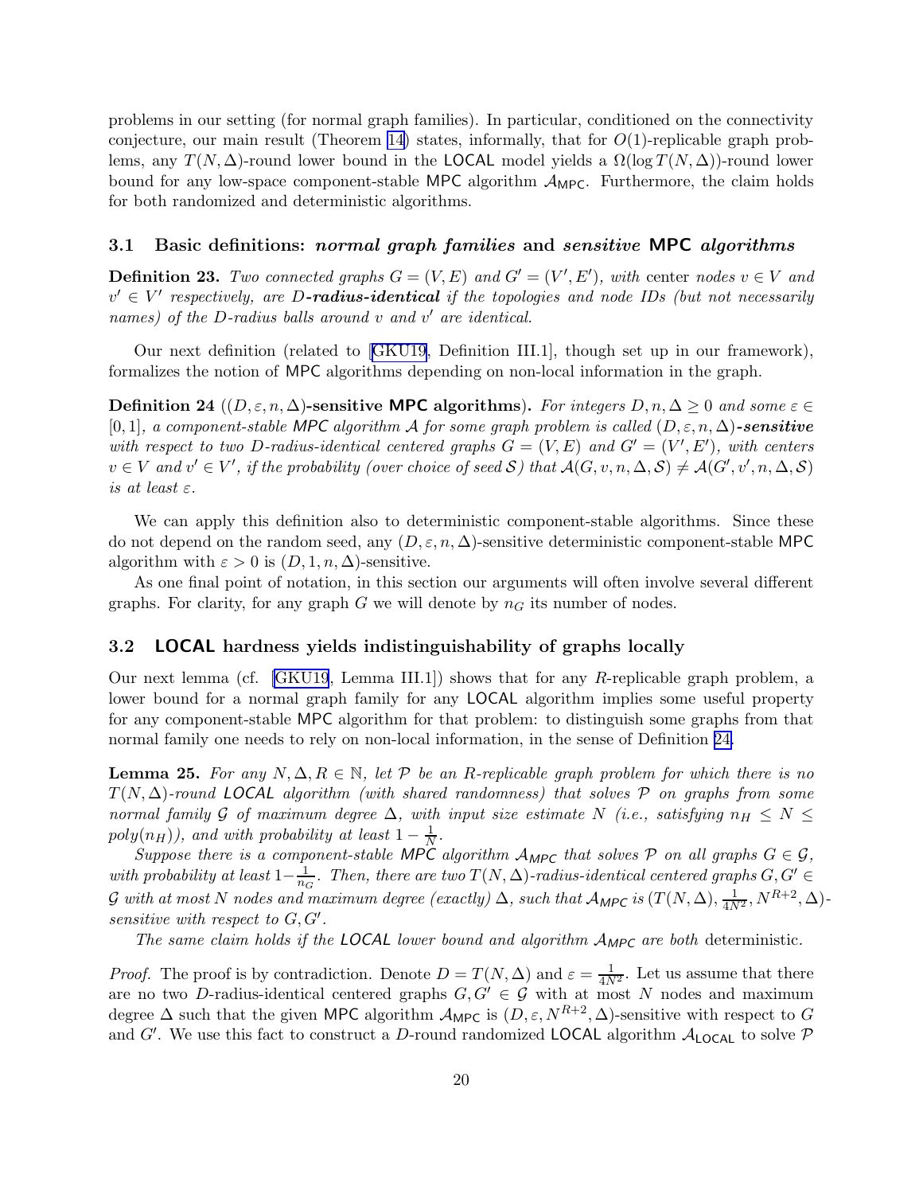problems in our setting (for normal graph families). In particular, conditioned on the connectivity conjecture, our main result (Theorem 14) states, informally, that for $O(1)$-replicable graph problems, any $T(N, \Delta)$-round lower bound in the LOCAL model yields a $\Omega(\log T(N, \Delta))$-round lower bound for any low-space component-stable MPC algorithm $\mathcal{A}_{\mathsf{MPC}}$. Furthermore, the claim holds for both randomized and deterministic algorithms.

### 3.1 Basic definitions: *normal graph families* and *sensitive* MPC *algorithms*

**Definition 23.** *Two connected graphs $G = (V, E)$ and $G' = (V', E')$, with* center *nodes $v \in V$ and $v' \in V'$ respectively, are $D$-**radius-identical** if the topologies and node IDs (but not necessarily names) of the $D$-radius balls around $v$ and $v'$ are identical.*

Our next definition (related to [GKU19, Definition III.1], though set up in our framework), formalizes the notion of MPC algorithms depending on non-local information in the graph.

**Definition 24** (**$(D, \varepsilon, n, \Delta)$-sensitive MPC algorithms**)**.** *For integers $D, n, \Delta \geq 0$ and some $\varepsilon \in [0, 1]$, a component-stable MPC algorithm $\mathcal{A}$ for some graph problem is called $(D, \varepsilon, n, \Delta)$-**sensitive** with respect to two $D$-radius-identical centered graphs $G = (V, E)$ and $G' = (V', E')$, with centers $v \in V$ and $v' \in V'$, if the probability (over choice of seed $\mathcal{S}$) that $\mathcal{A}(G, v, n, \Delta, \mathcal{S}) \neq \mathcal{A}(G', v', n, \Delta, \mathcal{S})$ is at least $\varepsilon$.*

We can apply this definition also to deterministic component-stable algorithms. Since these do not depend on the random seed, any $(D, \varepsilon, n, \Delta)$-sensitive deterministic component-stable MPC algorithm with $\varepsilon > 0$ is $(D, 1, n, \Delta)$-sensitive.

As one final point of notation, in this section our arguments will often involve several different graphs. For clarity, for any graph $G$ we will denote by $n_G$ its number of nodes.

### 3.2 LOCAL hardness yields indistinguishability of graphs locally

Our next lemma (cf. [GKU19, Lemma III.1]) shows that for any $R$-replicable graph problem, a lower bound for a normal graph family for any LOCAL algorithm implies some useful property for any component-stable MPC algorithm for that problem: to distinguish some graphs from that normal family one needs to rely on non-local information, in the sense of Definition 24.

**Lemma 25.** *For any $N, \Delta, R \in \mathbb{N}$, let $\mathcal{P}$ be an $R$-replicable graph problem for which there is no $T(N, \Delta)$-round LOCAL algorithm (with shared randomness) that solves $\mathcal{P}$ on graphs from some normal family $\mathcal{G}$ of maximum degree $\Delta$, with input size estimate $N$ (i.e., satisfying $n_H \leq N \leq poly(n_H)$), and with probability at least $1 - \frac{1}{N}$.*

*Suppose there is a component-stable MPC algorithm $\mathcal{A}_{MPC}$ that solves $\mathcal{P}$ on all graphs $G \in \mathcal{G}$, with probability at least $1 - \frac{1}{n_G}$. Then, there are two $T(N, \Delta)$-radius-identical centered graphs $G, G' \in \mathcal{G}$ with at most $N$ nodes and maximum degree (exactly) $\Delta$, such that $\mathcal{A}_{MPC}$ is $(T(N, \Delta), \frac{1}{4N^2}, N^{R+2}, \Delta)$-sensitive with respect to $G, G'$.*

*The same claim holds if the LOCAL lower bound and algorithm $\mathcal{A}_{MPC}$ are both* deterministic.

*Proof.* The proof is by contradiction. Denote $D = T(N, \Delta)$ and $\varepsilon = \frac{1}{4N^2}$. Let us assume that there are no two $D$-radius-identical centered graphs $G, G' \in \mathcal{G}$ with at most $N$ nodes and maximum degree $\Delta$ such that the given MPC algorithm $\mathcal{A}_{\mathsf{MPC}}$ is $(D, \varepsilon, N^{R+2}, \Delta)$-sensitive with respect to $G$ and $G'$. We use this fact to construct a $D$-round randomized LOCAL algorithm $\mathcal{A}_{\mathsf{LOCAL}}$ to solve $\mathcal{P}$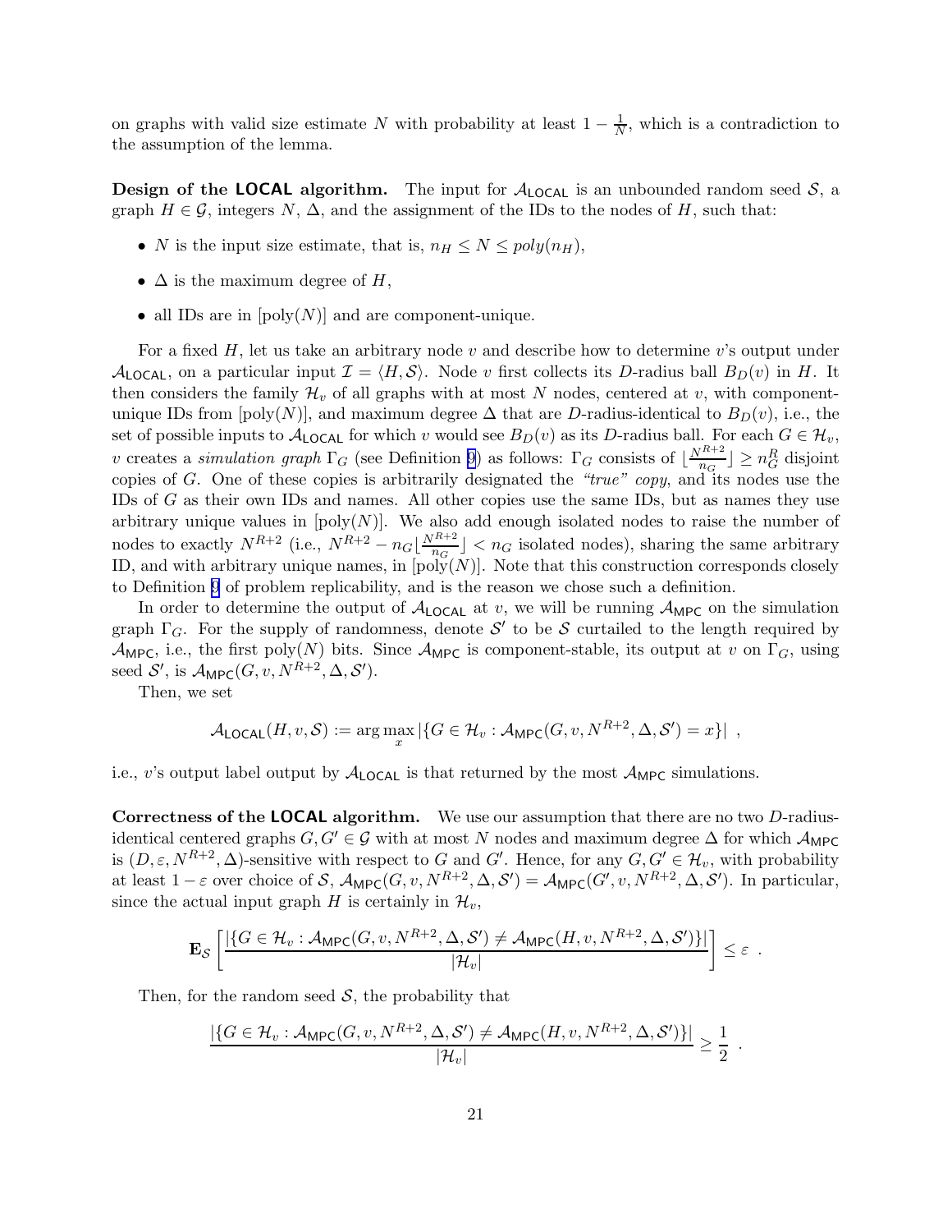on graphs with valid size estimate $N$ with probability at least $1 - \frac{1}{N}$, which is a contradiction to the assumption of the lemma.

**Design of the LOCAL algorithm.** The input for $\mathcal{A}_{\mathsf{LOCAL}}$ is an unbounded random seed $\mathcal{S}$, a graph $H \in \mathcal{G}$, integers $N$, $\Delta$, and the assignment of the IDs to the nodes of $H$, such that:

- $N$ is the input size estimate, that is, $n_H \leq N \leq poly(n_H)$,
- $\Delta$ is the maximum degree of $H$,
- all IDs are in $[\mathrm{poly}(N)]$ and are component-unique.

For a fixed $H$, let us take an arbitrary node $v$ and describe how to determine $v$'s output under $\mathcal{A}_{\mathsf{LOCAL}}$, on a particular input $\mathcal{I} = \langle H, \mathcal{S} \rangle$. Node $v$ first collects its $D$-radius ball $B_D(v)$ in $H$. It then considers the family $\mathcal{H}_v$ of all graphs with at most $N$ nodes, centered at $v$, with component-unique IDs from $[\mathrm{poly}(N)]$, and maximum degree $\Delta$ that are $D$-radius-identical to $B_D(v)$, i.e., the set of possible inputs to $\mathcal{A}_{\mathsf{LOCAL}}$ for which $v$ would see $B_D(v)$ as its $D$-radius ball. For each $G \in \mathcal{H}_v$, $v$ creates a *simulation graph* $\Gamma_G$ (see Definition 9) as follows: $\Gamma_G$ consists of $\lfloor \frac{N^{R+2}}{n_G} \rfloor \geq n_G^R$ disjoint copies of $G$. One of these copies is arbitrarily designated the *"true" copy*, and its nodes use the IDs of $G$ as their own IDs and names. All other copies use the same IDs, but as names they use arbitrary unique values in $[\mathrm{poly}(N)]$. We also add enough isolated nodes to raise the number of nodes to exactly $N^{R+2}$ (i.e., $N^{R+2} - n_G \lfloor \frac{N^{R+2}}{n_G} \rfloor < n_G$ isolated nodes), sharing the same arbitrary ID, and with arbitrary unique names, in $[\mathrm{poly}(N)]$. Note that this construction corresponds closely to Definition 9 of problem replicability, and is the reason we chose such a definition.

In order to determine the output of $\mathcal{A}_{\mathsf{LOCAL}}$ at $v$, we will be running $\mathcal{A}_{\mathsf{MPC}}$ on the simulation graph $\Gamma_G$. For the supply of randomness, denote $\mathcal{S}'$ to be $\mathcal{S}$ curtailed to the length required by $\mathcal{A}_{\mathsf{MPC}}$, i.e., the first $\mathrm{poly}(N)$ bits. Since $\mathcal{A}_{\mathsf{MPC}}$ is component-stable, its output at $v$ on $\Gamma_G$, using seed $\mathcal{S}'$, is $\mathcal{A}_{\mathsf{MPC}}(G, v, N^{R+2}, \Delta, \mathcal{S}')$.

Then, we set

$$\mathcal{A}_{\mathsf{LOCAL}}(H, v, \mathcal{S}) := \arg\max_x |\{G \in \mathcal{H}_v : \mathcal{A}_{\mathsf{MPC}}(G, v, N^{R+2}, \Delta, \mathcal{S}') = x\}| \enspace ,$$

i.e., $v$'s output label output by $\mathcal{A}_{\mathsf{LOCAL}}$ is that returned by the most $\mathcal{A}_{\mathsf{MPC}}$ simulations.

**Correctness of the LOCAL algorithm.** We use our assumption that there are no two $D$-radius-identical centered graphs $G, G' \in \mathcal{G}$ with at most $N$ nodes and maximum degree $\Delta$ for which $\mathcal{A}_{\mathsf{MPC}}$ is $(D, \varepsilon, N^{R+2}, \Delta)$-sensitive with respect to $G$ and $G'$. Hence, for any $G, G' \in \mathcal{H}_v$, with probability at least $1 - \varepsilon$ over choice of $\mathcal{S}$, $\mathcal{A}_{\mathsf{MPC}}(G, v, N^{R+2}, \Delta, \mathcal{S}') = \mathcal{A}_{\mathsf{MPC}}(G', v, N^{R+2}, \Delta, \mathcal{S}')$. In particular, since the actual input graph $H$ is certainly in $\mathcal{H}_v$,

$$\mathbf{E}_{\mathcal{S}} \left[ \frac{|\{G \in \mathcal{H}_v : \mathcal{A}_{\mathsf{MPC}}(G, v, N^{R+2}, \Delta, \mathcal{S}') \neq \mathcal{A}_{\mathsf{MPC}}(H, v, N^{R+2}, \Delta, \mathcal{S}')\}|}{|\mathcal{H}_v|} \right] \leq \varepsilon \enspace .$$

Then, for the random seed $\mathcal{S}$, the probability that

$$\frac{|\{G \in \mathcal{H}_v : \mathcal{A}_{\mathsf{MPC}}(G, v, N^{R+2}, \Delta, \mathcal{S}') \neq \mathcal{A}_{\mathsf{MPC}}(H, v, N^{R+2}, \Delta, \mathcal{S}')\}|}{|\mathcal{H}_v|} \geq \frac{1}{2} \enspace .$$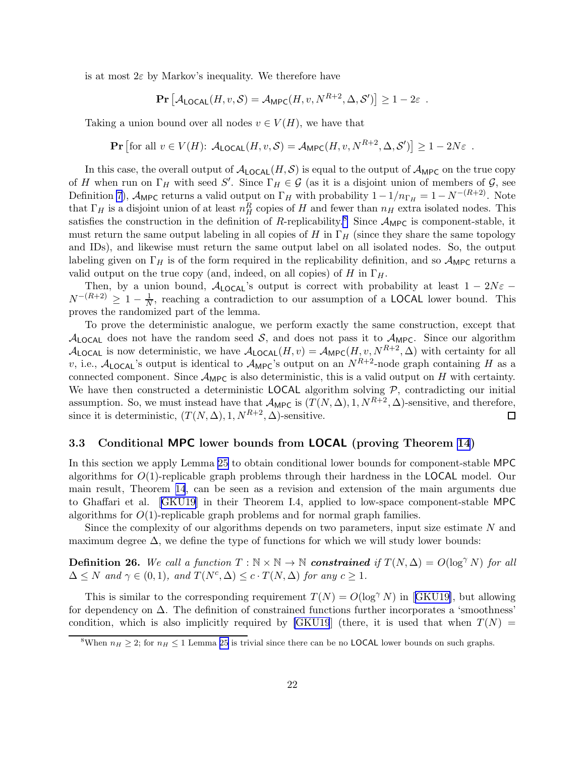is at most $2\varepsilon$ by Markov's inequality. We therefore have

$$\mathbf{Pr}\left[\mathcal{A}_{\mathsf{LOCAL}}(H, v, \mathcal{S}) = \mathcal{A}_{\mathsf{MPC}}(H, v, N^{R+2}, \Delta, \mathcal{S}')\right] \geq 1 - 2\varepsilon \ .$$

Taking a union bound over all nodes $v \in V(H)$, we have that

$$\mathbf{Pr}\left[\text{for all } v \in V(H)\text{: } \mathcal{A}_{\mathsf{LOCAL}}(H, v, \mathcal{S}) = \mathcal{A}_{\mathsf{MPC}}(H, v, N^{R+2}, \Delta, \mathcal{S}')\right] \geq 1 - 2N\varepsilon \ .$$

In this case, the overall output of $\mathcal{A}_{\mathsf{LOCAL}}(H, \mathcal{S})$ is equal to the output of $\mathcal{A}_{\mathsf{MPC}}$ on the true copy of $H$ when run on $\Gamma_H$ with seed $S'$. Since $\Gamma_H \in \mathcal{G}$ (as it is a disjoint union of members of $\mathcal{G}$, see Definition 7), $\mathcal{A}_{\mathsf{MPC}}$ returns a valid output on $\Gamma_H$ with probability $1 - 1/n_{\Gamma_H} = 1 - N^{-(R+2)}$. Note that $\Gamma_H$ is a disjoint union of at least $n_H^R$ copies of $H$ and fewer than $n_H$ extra isolated nodes. This satisfies the construction in the definition of $R$-replicability.[8] Since $\mathcal{A}_{\mathsf{MPC}}$ is component-stable, it must return the same output labeling in all copies of $H$ in $\Gamma_H$ (since they share the same topology and IDs), and likewise must return the same output label on all isolated nodes. So, the output labeling given on $\Gamma_H$ is of the form required in the replicability definition, and so $\mathcal{A}_{\mathsf{MPC}}$ returns a valid output on the true copy (and, indeed, on all copies) of $H$ in $\Gamma_H$.

Then, by a union bound, $\mathcal{A}_{\mathsf{LOCAL}}$'s output is correct with probability at least $1 - 2N\varepsilon - N^{-(R+2)} \geq 1 - \frac{1}{N}$, reaching a contradiction to our assumption of a $\mathsf{LOCAL}$ lower bound. This proves the randomized part of the lemma.

To prove the deterministic analogue, we perform exactly the same construction, except that $\mathcal{A}_{\mathsf{LOCAL}}$ does not have the random seed $\mathcal{S}$, and does not pass it to $\mathcal{A}_{\mathsf{MPC}}$. Since our algorithm $\mathcal{A}_{\mathsf{LOCAL}}$ is now deterministic, we have $\mathcal{A}_{\mathsf{LOCAL}}(H, v) = \mathcal{A}_{\mathsf{MPC}}(H, v, N^{R+2}, \Delta)$ with certainty for all $v$, i.e., $\mathcal{A}_{\mathsf{LOCAL}}$'s output is identical to $\mathcal{A}_{\mathsf{MPC}}$'s output on an $N^{R+2}$-node graph containing $H$ as a connected component. Since $\mathcal{A}_{\mathsf{MPC}}$ is also deterministic, this is a valid output on $H$ with certainty. We have then constructed a deterministic $\mathsf{LOCAL}$ algorithm solving $\mathcal{P}$, contradicting our initial assumption. So, we must instead have that $\mathcal{A}_{\mathsf{MPC}}$ is $(T(N, \Delta), 1, N^{R+2}, \Delta)$-sensitive, and therefore, since it is deterministic, $(T(N, \Delta), 1, N^{R+2}, \Delta)$-sensitive. ◻

### 3.3 Conditional MPC lower bounds from LOCAL (proving Theorem 14)

In this section we apply Lemma 25 to obtain conditional lower bounds for component-stable $\mathsf{MPC}$ algorithms for $O(1)$-replicable graph problems through their hardness in the $\mathsf{LOCAL}$ model. Our main result, Theorem 14, can be seen as a revision and extension of the main arguments due to Ghaffari et al. [GKU19] in their Theorem I.4, applied to low-space component-stable $\mathsf{MPC}$ algorithms for $O(1)$-replicable graph problems and for normal graph families.

Since the complexity of our algorithms depends on two parameters, input size estimate $N$ and maximum degree $\Delta$, we define the type of functions for which we will study lower bounds:

**Definition 26.** *We call a function $T : \mathbb{N} \times \mathbb{N} \to \mathbb{N}$ **constrained** if $T(N, \Delta) = O(\log^{\gamma} N)$ for all $\Delta \leq N$ and $\gamma \in (0, 1)$, and $T(N^c, \Delta) \leq c \cdot T(N, \Delta)$ for any $c \geq 1$.*

This is similar to the corresponding requirement $T(N) = O(\log^{\gamma} N)$ in [GKU19], but allowing for dependency on $\Delta$. The definition of constrained functions further incorporates a 'smoothness' condition, which is also implicitly required by [GKU19] (there, it is used that when $T(N) =$

[8] When $n_H \geq 2$; for $n_H \leq 1$ Lemma 25 is trivial since there can be no $\mathsf{LOCAL}$ lower bounds on such graphs.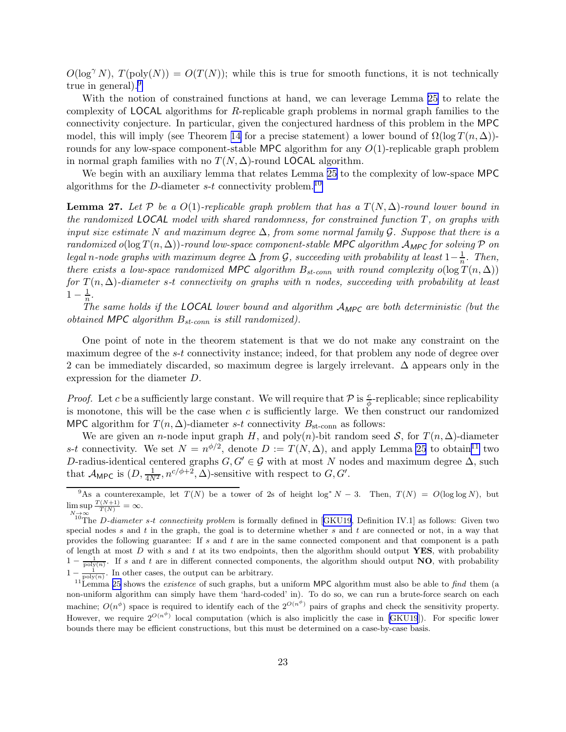$O(\log^\gamma N)$, $T(\text{poly}(N)) = O(T(N))$; while this is true for smooth functions, it is not technically true in general).[9]

With the notion of constrained functions at hand, we can leverage Lemma 25 to relate the complexity of LOCAL algorithms for $R$-replicable graph problems in normal graph families to the connectivity conjecture. In particular, given the conjectured hardness of this problem in the MPC model, this will imply (see Theorem 14 for a precise statement) a lower bound of $\Omega(\log T(n,\Delta))$-rounds for any low-space component-stable MPC algorithm for any $O(1)$-replicable graph problem in normal graph families with no $T(N,\Delta)$-round LOCAL algorithm.

We begin with an auxiliary lemma that relates Lemma 25 to the complexity of low-space MPC algorithms for the $D$-diameter $s$-$t$ connectivity problem.[10]

**Lemma 27.** *Let $\mathcal{P}$ be a $O(1)$-replicable graph problem that has a $T(N,\Delta)$-round lower bound in the randomized LOCAL model with shared randomness, for constrained function $T$, on graphs with input size estimate $N$ and maximum degree $\Delta$, from some normal family $\mathcal{G}$. Suppose that there is a randomized $o(\log T(n,\Delta))$-round low-space component-stable MPC algorithm $\mathcal{A}_{MPC}$ for solving $\mathcal{P}$ on legal $n$-node graphs with maximum degree $\Delta$ from $\mathcal{G}$, succeeding with probability at least $1-\frac{1}{n}$. Then, there exists a low-space randomized MPC algorithm $B_{st\text{-}conn}$ with round complexity $o(\log T(n,\Delta))$ for $T(n,\Delta)$-diameter $s$-$t$ connectivity on graphs with $n$ nodes, succeeding with probability at least $1-\frac{1}{n}$.*

*The same holds if the LOCAL lower bound and algorithm $\mathcal{A}_{MPC}$ are both deterministic (but the obtained MPC algorithm $B_{st\text{-}conn}$ is still randomized).*

One point of note in the theorem statement is that we do not make any constraint on the maximum degree of the $s$-$t$ connectivity instance; indeed, for that problem any node of degree over 2 can be immediately discarded, so maximum degree is largely irrelevant. $\Delta$ appears only in the expression for the diameter $D$.

*Proof.* Let $c$ be a sufficiently large constant. We will require that $\mathcal{P}$ is $\frac{c}{\phi}$-replicable; since replicability is monotone, this will be the case when $c$ is sufficiently large. We then construct our randomized MPC algorithm for $T(n,\Delta)$-diameter $s$-$t$ connectivity $B_{\text{st-conn}}$ as follows:

We are given an $n$-node input graph $H$, and poly($n$)-bit random seed $\mathcal{S}$, for $T(n,\Delta)$-diameter $s$-$t$ connectivity. We set $N = n^{\phi/2}$, denote $D := T(N,\Delta)$, and apply Lemma 25 to obtain[11] two $D$-radius-identical centered graphs $G, G' \in \mathcal{G}$ with at most $N$ nodes and maximum degree $\Delta$, such that $\mathcal{A}_{\mathsf{MPC}}$ is $(D, \frac{1}{4N^2}, n^{c/\phi+2}, \Delta)$-sensitive with respect to $G, G'$.

---

[9] As a counterexample, let $T(N)$ be a tower of 2s of height $\log^* N - 3$. Then, $T(N) = O(\log\log N)$, but $\limsup_{N\to\infty} \frac{T(N+1)}{T(N)} = \infty$.

[10] The *$D$-diameter $s$-$t$ connectivity problem* is formally defined in [GKU19, Definition IV.1] as follows: Given two special nodes $s$ and $t$ in the graph, the goal is to determine whether $s$ and $t$ are connected or not, in a way that provides the following guarantee: If $s$ and $t$ are in the same connected component and that component is a path of length at most $D$ with $s$ and $t$ at its two endpoints, then the algorithm should output **YES**, with probability $1 - \frac{1}{\text{poly}(n)}$. If $s$ and $t$ are in different connected components, the algorithm should output **NO**, with probability $1 - \frac{1}{\text{poly}(n)}$. In other cases, the output can be arbitrary.

[11] Lemma 25 shows the *existence* of such graphs, but a uniform MPC algorithm must also be able to *find* them (a non-uniform algorithm can simply have them 'hard-coded' in). To do so, we can run a brute-force search on each machine; $O(n^\phi)$ space is required to identify each of the $2^{O(n^\phi)}$ pairs of graphs and check the sensitivity property. However, we require $2^{O(n^\phi)}$ local computation (which is also implicitly the case in [GKU19]). For specific lower bounds there may be efficient constructions, but this must be determined on a case-by-case basis.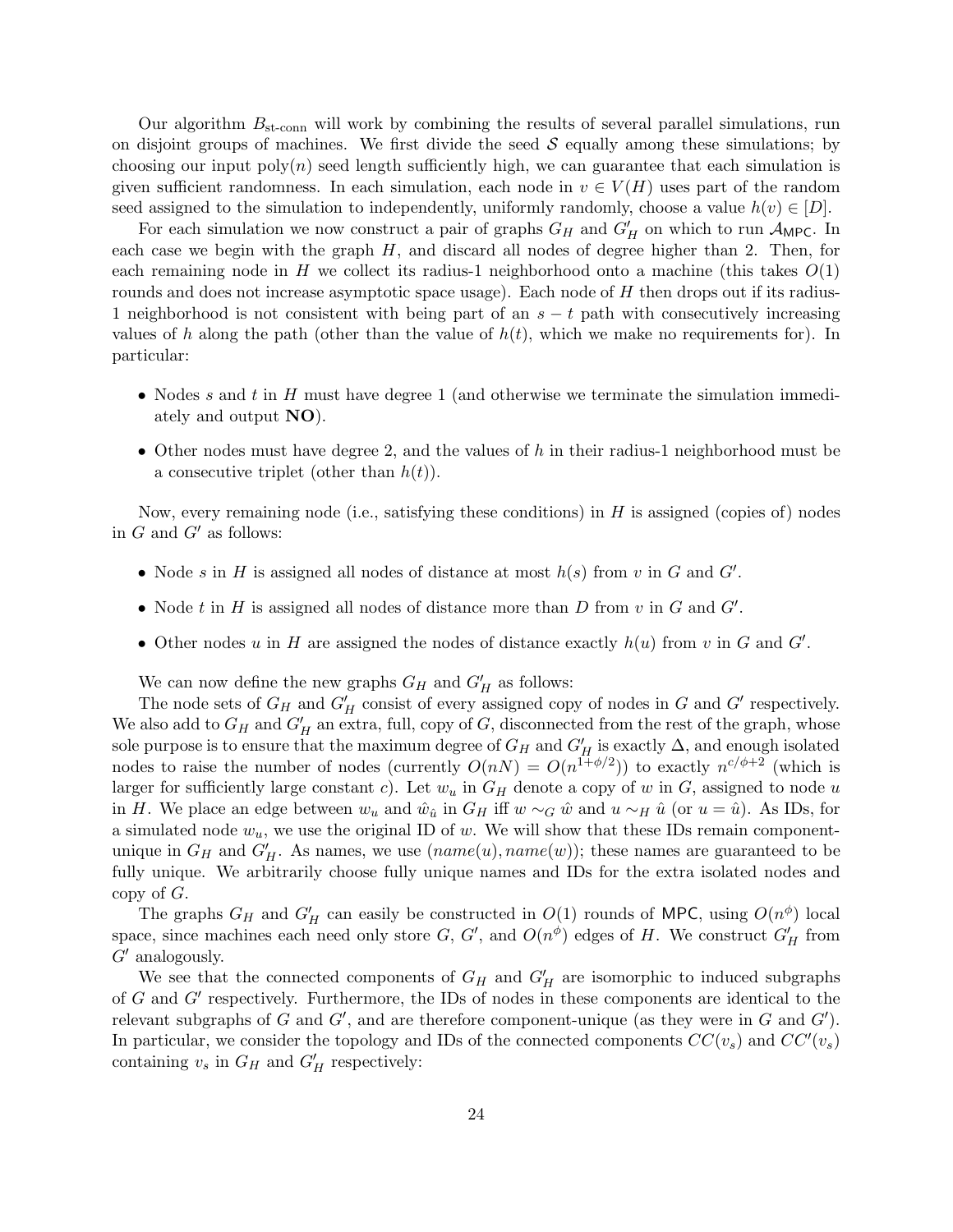Our algorithm $B_{\text{st-conn}}$ will work by combining the results of several parallel simulations, run on disjoint groups of machines. We first divide the seed $\mathcal{S}$ equally among these simulations; by choosing our input poly$(n)$ seed length sufficiently high, we can guarantee that each simulation is given sufficient randomness. In each simulation, each node in $v \in V(H)$ uses part of the random seed assigned to the simulation to independently, uniformly randomly, choose a value $h(v) \in [D]$.

For each simulation we now construct a pair of graphs $G_H$ and $G'_H$ on which to run $\mathcal{A}_{\mathsf{MPC}}$. In each case we begin with the graph $H$, and discard all nodes of degree higher than 2. Then, for each remaining node in $H$ we collect its radius-1 neighborhood onto a machine (this takes $O(1)$ rounds and does not increase asymptotic space usage). Each node of $H$ then drops out if its radius-1 neighborhood is not consistent with being part of an $s-t$ path with consecutively increasing values of $h$ along the path (other than the value of $h(t)$, which we make no requirements for). In particular:

- Nodes $s$ and $t$ in $H$ must have degree 1 (and otherwise we terminate the simulation immediately and output **NO**).
- Other nodes must have degree 2, and the values of $h$ in their radius-1 neighborhood must be a consecutive triplet (other than $h(t)$).

Now, every remaining node (i.e., satisfying these conditions) in $H$ is assigned (copies of) nodes in $G$ and $G'$ as follows:

- Node $s$ in $H$ is assigned all nodes of distance at most $h(s)$ from $v$ in $G$ and $G'$.
- Node $t$ in $H$ is assigned all nodes of distance more than $D$ from $v$ in $G$ and $G'$.
- Other nodes $u$ in $H$ are assigned the nodes of distance exactly $h(u)$ from $v$ in $G$ and $G'$.

We can now define the new graphs $G_H$ and $G'_H$ as follows:

The node sets of $G_H$ and $G'_H$ consist of every assigned copy of nodes in $G$ and $G'$ respectively. We also add to $G_H$ and $G'_H$ an extra, full, copy of $G$, disconnected from the rest of the graph, whose sole purpose is to ensure that the maximum degree of $G_H$ and $G'_H$ is exactly $\Delta$, and enough isolated nodes to raise the number of nodes (currently $O(nN) = O(n^{1+\phi/2})$) to exactly $n^{c/\phi+2}$ (which is larger for sufficiently large constant $c$). Let $w_u$ in $G_H$ denote a copy of $w$ in $G$, assigned to node $u$ in $H$. We place an edge between $w_u$ and $\hat{w}_{\hat{u}}$ in $G_H$ iff $w \sim_G \hat{w}$ and $u \sim_H \hat{u}$ (or $u = \hat{u}$). As IDs, for a simulated node $w_u$, we use the original ID of $w$. We will show that these IDs remain component-unique in $G_H$ and $G'_H$. As names, we use $(name(u), name(w))$; these names are guaranteed to be fully unique. We arbitrarily choose fully unique names and IDs for the extra isolated nodes and copy of $G$.

The graphs $G_H$ and $G'_H$ can easily be constructed in $O(1)$ rounds of $\mathsf{MPC}$, using $O(n^{\phi})$ local space, since machines each need only store $G$, $G'$, and $O(n^{\phi})$ edges of $H$. We construct $G'_H$ from $G'$ analogously.

We see that the connected components of $G_H$ and $G'_H$ are isomorphic to induced subgraphs of $G$ and $G'$ respectively. Furthermore, the IDs of nodes in these components are identical to the relevant subgraphs of $G$ and $G'$, and are therefore component-unique (as they were in $G$ and $G'$). In particular, we consider the topology and IDs of the connected components $CC(v_s)$ and $CC'(v_s)$ containing $v_s$ in $G_H$ and $G'_H$ respectively: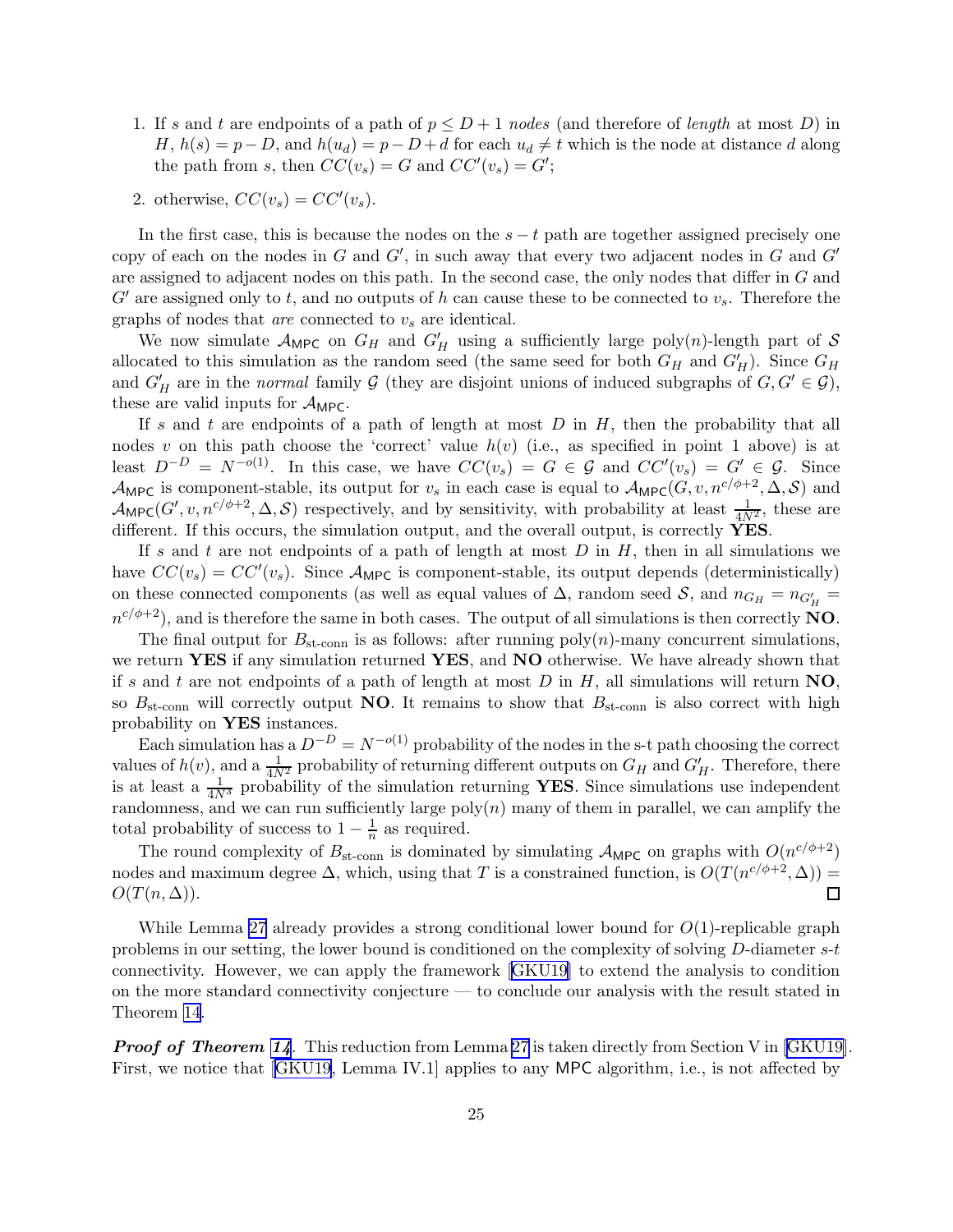1. If $s$ and $t$ are endpoints of a path of $p \leq D+1$ *nodes* (and therefore of *length* at most $D$) in $H$, $h(s) = p - D$, and $h(u_d) = p - D + d$ for each $u_d \neq t$ which is the node at distance $d$ along the path from $s$, then $CC(v_s) = G$ and $CC'(v_s) = G'$;

2. otherwise, $CC(v_s) = CC'(v_s)$.

In the first case, this is because the nodes on the $s-t$ path are together assigned precisely one copy of each on the nodes in $G$ and $G'$, in such away that every two adjacent nodes in $G$ and $G'$ are assigned to adjacent nodes on this path. In the second case, the only nodes that differ in $G$ and $G'$ are assigned only to $t$, and no outputs of $h$ can cause these to be connected to $v_s$. Therefore the graphs of nodes that *are* connected to $v_s$ are identical.

We now simulate $\mathcal{A}_{\mathsf{MPC}}$ on $G_H$ and $G'_H$ using a sufficiently large poly($n$)-length part of $\mathcal{S}$ allocated to this simulation as the random seed (the same seed for both $G_H$ and $G'_H$). Since $G_H$ and $G'_H$ are in the *normal* family $\mathcal{G}$ (they are disjoint unions of induced subgraphs of $G, G' \in \mathcal{G}$), these are valid inputs for $\mathcal{A}_{\mathsf{MPC}}$.

If $s$ and $t$ are endpoints of a path of length at most $D$ in $H$, then the probability that all nodes $v$ on this path choose the 'correct' value $h(v)$ (i.e., as specified in point 1 above) is at least $D^{-D} = N^{-o(1)}$. In this case, we have $CC(v_s) = G \in \mathcal{G}$ and $CC'(v_s) = G' \in \mathcal{G}$. Since $\mathcal{A}_{\mathsf{MPC}}$ is component-stable, its output for $v_s$ in each case is equal to $\mathcal{A}_{\mathsf{MPC}}(G, v, n^{c/\phi+2}, \Delta, \mathcal{S})$ and $\mathcal{A}_{\mathsf{MPC}}(G', v, n^{c/\phi+2}, \Delta, \mathcal{S})$ respectively, and by sensitivity, with probability at least $\frac{1}{4N^2}$, these are different. If this occurs, the simulation output, and the overall output, is correctly **YES**.

If $s$ and $t$ are not endpoints of a path of length at most $D$ in $H$, then in all simulations we have $CC(v_s) = CC'(v_s)$. Since $\mathcal{A}_{\mathsf{MPC}}$ is component-stable, its output depends (deterministically) on these connected components (as well as equal values of $\Delta$, random seed $\mathcal{S}$, and $n_{G_H} = n_{G'_H} = n^{c/\phi+2}$), and is therefore the same in both cases. The output of all simulations is then correctly **NO**.

The final output for $B_{\text{st-conn}}$ is as follows: after running poly($n$)-many concurrent simulations, we return **YES** if any simulation returned **YES**, and **NO** otherwise. We have already shown that if $s$ and $t$ are not endpoints of a path of length at most $D$ in $H$, all simulations will return **NO**, so $B_{\text{st-conn}}$ will correctly output **NO**. It remains to show that $B_{\text{st-conn}}$ is also correct with high probability on **YES** instances.

Each simulation has a $D^{-D} = N^{-o(1)}$ probability of the nodes in the s-t path choosing the correct values of $h(v)$, and a $\frac{1}{4N^2}$ probability of returning different outputs on $G_H$ and $G'_H$. Therefore, there is at least a $\frac{1}{4N^3}$ probability of the simulation returning **YES**. Since simulations use independent randomness, and we can run sufficiently large poly($n$) many of them in parallel, we can amplify the total probability of success to $1 - \frac{1}{n}$ as required.

The round complexity of $B_{\text{st-conn}}$ is dominated by simulating $\mathcal{A}_{\mathsf{MPC}}$ on graphs with $O(n^{c/\phi+2})$ nodes and maximum degree $\Delta$, which, using that $T$ is a constrained function, is $O(T(n^{c/\phi+2}, \Delta)) = O(T(n, \Delta))$. $\square$

While Lemma 27 already provides a strong conditional lower bound for $O(1)$-replicable graph problems in our setting, the lower bound is conditioned on the complexity of solving $D$-diameter $s$-$t$ connectivity. However, we can apply the framework [GKU19] to extend the analysis to condition on the more standard connectivity conjecture — to conclude our analysis with the result stated in Theorem 14.

***Proof of Theorem 14.*** This reduction from Lemma 27 is taken directly from Section V in [GKU19]. First, we notice that [GKU19, Lemma IV.1] applies to any $\mathsf{MPC}$ algorithm, i.e., is not affected by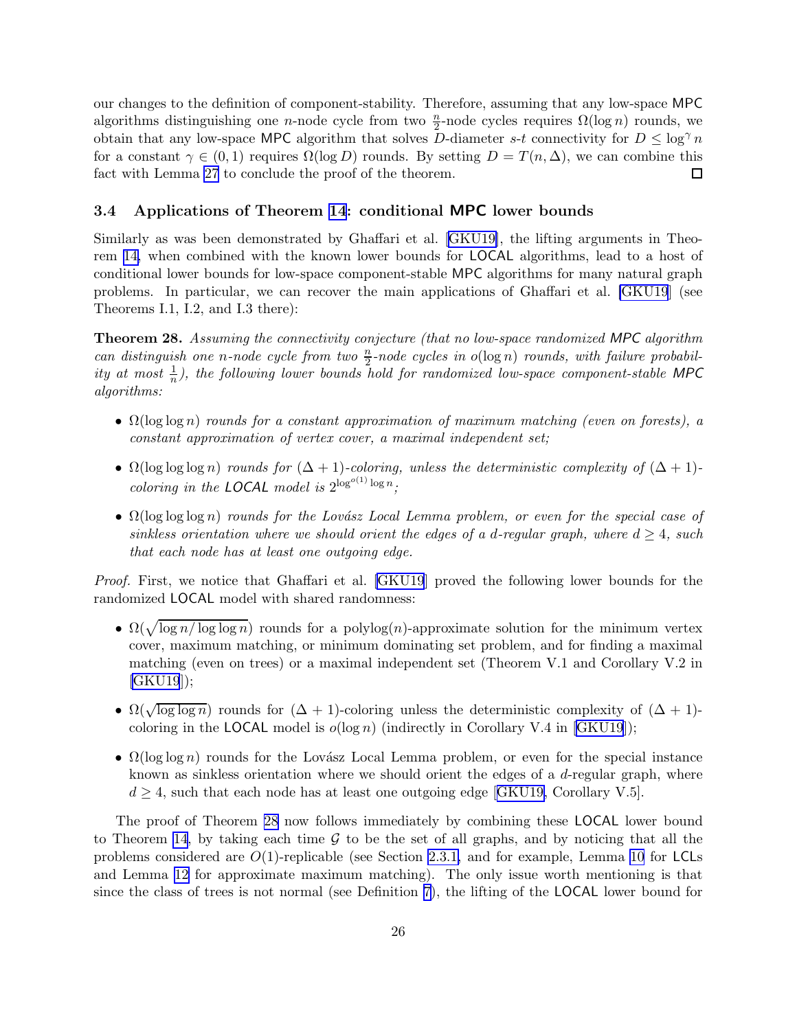our changes to the definition of component-stability. Therefore, assuming that any low-space MPC algorithms distinguishing one $n$-node cycle from two $\frac{n}{2}$-node cycles requires $\Omega(\log n)$ rounds, we obtain that any low-space MPC algorithm that solves $D$-diameter $s$-$t$ connectivity for $D \le \log^{\gamma} n$ for a constant $\gamma \in (0, 1)$ requires $\Omega(\log D)$ rounds. By setting $D = T(n, \Delta)$, we can combine this fact with Lemma 27 to conclude the proof of the theorem. □

### 3.4 Applications of Theorem 14: conditional MPC lower bounds

Similarly as was been demonstrated by Ghaffari et al. [GKU19], the lifting arguments in Theorem 14, when combined with the known lower bounds for LOCAL algorithms, lead to a host of conditional lower bounds for low-space component-stable MPC algorithms for many natural graph problems. In particular, we can recover the main applications of Ghaffari et al. [GKU19] (see Theorems I.1, I.2, and I.3 there):

**Theorem 28.** *Assuming the connectivity conjecture (that no low-space randomized MPC algorithm can distinguish one $n$-node cycle from two $\frac{n}{2}$-node cycles in $o(\log n)$ rounds, with failure probability at most $\frac{1}{n}$), the following lower bounds hold for randomized low-space component-stable MPC algorithms:*

- $\Omega(\log \log n)$ *rounds for a constant approximation of maximum matching (even on forests), a constant approximation of vertex cover, a maximal independent set;*
- $\Omega(\log \log \log n)$ *rounds for $(\Delta + 1)$-coloring, unless the deterministic complexity of $(\Delta + 1)$-coloring in the LOCAL model is $2^{\log^{o(1)} \log n}$;*
- $\Omega(\log \log \log n)$ *rounds for the Lovász Local Lemma problem, or even for the special case of sinkless orientation where we should orient the edges of a $d$-regular graph, where $d \ge 4$, such that each node has at least one outgoing edge.*

*Proof.* First, we notice that Ghaffari et al. [GKU19] proved the following lower bounds for the randomized LOCAL model with shared randomness:

- $\Omega(\sqrt{\log n / \log \log n})$ rounds for a polylog$(n)$-approximate solution for the minimum vertex cover, maximum matching, or minimum dominating set problem, and for finding a maximal matching (even on trees) or a maximal independent set (Theorem V.1 and Corollary V.2 in [GKU19]);
- $\Omega(\sqrt{\log \log n})$ rounds for $(\Delta + 1)$-coloring unless the deterministic complexity of $(\Delta + 1)$-coloring in the LOCAL model is $o(\log n)$ (indirectly in Corollary V.4 in [GKU19]);
- $\Omega(\log \log n)$ rounds for the Lovász Local Lemma problem, or even for the special instance known as sinkless orientation where we should orient the edges of a $d$-regular graph, where $d \ge 4$, such that each node has at least one outgoing edge [GKU19, Corollary V.5].

The proof of Theorem 28 now follows immediately by combining these LOCAL lower bound to Theorem 14, by taking each time $\mathcal{G}$ to be the set of all graphs, and by noticing that all the problems considered are $O(1)$-replicable (see Section 2.3.1, and for example, Lemma 10 for LCLs and Lemma 12 for approximate maximum matching). The only issue worth mentioning is that since the class of trees is not normal (see Definition 7), the lifting of the LOCAL lower bound for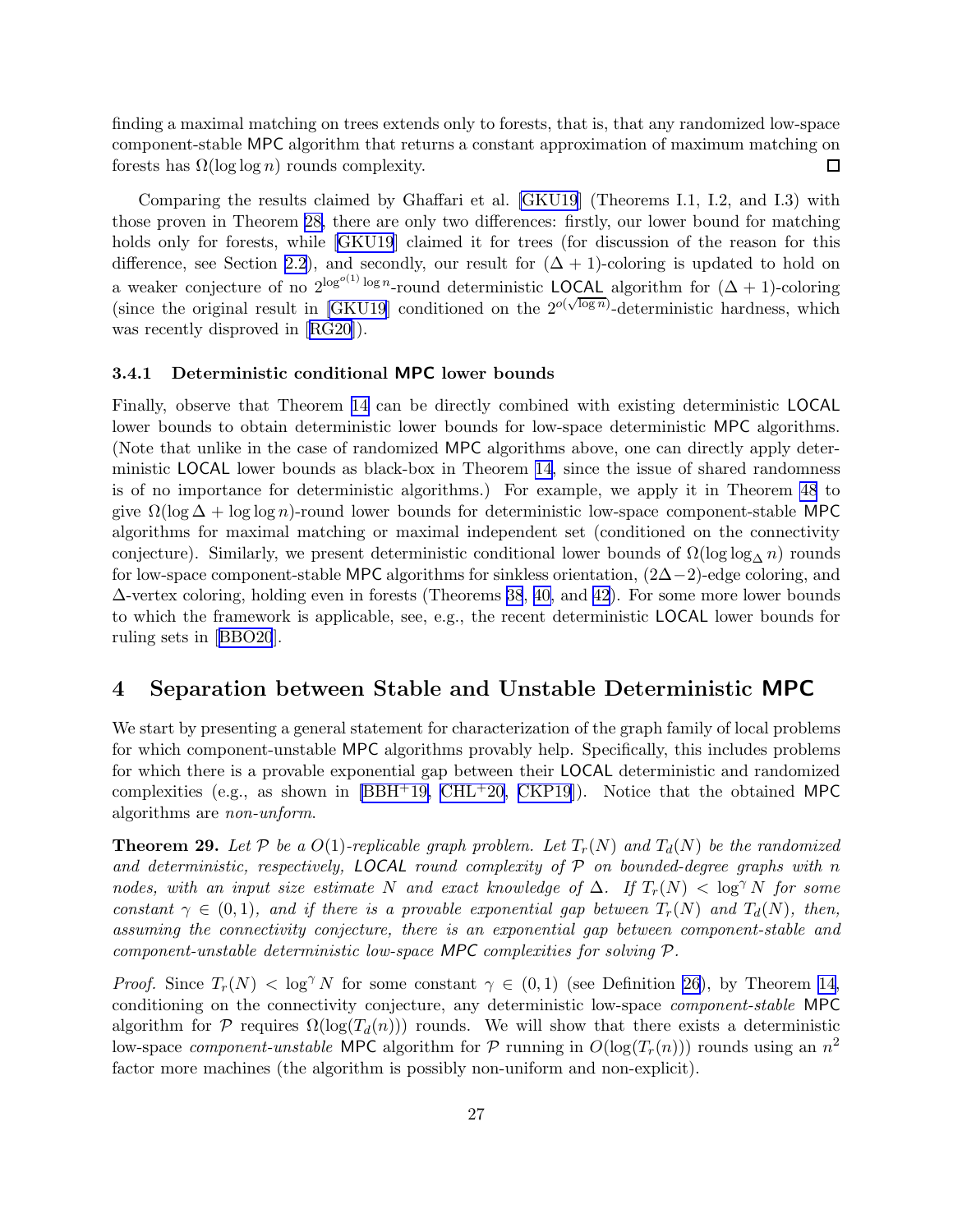finding a maximal matching on trees extends only to forests, that is, that any randomized low-space component-stable MPC algorithm that returns a constant approximation of maximum matching on forests has $\Omega(\log \log n)$ rounds complexity. ◻

Comparing the results claimed by Ghaffari et al. [GKU19] (Theorems I.1, I.2, and I.3) with those proven in Theorem 28, there are only two differences: firstly, our lower bound for matching holds only for forests, while [GKU19] claimed it for trees (for discussion of the reason for this difference, see Section 2.2), and secondly, our result for $(\Delta + 1)$-coloring is updated to hold on a weaker conjecture of no $2^{\log^{o(1)} \log n}$-round deterministic LOCAL algorithm for $(\Delta + 1)$-coloring (since the original result in [GKU19] conditioned on the $2^{o(\sqrt{\log n})}$-deterministic hardness, which was recently disproved in [RG20]).

### 3.4.1 Deterministic conditional MPC lower bounds

Finally, observe that Theorem 14 can be directly combined with existing deterministic LOCAL lower bounds to obtain deterministic lower bounds for low-space deterministic MPC algorithms. (Note that unlike in the case of randomized MPC algorithms above, one can directly apply deterministic LOCAL lower bounds as black-box in Theorem 14, since the issue of shared randomness is of no importance for deterministic algorithms.) For example, we apply it in Theorem 48 to give $\Omega(\log \Delta + \log \log n)$-round lower bounds for deterministic low-space component-stable MPC algorithms for maximal matching or maximal independent set (conditioned on the connectivity conjecture). Similarly, we present deterministic conditional lower bounds of $\Omega(\log \log_\Delta n)$ rounds for low-space component-stable MPC algorithms for sinkless orientation, $(2\Delta-2)$-edge coloring, and $\Delta$-vertex coloring, holding even in forests (Theorems 38, 40, and 42). For some more lower bounds to which the framework is applicable, see, e.g., the recent deterministic LOCAL lower bounds for ruling sets in [BBO20].

## 4 Separation between Stable and Unstable Deterministic MPC

We start by presenting a general statement for characterization of the graph family of local problems for which component-unstable MPC algorithms provably help. Specifically, this includes problems for which there is a provable exponential gap between their LOCAL deterministic and randomized complexities (e.g., as shown in [BBH+19, CHL+20, CKP19]). Notice that the obtained MPC algorithms are *non-unform*.

**Theorem 29.** *Let $\mathcal{P}$ be a $O(1)$-replicable graph problem. Let $T_r(N)$ and $T_d(N)$ be the randomized and deterministic, respectively, LOCAL round complexity of $\mathcal{P}$ on bounded-degree graphs with $n$ nodes, with an input size estimate $N$ and exact knowledge of $\Delta$. If $T_r(N) < \log^\gamma N$ for some constant $\gamma \in (0, 1)$, and if there is a provable exponential gap between $T_r(N)$ and $T_d(N)$, then, assuming the connectivity conjecture, there is an exponential gap between component-stable and component-unstable deterministic low-space MPC complexities for solving $\mathcal{P}$.*

*Proof.* Since $T_r(N) < \log^\gamma N$ for some constant $\gamma \in (0, 1)$ (see Definition 26), by Theorem 14, conditioning on the connectivity conjecture, any deterministic low-space *component-stable* MPC algorithm for $\mathcal{P}$ requires $\Omega(\log(T_d(n)))$ rounds. We will show that there exists a deterministic low-space *component-unstable* MPC algorithm for $\mathcal{P}$ running in $O(\log(T_r(n)))$ rounds using an $n^2$ factor more machines (the algorithm is possibly non-uniform and non-explicit).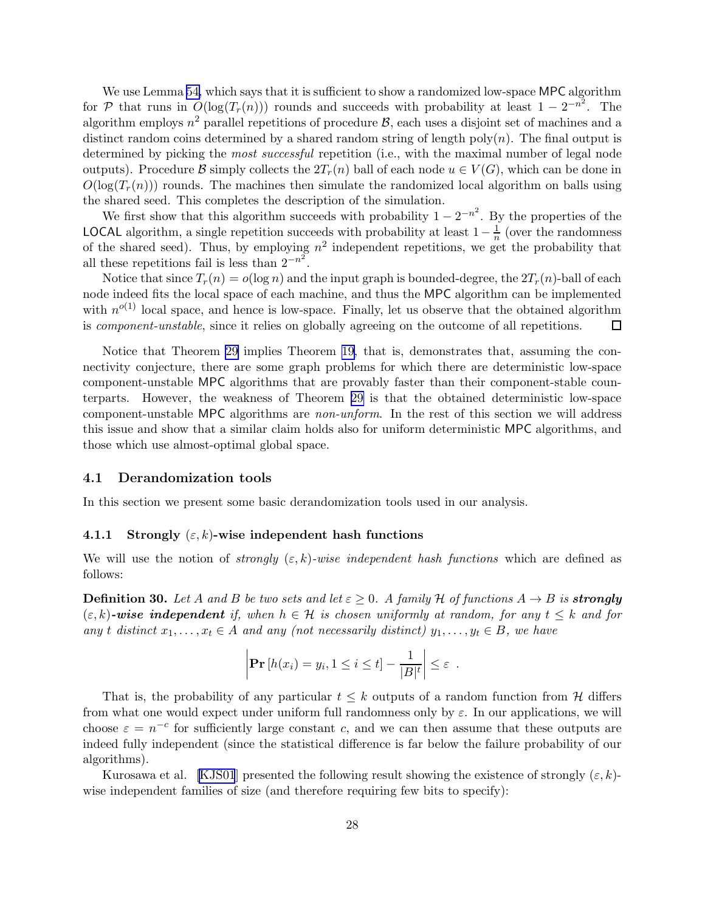We use Lemma 54, which says that it is sufficient to show a randomized low-space MPC algorithm for $\mathcal{P}$ that runs in $O(\log(T_r(n)))$ rounds and succeeds with probability at least $1 - 2^{-n^2}$. The algorithm employs $n^2$ parallel repetitions of procedure $\mathcal{B}$, each uses a disjoint set of machines and a distinct random coins determined by a shared random string of length $\mathrm{poly}(n)$. The final output is determined by picking the *most successful* repetition (i.e., with the maximal number of legal node outputs). Procedure $\mathcal{B}$ simply collects the $2T_r(n)$ ball of each node $u \in V(G)$, which can be done in $O(\log(T_r(n)))$ rounds. The machines then simulate the randomized local algorithm on balls using the shared seed. This completes the description of the simulation.

We first show that this algorithm succeeds with probability $1 - 2^{-n^2}$. By the properties of the LOCAL algorithm, a single repetition succeeds with probability at least $1 - \frac{1}{n}$ (over the randomness of the shared seed). Thus, by employing $n^2$ independent repetitions, we get the probability that all these repetitions fail is less than $2^{-n^2}$.

Notice that since $T_r(n) = o(\log n)$ and the input graph is bounded-degree, the $2T_r(n)$-ball of each node indeed fits the local space of each machine, and thus the MPC algorithm can be implemented with $n^{o(1)}$ local space, and hence is low-space. Finally, let us observe that the obtained algorithm is *component-unstable*, since it relies on globally agreeing on the outcome of all repetitions. ☐

Notice that Theorem 29 implies Theorem 19, that is, demonstrates that, assuming the connectivity conjecture, there are some graph problems for which there are deterministic low-space component-unstable MPC algorithms that are provably faster than their component-stable counterparts. However, the weakness of Theorem 29 is that the obtained deterministic low-space component-unstable MPC algorithms are *non-unform*. In the rest of this section we will address this issue and show that a similar claim holds also for uniform deterministic MPC algorithms, and those which use almost-optimal global space.

## 4.1 Derandomization tools

In this section we present some basic derandomization tools used in our analysis.

### 4.1.1 Strongly $(\varepsilon, k)$-wise independent hash functions

We will use the notion of *strongly $(\varepsilon, k)$-wise independent hash functions* which are defined as follows:

**Definition 30.** *Let $A$ and $B$ be two sets and let $\varepsilon \geq 0$. A family $\mathcal{H}$ of functions $A \to B$ is **strongly $(\varepsilon, k)$-wise independent** if, when $h \in \mathcal{H}$ is chosen uniformly at random, for any $t \leq k$ and for any $t$ distinct $x_1, \ldots, x_t \in A$ and any (not necessarily distinct) $y_1, \ldots, y_t \in B$, we have*

$$\left| \mathbf{Pr}\left[h(x_i) = y_i, 1 \leq i \leq t\right] - \frac{1}{|B|^t} \right| \leq \varepsilon \enspace .$$

That is, the probability of any particular $t \leq k$ outputs of a random function from $\mathcal{H}$ differs from what one would expect under uniform full randomness only by $\varepsilon$. In our applications, we will choose $\varepsilon = n^{-c}$ for sufficiently large constant $c$, and we can then assume that these outputs are indeed fully independent (since the statistical difference is far below the failure probability of our algorithms).

Kurosawa et al. [KJS01] presented the following result showing the existence of strongly $(\varepsilon, k)$-wise independent families of size (and therefore requiring few bits to specify):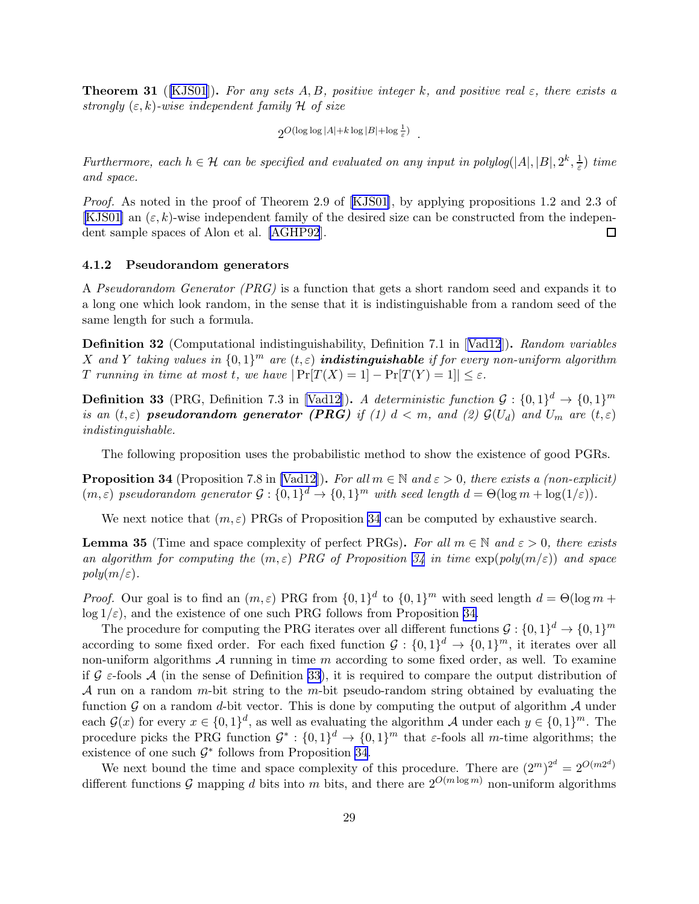**Theorem 31** ([KJS01]). *For any sets $A, B$, positive integer $k$, and positive real $\varepsilon$, there exists a strongly $(\varepsilon, k)$-wise independent family $\mathcal{H}$ of size*

$$2^{O(\log\log|A|+k\log|B|+\log\frac{1}{\varepsilon})} \quad .$$

*Furthermore, each $h \in \mathcal{H}$ can be specified and evaluated on any input in polylog$(|A|, |B|, 2^k, \frac{1}{\varepsilon})$ time and space.*

*Proof.* As noted in the proof of Theorem 2.9 of [KJS01], by applying propositions 1.2 and 2.3 of [KJS01] an $(\varepsilon, k)$-wise independent family of the desired size can be constructed from the independent sample spaces of Alon et al. [AGHP92]. $\square$

#### 4.1.2 Pseudorandom generators

A *Pseudorandom Generator (PRG)* is a function that gets a short random seed and expands it to a long one which look random, in the sense that it is indistinguishable from a random seed of the same length for such a formula.

**Definition 32** (Computational indistinguishability, Definition 7.1 in [Vad12]). *Random variables $X$ and $Y$ taking values in $\{0,1\}^m$ are $(t, \varepsilon)$ **indistinguishable** if for every non-uniform algorithm $T$ running in time at most $t$, we have $|\Pr[T(X) = 1] - \Pr[T(Y) = 1]| \leq \varepsilon$.*

**Definition 33** (PRG, Definition 7.3 in [Vad12]). *A deterministic function $\mathcal{G} : \{0,1\}^d \to \{0,1\}^m$ is an $(t, \varepsilon)$ **pseudorandom generator (PRG)** if (1) $d < m$, and (2) $\mathcal{G}(U_d)$ and $U_m$ are $(t, \varepsilon)$ indistinguishable.*

The following proposition uses the probabilistic method to show the existence of good PGRs.

**Proposition 34** (Proposition 7.8 in [Vad12]). *For all $m \in \mathbb{N}$ and $\varepsilon > 0$, there exists a (non-explicit) $(m, \varepsilon)$ pseudorandom generator $\mathcal{G} : \{0,1\}^d \to \{0,1\}^m$ with seed length $d = \Theta(\log m + \log(1/\varepsilon))$.*

We next notice that $(m, \varepsilon)$ PRGs of Proposition 34 can be computed by exhaustive search.

**Lemma 35** (Time and space complexity of perfect PRGs). *For all $m \in \mathbb{N}$ and $\varepsilon > 0$, there exists an algorithm for computing the $(m, \varepsilon)$ PRG of Proposition 34 in time $\exp(poly(m/\varepsilon))$ and space $poly(m/\varepsilon)$.*

*Proof.* Our goal is to find an $(m, \varepsilon)$ PRG from $\{0,1\}^d$ to $\{0,1\}^m$ with seed length $d = \Theta(\log m + \log 1/\varepsilon)$, and the existence of one such PRG follows from Proposition 34.

The procedure for computing the PRG iterates over all different functions $\mathcal{G} : \{0,1\}^d \to \{0,1\}^m$ according to some fixed order. For each fixed function $\mathcal{G} : \{0,1\}^d \to \{0,1\}^m$, it iterates over all non-uniform algorithms $\mathcal{A}$ running in time $m$ according to some fixed order, as well. To examine if $\mathcal{G}$ $\varepsilon$-fools $\mathcal{A}$ (in the sense of Definition 33), it is required to compare the output distribution of $\mathcal{A}$ run on a random $m$-bit string to the $m$-bit pseudo-random string obtained by evaluating the function $\mathcal{G}$ on a random $d$-bit vector. This is done by computing the output of algorithm $\mathcal{A}$ under each $\mathcal{G}(x)$ for every $x \in \{0,1\}^d$, as well as evaluating the algorithm $\mathcal{A}$ under each $y \in \{0,1\}^m$. The procedure picks the PRG function $\mathcal{G}^* : \{0,1\}^d \to \{0,1\}^m$ that $\varepsilon$-fools all $m$-time algorithms; the existence of one such $\mathcal{G}^*$ follows from Proposition 34.

We next bound the time and space complexity of this procedure. There are $(2^m)^{2^d} = 2^{O(m2^d)}$ different functions $\mathcal{G}$ mapping $d$ bits into $m$ bits, and there are $2^{O(m \log m)}$ non-uniform algorithms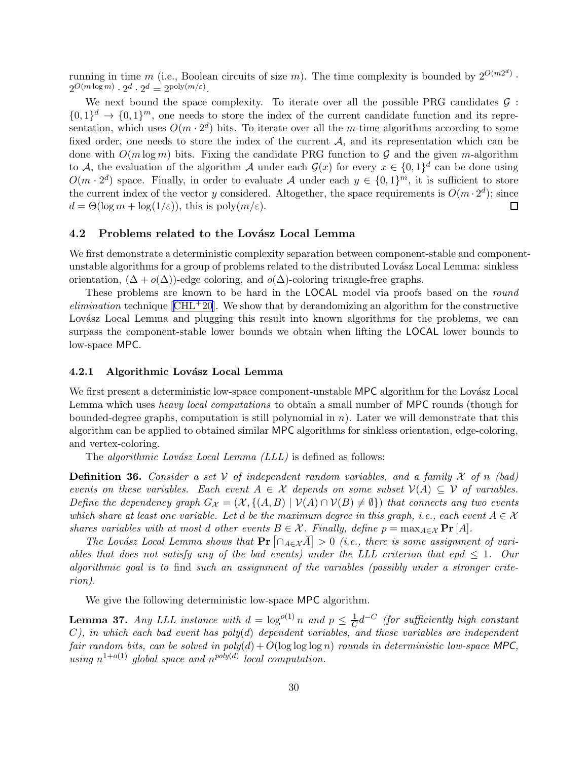running in time $m$ (i.e., Boolean circuits of size $m$). The time complexity is bounded by $2^{O(m2^d)} \cdot 2^{O(m \log m)} \cdot 2^d \cdot 2^d = 2^{\text{poly}(m/\varepsilon)}$.

We next bound the space complexity. To iterate over all the possible PRG candidates $\mathcal{G} : \{0,1\}^d \to \{0,1\}^m$, one needs to store the index of the current candidate function and its representation, which uses $O(m \cdot 2^d)$ bits. To iterate over all the $m$-time algorithms according to some fixed order, one needs to store the index of the current $\mathcal{A}$, and its representation which can be done with $O(m \log m)$ bits. Fixing the candidate PRG function to $\mathcal{G}$ and the given $m$-algorithm to $\mathcal{A}$, the evaluation of the algorithm $\mathcal{A}$ under each $\mathcal{G}(x)$ for every $x \in \{0,1\}^d$ can be done using $O(m \cdot 2^d)$ space. Finally, in order to evaluate $\mathcal{A}$ under each $y \in \{0,1\}^m$, it is sufficient to store the current index of the vector $y$ considered. Altogether, the space requirements is $O(m \cdot 2^d)$; since $d = \Theta(\log m + \log(1/\varepsilon))$, this is $\text{poly}(m/\varepsilon)$. □

### 4.2 Problems related to the Lovász Local Lemma

We first demonstrate a deterministic complexity separation between component-stable and component-unstable algorithms for a group of problems related to the distributed Lovász Local Lemma: sinkless orientation, $(\Delta + o(\Delta))$-edge coloring, and $o(\Delta)$-coloring triangle-free graphs.

These problems are known to be hard in the LOCAL model via proofs based on the *round elimination* technique [CHL+20]. We show that by derandomizing an algorithm for the constructive Lovász Local Lemma and plugging this result into known algorithms for the problems, we can surpass the component-stable lower bounds we obtain when lifting the LOCAL lower bounds to low-space MPC.

#### 4.2.1 Algorithmic Lovász Local Lemma

We first present a deterministic low-space component-unstable MPC algorithm for the Lovász Local Lemma which uses *heavy local computations* to obtain a small number of MPC rounds (though for bounded-degree graphs, computation is still polynomial in $n$). Later we will demonstrate that this algorithm can be applied to obtained similar MPC algorithms for sinkless orientation, edge-coloring, and vertex-coloring.

The *algorithmic Lovász Local Lemma (LLL)* is defined as follows:

**Definition 36.** *Consider a set $\mathcal{V}$ of independent random variables, and a family $\mathcal{X}$ of $n$ (bad) events on these variables. Each event $A \in \mathcal{X}$ depends on some subset $\mathcal{V}(A) \subseteq \mathcal{V}$ of variables. Define the dependency graph $G_{\mathcal{X}} = (\mathcal{X}, \{(A,B) \mid \mathcal{V}(A) \cap \mathcal{V}(B) \neq \emptyset\})$ that connects any two events which share at least one variable. Let $d$ be the maximum degree in this graph, i.e., each event $A \in \mathcal{X}$ shares variables with at most $d$ other events $B \in \mathcal{X}$. Finally, define $p = \max_{A \in \mathcal{X}} \mathbf{Pr}[A]$.*

*The Lovász Local Lemma shows that $\mathbf{Pr}\left[\cap_{A \in \mathcal{X}} \bar{A}\right] > 0$ (i.e., there is some assignment of variables that does not satisfy any of the bad events) under the LLL criterion that $epd \leq 1$. Our algorithmic goal is to* find *such an assignment of the variables (possibly under a stronger criterion).*

We give the following deterministic low-space MPC algorithm.

**Lemma 37.** *Any LLL instance with $d = \log^{o(1)} n$ and $p \leq \frac{1}{C} d^{-C}$ (for sufficiently high constant $C$), in which each bad event has poly$(d)$ dependent variables, and these variables are independent fair random bits, can be solved in poly$(d) + O(\log \log \log n)$ rounds in deterministic low-space MPC, using $n^{1+o(1)}$ global space and $n^{poly(d)}$ local computation.*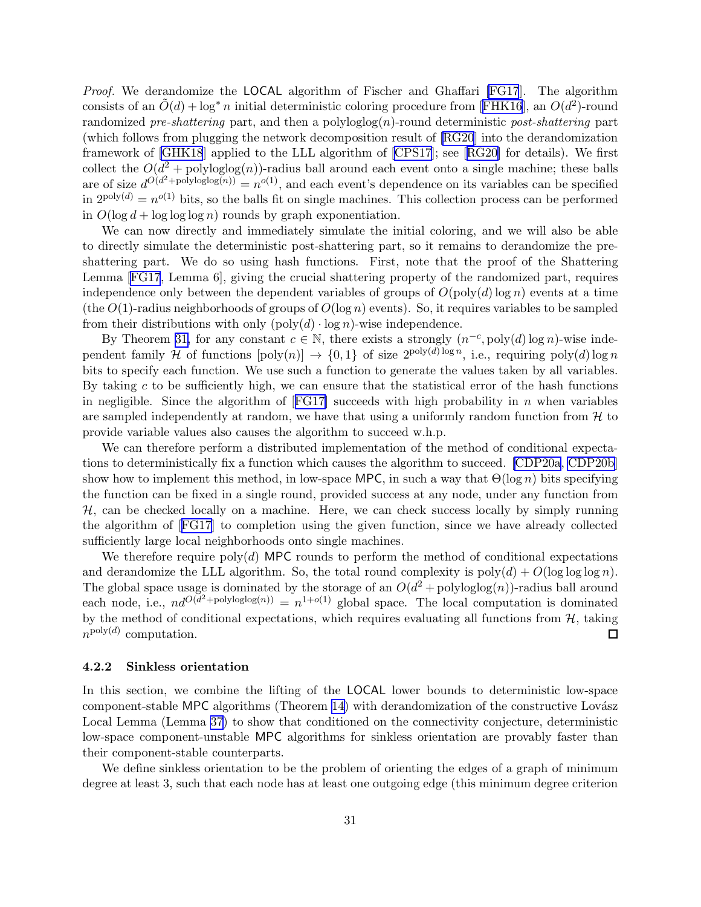*Proof.* We derandomize the LOCAL algorithm of Fischer and Ghaffari [FG17]. The algorithm consists of an $\tilde{O}(d) + \log^* n$ initial deterministic coloring procedure from [FHK16], an $O(d^2)$-round randomized *pre-shattering* part, and then a polyloglog$(n)$-round deterministic *post-shattering* part (which follows from plugging the network decomposition result of [RG20] into the derandomization framework of [GHK18] applied to the LLL algorithm of [CPS17]; see [RG20] for details). We first collect the $O(d^2 + \text{polyloglog}(n))$-radius ball around each event onto a single machine; these balls are of size $d^{O(d^2+\text{polyloglog}(n))} = n^{o(1)}$, and each event's dependence on its variables can be specified in $2^{\text{poly}(d)} = n^{o(1)}$ bits, so the balls fit on single machines. This collection process can be performed in $O(\log d + \log\log\log n)$ rounds by graph exponentiation.

We can now directly and immediately simulate the initial coloring, and we will also be able to directly simulate the deterministic post-shattering part, so it remains to derandomize the pre-shattering part. We do so using hash functions. First, note that the proof of the Shattering Lemma [FG17, Lemma 6], giving the crucial shattering property of the randomized part, requires independence only between the dependent variables of groups of $O(\text{poly}(d) \log n)$ events at a time (the $O(1)$-radius neighborhoods of groups of $O(\log n)$ events). So, it requires variables to be sampled from their distributions with only $(\text{poly}(d) \cdot \log n)$-wise independence.

By Theorem 31, for any constant $c \in \mathbb{N}$, there exists a strongly $(n^{-c}, \text{poly}(d) \log n)$-wise independent family $\mathcal{H}$ of functions $[\text{poly}(n)] \to \{0, 1\}$ of size $2^{\text{poly}(d) \log n}$, i.e., requiring $\text{poly}(d) \log n$ bits to specify each function. We use such a function to generate the values taken by all variables. By taking $c$ to be sufficiently high, we can ensure that the statistical error of the hash functions in negligible. Since the algorithm of [FG17] succeeds with high probability in $n$ when variables are sampled independently at random, we have that using a uniformly random function from $\mathcal{H}$ to provide variable values also causes the algorithm to succeed w.h.p.

We can therefore perform a distributed implementation of the method of conditional expectations to deterministically fix a function which causes the algorithm to succeed. [CDP20a, CDP20b] show how to implement this method, in low-space MPC, in such a way that $\Theta(\log n)$ bits specifying the function can be fixed in a single round, provided success at any node, under any function from $\mathcal{H}$, can be checked locally on a machine. Here, we can check success locally by simply running the algorithm of [FG17] to completion using the given function, since we have already collected sufficiently large local neighborhoods onto single machines.

We therefore require $\text{poly}(d)$ MPC rounds to perform the method of conditional expectations and derandomize the LLL algorithm. So, the total round complexity is $\text{poly}(d) + O(\log\log\log n)$. The global space usage is dominated by the storage of an $O(d^2 + \text{polyloglog}(n))$-radius ball around each node, i.e., $nd^{O(d^2+\text{polyloglog}(n))} = n^{1+o(1)}$ global space. The local computation is dominated by the method of conditional expectations, which requires evaluating all functions from $\mathcal{H}$, taking $n^{\text{poly}(d)}$ computation. □

#### 4.2.2 Sinkless orientation

In this section, we combine the lifting of the LOCAL lower bounds to deterministic low-space component-stable MPC algorithms (Theorem 14) with derandomization of the constructive Lovász Local Lemma (Lemma 37) to show that conditioned on the connectivity conjecture, deterministic low-space component-unstable MPC algorithms for sinkless orientation are provably faster than their component-stable counterparts.

We define sinkless orientation to be the problem of orienting the edges of a graph of minimum degree at least 3, such that each node has at least one outgoing edge (this minimum degree criterion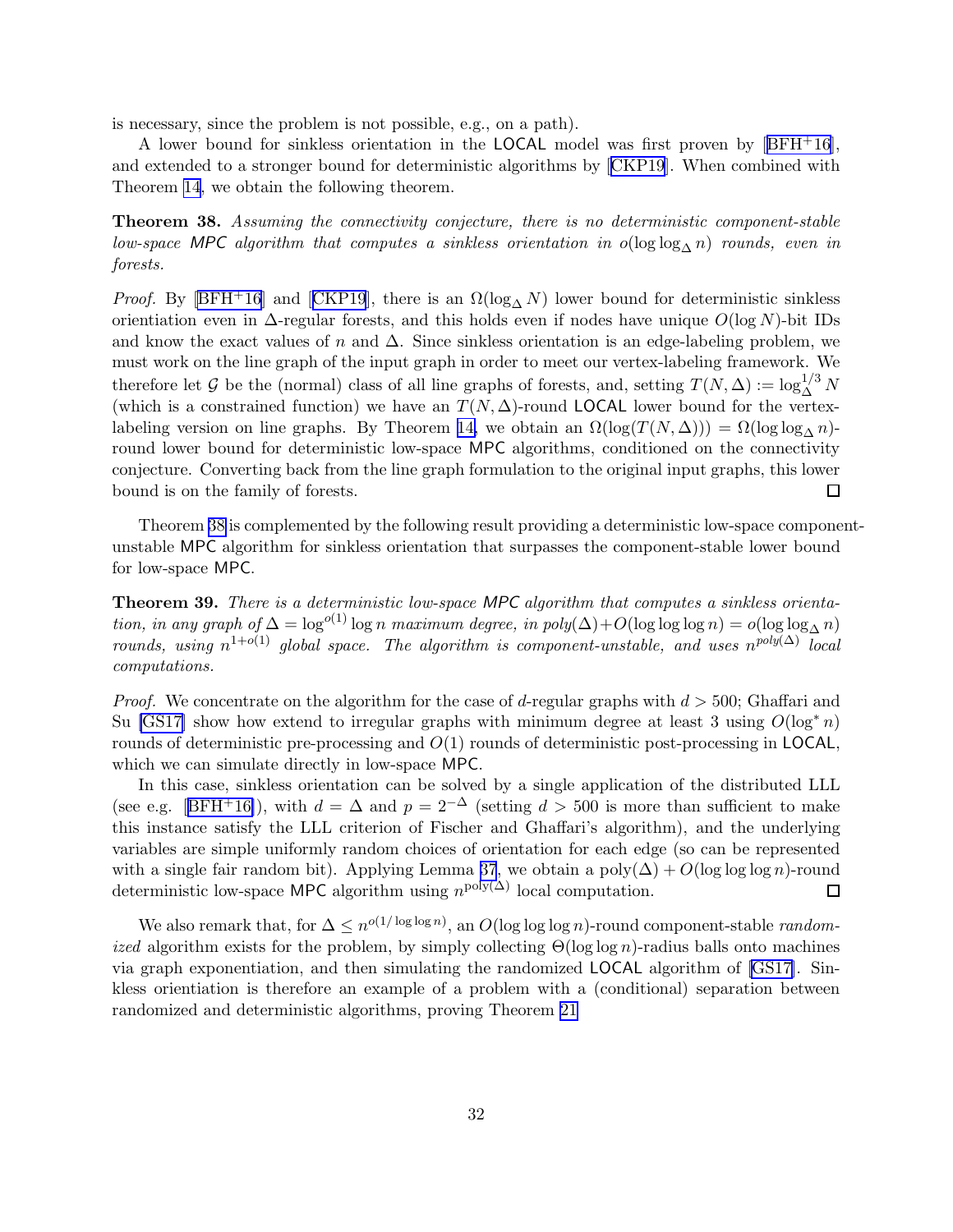is necessary, since the problem is not possible, e.g., on a path).

A lower bound for sinkless orientation in the LOCAL model was first proven by [BFH+16], and extended to a stronger bound for deterministic algorithms by [CKP19]. When combined with Theorem 14, we obtain the following theorem.

**Theorem 38.** *Assuming the connectivity conjecture, there is no deterministic component-stable low-space MPC algorithm that computes a sinkless orientation in $o(\log\log_\Delta n)$ rounds, even in forests.*

*Proof.* By [BFH+16] and [CKP19], there is an $\Omega(\log_\Delta N)$ lower bound for deterministic sinkless orientation even in $\Delta$-regular forests, and this holds even if nodes have unique $O(\log N)$-bit IDs and know the exact values of $n$ and $\Delta$. Since sinkless orientation is an edge-labeling problem, we must work on the line graph of the input graph in order to meet our vertex-labeling framework. We therefore let $\mathcal{G}$ be the (normal) class of all line graphs of forests, and, setting $T(N,\Delta) := \log_\Delta^{1/3} N$ (which is a constrained function) we have an $T(N,\Delta)$-round LOCAL lower bound for the vertex-labeling version on line graphs. By Theorem 14, we obtain an $\Omega(\log(T(N,\Delta))) = \Omega(\log\log_\Delta n)$-round lower bound for deterministic low-space MPC algorithms, conditioned on the connectivity conjecture. Converting back from the line graph formulation to the original input graphs, this lower bound is on the family of forests. ◻

Theorem 38 is complemented by the following result providing a deterministic low-space component-unstable MPC algorithm for sinkless orientation that surpasses the component-stable lower bound for low-space MPC.

**Theorem 39.** *There is a deterministic low-space MPC algorithm that computes a sinkless orientation, in any graph of $\Delta = \log^{o(1)}\log n$ maximum degree, in poly$(\Delta)+O(\log\log\log n) = o(\log\log_\Delta n)$ rounds, using $n^{1+o(1)}$ global space. The algorithm is component-unstable, and uses $n^{poly(\Delta)}$ local computations.*

*Proof.* We concentrate on the algorithm for the case of $d$-regular graphs with $d > 500$; Ghaffari and Su [GS17] show how extend to irregular graphs with minimum degree at least 3 using $O(\log^* n)$ rounds of deterministic pre-processing and $O(1)$ rounds of deterministic post-processing in LOCAL, which we can simulate directly in low-space MPC.

In this case, sinkless orientation can be solved by a single application of the distributed LLL (see e.g. [BFH+16]), with $d = \Delta$ and $p = 2^{-\Delta}$ (setting $d > 500$ is more than sufficient to make this instance satisfy the LLL criterion of Fischer and Ghaffari's algorithm), and the underlying variables are simple uniformly random choices of orientation for each edge (so can be represented with a single fair random bit). Applying Lemma 37, we obtain a $\text{poly}(\Delta) + O(\log\log\log n)$-round deterministic low-space MPC algorithm using $n^{\text{poly}(\Delta)}$ local computation. ◻

We also remark that, for $\Delta \leq n^{o(1/\log\log n)}$, an $O(\log\log\log n)$-round component-stable *randomized* algorithm exists for the problem, by simply collecting $\Theta(\log\log n)$-radius balls onto machines via graph exponentiation, and then simulating the randomized LOCAL algorithm of [GS17]. Sinkless orientation is therefore an example of a problem with a (conditional) separation between randomized and deterministic algorithms, proving Theorem 21.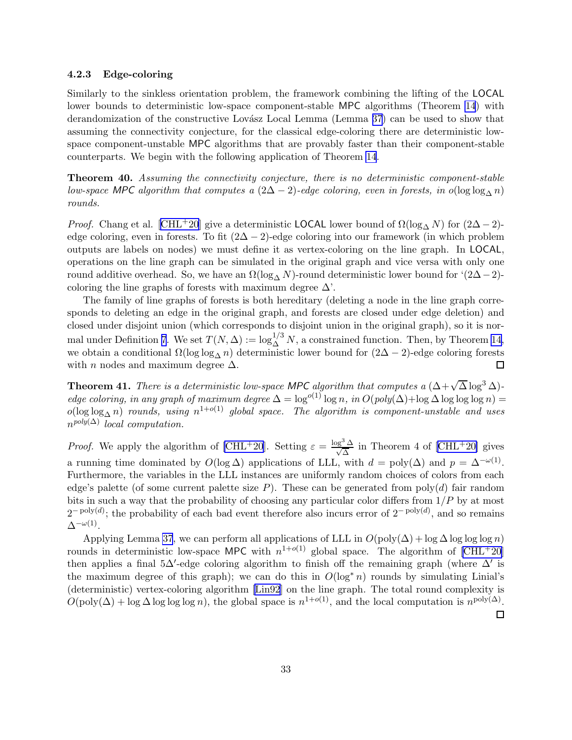### 4.2.3 Edge-coloring

Similarly to the sinkless orientation problem, the framework combining the lifting of the LOCAL lower bounds to deterministic low-space component-stable MPC algorithms (Theorem 14) with derandomization of the constructive Lovász Local Lemma (Lemma 37) can be used to show that assuming the connectivity conjecture, for the classical edge-coloring there are deterministic low-space component-unstable MPC algorithms that are provably faster than their component-stable counterparts. We begin with the following application of Theorem 14.

**Theorem 40.** *Assuming the connectivity conjecture, there is no deterministic component-stable low-space MPC algorithm that computes a $(2\Delta - 2)$-edge coloring, even in forests, in $o(\log \log_\Delta n)$ rounds.*

*Proof.* Chang et al. [CHL+20] give a deterministic LOCAL lower bound of $\Omega(\log_\Delta N)$ for $(2\Delta - 2)$-edge coloring, even in forests. To fit $(2\Delta - 2)$-edge coloring into our framework (in which problem outputs are labels on nodes) we must define it as vertex-coloring on the line graph. In LOCAL, operations on the line graph can be simulated in the original graph and vice versa with only one round additive overhead. So, we have an $\Omega(\log_\Delta N)$-round deterministic lower bound for '$(2\Delta - 2)$-coloring the line graphs of forests with maximum degree $\Delta$'.

The family of line graphs of forests is both hereditary (deleting a node in the line graph corresponds to deleting an edge in the original graph, and forests are closed under edge deletion) and closed under disjoint union (which corresponds to disjoint union in the original graph), so it is normal under Definition 7. We set $T(N, \Delta) := \log_\Delta^{1/3} N$, a constrained function. Then, by Theorem 14, we obtain a conditional $\Omega(\log \log_\Delta n)$ deterministic lower bound for $(2\Delta - 2)$-edge coloring forests with $n$ nodes and maximum degree $\Delta$. ◻

**Theorem 41.** *There is a deterministic low-space MPC algorithm that computes a $(\Delta + \sqrt{\Delta} \log^3 \Delta)$-edge coloring, in any graph of maximum degree $\Delta = \log^{o(1)} \log n$, in $O(poly(\Delta) + \log \Delta \log \log \log n) = o(\log \log_\Delta n)$ rounds, using $n^{1+o(1)}$ global space. The algorithm is component-unstable and uses $n^{poly(\Delta)}$ local computation.*

*Proof.* We apply the algorithm of [CHL+20]. Setting $\varepsilon = \frac{\log^3 \Delta}{\sqrt{\Delta}}$ in Theorem 4 of [CHL+20] gives a running time dominated by $O(\log \Delta)$ applications of LLL, with $d = \text{poly}(\Delta)$ and $p = \Delta^{-\omega(1)}$. Furthermore, the variables in the LLL instances are uniformly random choices of colors from each edge's palette (of some current palette size $P$). These can be generated from poly$(d)$ fair random bits in such a way that the probability of choosing any particular color differs from $1/P$ by at most $2^{-\text{poly}(d)}$; the probability of each bad event therefore also incurs error of $2^{-\text{poly}(d)}$, and so remains $\Delta^{-\omega(1)}$.

Applying Lemma 37, we can perform all applications of LLL in $O(\text{poly}(\Delta) + \log \Delta \log \log \log n)$ rounds in deterministic low-space MPC with $n^{1+o(1)}$ global space. The algorithm of [CHL+20] then applies a final $5\Delta'$-edge coloring algorithm to finish off the remaining graph (where $\Delta'$ is the maximum degree of this graph); we can do this in $O(\log^* n)$ rounds by simulating Linial's (deterministic) vertex-coloring algorithm [Lin92] on the line graph. The total round complexity is $O(\text{poly}(\Delta) + \log \Delta \log \log \log n)$, the global space is $n^{1+o(1)}$, and the local computation is $n^{\text{poly}(\Delta)}$. ◻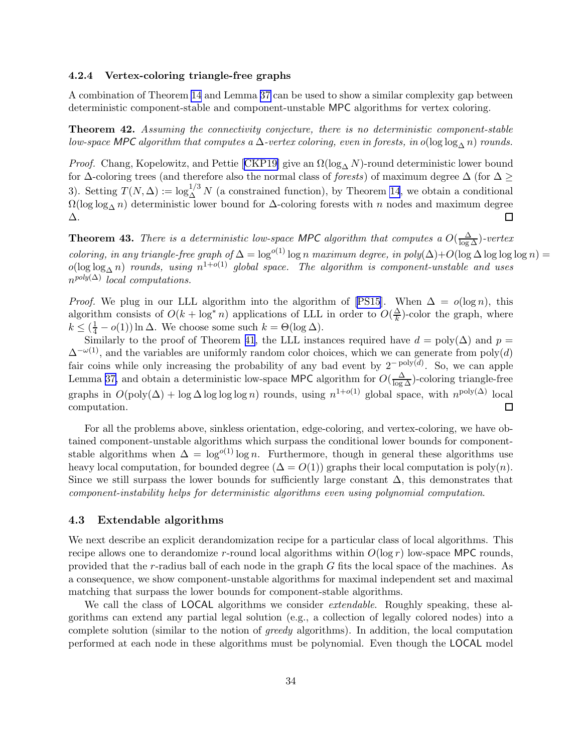#### 4.2.4 Vertex-coloring triangle-free graphs

A combination of Theorem 14 and Lemma 37 can be used to show a similar complexity gap between deterministic component-stable and component-unstable MPC algorithms for vertex coloring.

**Theorem 42.** *Assuming the connectivity conjecture, there is no deterministic component-stable low-space MPC algorithm that computes a $\Delta$-vertex coloring, even in forests, in $o(\log \log_\Delta n)$ rounds.*

*Proof.* Chang, Kopelowitz, and Pettie [CKP19] give an $\Omega(\log_\Delta N)$-round deterministic lower bound for $\Delta$-coloring trees (and therefore also the normal class of *forests*) of maximum degree $\Delta$ (for $\Delta \geq 3$). Setting $T(N, \Delta) := \log_\Delta^{1/3} N$ (a constrained function), by Theorem 14, we obtain a conditional $\Omega(\log \log_\Delta n)$ deterministic lower bound for $\Delta$-coloring forests with $n$ nodes and maximum degree $\Delta$. ◻

**Theorem 43.** *There is a deterministic low-space MPC algorithm that computes a $O(\frac{\Delta}{\log \Delta})$-vertex coloring, in any triangle-free graph of $\Delta = \log^{o(1)} \log n$ maximum degree, in poly$(\Delta)$+$O(\log \Delta \log \log \log n) = o(\log \log_\Delta n)$ rounds, using $n^{1+o(1)}$ global space. The algorithm is component-unstable and uses $n^{poly(\Delta)}$ local computations.*

*Proof.* We plug in our LLL algorithm into the algorithm of [PS15]. When $\Delta = o(\log n)$, this algorithm consists of $O(k + \log^* n)$ applications of LLL in order to $O(\frac{\Delta}{k})$-color the graph, where $k \leq (\frac{1}{4} - o(1)) \ln \Delta$. We choose some such $k = \Theta(\log \Delta)$.

Similarly to the proof of Theorem 41, the LLL instances required have $d = \text{poly}(\Delta)$ and $p = \Delta^{-\omega(1)}$, and the variables are uniformly random color choices, which we can generate from poly$(d)$ fair coins while only increasing the probability of any bad event by $2^{-\text{poly}(d)}$. So, we can apple Lemma 37, and obtain a deterministic low-space MPC algorithm for $O(\frac{\Delta}{\log \Delta})$-coloring triangle-free graphs in $O(\text{poly}(\Delta) + \log \Delta \log \log \log n)$ rounds, using $n^{1+o(1)}$ global space, with $n^{\text{poly}(\Delta)}$ local computation. ◻

For all the problems above, sinkless orientation, edge-coloring, and vertex-coloring, we have obtained component-unstable algorithms which surpass the conditional lower bounds for component-stable algorithms when $\Delta = \log^{o(1)} \log n$. Furthermore, though in general these algorithms use heavy local computation, for bounded degree ($\Delta = O(1)$) graphs their local computation is poly$(n)$. Since we still surpass the lower bounds for sufficiently large constant $\Delta$, this demonstrates that *component-instability helps for deterministic algorithms even using polynomial computation*.

### 4.3 Extendable algorithms

We next describe an explicit derandomization recipe for a particular class of local algorithms. This recipe allows one to derandomize $r$-round local algorithms within $O(\log r)$ low-space MPC rounds, provided that the $r$-radius ball of each node in the graph $G$ fits the local space of the machines. As a consequence, we show component-unstable algorithms for maximal independent set and maximal matching that surpass the lower bounds for component-stable algorithms.

We call the class of LOCAL algorithms we consider *extendable*. Roughly speaking, these algorithms can extend any partial legal solution (e.g., a collection of legally colored nodes) into a complete solution (similar to the notion of *greedy* algorithms). In addition, the local computation performed at each node in these algorithms must be polynomial. Even though the LOCAL model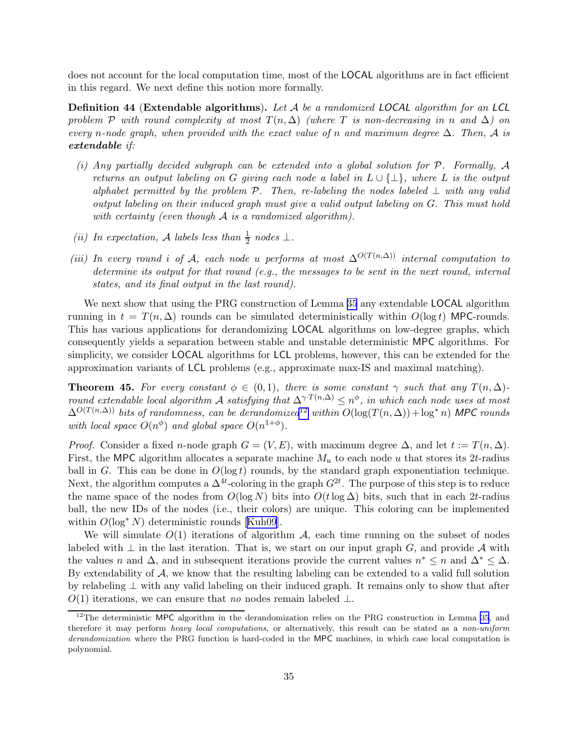does not account for the local computation time, most of the LOCAL algorithms are in fact efficient in this regard. We next define this notion more formally.

**Definition 44** (**Extendable algorithms**). *Let $\mathcal{A}$ be a randomized LOCAL algorithm for an LCL problem $\mathcal{P}$ with round complexity at most $T(n, \Delta)$ (where $T$ is non-decreasing in $n$ and $\Delta$) on every $n$-node graph, when provided with the exact value of $n$ and maximum degree $\Delta$. Then, $\mathcal{A}$ is **extendable** if:*

*(i) Any partially decided subgraph can be extended into a global solution for $\mathcal{P}$. Formally, $\mathcal{A}$ returns an output labeling on $G$ giving each node a label in $L \cup \{\bot\}$, where $L$ is the output alphabet permitted by the problem $\mathcal{P}$. Then, re-labeling the nodes labeled $\bot$ with any valid output labeling on their induced graph must give a valid output labeling on $G$. This must hold with certainty (even though $\mathcal{A}$ is a randomized algorithm).*

*(ii) In expectation, $\mathcal{A}$ labels less than $\frac{1}{2}$ nodes $\bot$.*

*(iii) In every round $i$ of $\mathcal{A}$, each node $u$ performs at most $\Delta^{O(T(n,\Delta))}$ internal computation to determine its output for that round (e.g., the messages to be sent in the next round, internal states, and its final output in the last round).*

We next show that using the PRG construction of Lemma 35 any extendable LOCAL algorithm running in $t = T(n, \Delta)$ rounds can be simulated deterministically within $O(\log t)$ MPC-rounds. This has various applications for derandomizing LOCAL algorithms on low-degree graphs, which consequently yields a separation between stable and unstable deterministic MPC algorithms. For simplicity, we consider LOCAL algorithms for LCL problems, however, this can be extended for the approximation variants of LCL problems (e.g., approximate max-IS and maximal matching).

**Theorem 45.** *For every constant $\phi \in (0, 1)$, there is some constant $\gamma$ such that any $T(n, \Delta)$-round extendable local algorithm $\mathcal{A}$ satisfying that $\Delta^{\gamma \cdot T(n,\Delta)} \leq n^{\phi}$, in which each node uses at most $\Delta^{O(T(n,\Delta))}$ bits of randomness, can be derandomized[12] within $O(\log(T(n, \Delta)) + \log^* n)$ MPC rounds with local space $O(n^{\phi})$ and global space $O(n^{1+\phi})$.*

*Proof.* Consider a fixed $n$-node graph $G = (V, E)$, with maximum degree $\Delta$, and let $t := T(n, \Delta)$. First, the MPC algorithm allocates a separate machine $M_u$ to each node $u$ that stores its $2t$-radius ball in $G$. This can be done in $O(\log t)$ rounds, by the standard graph exponentiation technique. Next, the algorithm computes a $\Delta^{4t}$-coloring in the graph $G^{2t}$. The purpose of this step is to reduce the name space of the nodes from $O(\log N)$ bits into $O(t \log \Delta)$ bits, such that in each $2t$-radius ball, the new IDs of the nodes (i.e., their colors) are unique. This coloring can be implemented within $O(\log^* N)$ deterministic rounds [Kuh09].

We will simulate $O(1)$ iterations of algorithm $\mathcal{A}$, each time running on the subset of nodes labeled with $\bot$ in the last iteration. That is, we start on our input graph $G$, and provide $\mathcal{A}$ with the values $n$ and $\Delta$, and in subsequent iterations provide the current values $n^* \leq n$ and $\Delta^* \leq \Delta$. By extendability of $\mathcal{A}$, we know that the resulting labeling can be extended to a valid full solution by relabeling $\bot$ with any valid labeling on their induced graph. It remains only to show that after $O(1)$ iterations, we can ensure that *no* nodes remain labeled $\bot$.

[12] The deterministic MPC algorithm in the derandomization relies on the PRG construction in Lemma 35, and therefore it may perform *heavy local computations*, or alternatively, this result can be stated as a *non-uniform derandomization* where the PRG function is hard-coded in the MPC machines, in which case local computation is polynomial.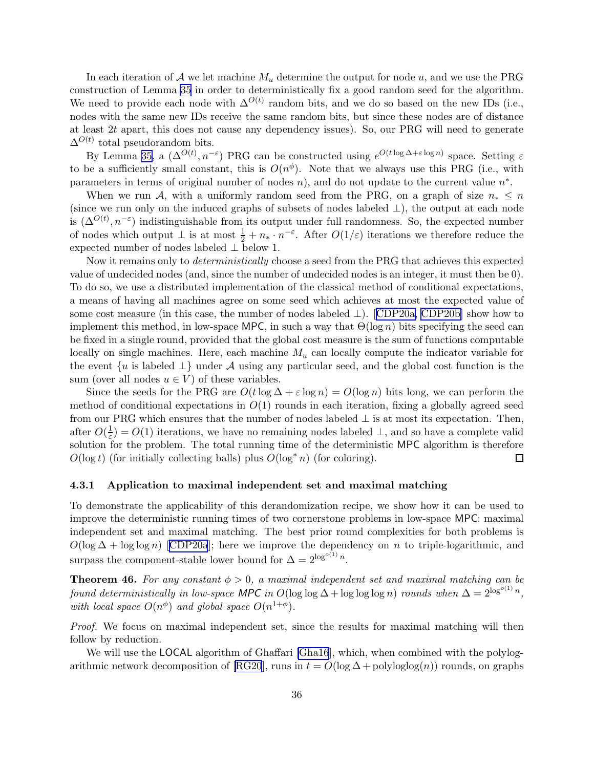In each iteration of $\mathcal{A}$ we let machine $M_u$ determine the output for node $u$, and we use the PRG construction of Lemma 35 in order to deterministically fix a good random seed for the algorithm. We need to provide each node with $\Delta^{O(t)}$ random bits, and we do so based on the new IDs (i.e., nodes with the same new IDs receive the same random bits, but since these nodes are of distance at least $2t$ apart, this does not cause any dependency issues). So, our PRG will need to generate $\Delta^{O(t)}$ total pseudorandom bits.

By Lemma 35, a $(\Delta^{O(t)}, n^{-\varepsilon})$ PRG can be constructed using $e^{O(t \log \Delta + \varepsilon \log n)}$ space. Setting $\varepsilon$ to be a sufficiently small constant, this is $O(n^{\phi})$. Note that we always use this PRG (i.e., with parameters in terms of original number of nodes $n$), and do not update to the current value $n^*$.

When we run $\mathcal{A}$, with a uniformly random seed from the PRG, on a graph of size $n_* \leq n$ (since we run only on the induced graphs of subsets of nodes labeled $\perp$), the output at each node is $(\Delta^{O(t)}, n^{-\varepsilon})$ indistinguishable from its output under full randomness. So, the expected number of nodes which output $\perp$ is at most $\frac{1}{2} + n_* \cdot n^{-\varepsilon}$. After $O(1/\varepsilon)$ iterations we therefore reduce the expected number of nodes labeled $\perp$ below 1.

Now it remains only to *deterministically* choose a seed from the PRG that achieves this expected value of undecided nodes (and, since the number of undecided nodes is an integer, it must then be 0). To do so, we use a distributed implementation of the classical method of conditional expectations, a means of having all machines agree on some seed which achieves at most the expected value of some cost measure (in this case, the number of nodes labeled $\perp$). [CDP20a, CDP20b] show how to implement this method, in low-space MPC, in such a way that $\Theta(\log n)$ bits specifying the seed can be fixed in a single round, provided that the global cost measure is the sum of functions computable locally on single machines. Here, each machine $M_u$ can locally compute the indicator variable for the event $\{u \text{ is labeled } \perp\}$ under $\mathcal{A}$ using any particular seed, and the global cost function is the sum (over all nodes $u \in V$) of these variables.

Since the seeds for the PRG are $O(t \log \Delta + \varepsilon \log n) = O(\log n)$ bits long, we can perform the method of conditional expectations in $O(1)$ rounds in each iteration, fixing a globally agreed seed from our PRG which ensures that the number of nodes labeled $\perp$ is at most its expectation. Then, after $O(\frac{1}{\varepsilon}) = O(1)$ iterations, we have no remaining nodes labeled $\perp$, and so have a complete valid solution for the problem. The total running time of the deterministic MPC algorithm is therefore $O(\log t)$ (for initially collecting balls) plus $O(\log^* n)$ (for coloring). ◻

### 4.3.1 Application to maximal independent set and maximal matching

To demonstrate the applicability of this derandomization recipe, we show how it can be used to improve the deterministic running times of two cornerstone problems in low-space MPC: maximal independent set and maximal matching. The best prior round complexities for both problems is $O(\log \Delta + \log \log n)$ [CDP20a]; here we improve the dependency on $n$ to triple-logarithmic, and surpass the component-stable lower bound for $\Delta = 2^{\log^{o(1)} n}$.

**Theorem 46.** *For any constant $\phi > 0$, a maximal independent set and maximal matching can be found deterministically in low-space MPC in $O(\log \log \Delta + \log \log \log n)$ rounds when $\Delta = 2^{\log^{o(1)} n}$, with local space $O(n^{\phi})$ and global space $O(n^{1+\phi})$.*

*Proof.* We focus on maximal independent set, since the results for maximal matching will then follow by reduction.

We will use the LOCAL algorithm of Ghaffari [Gha16], which, when combined with the polylogarithmic network decomposition of [RG20], runs in $t = O(\log \Delta + \text{polyloglog}(n))$ rounds, on graphs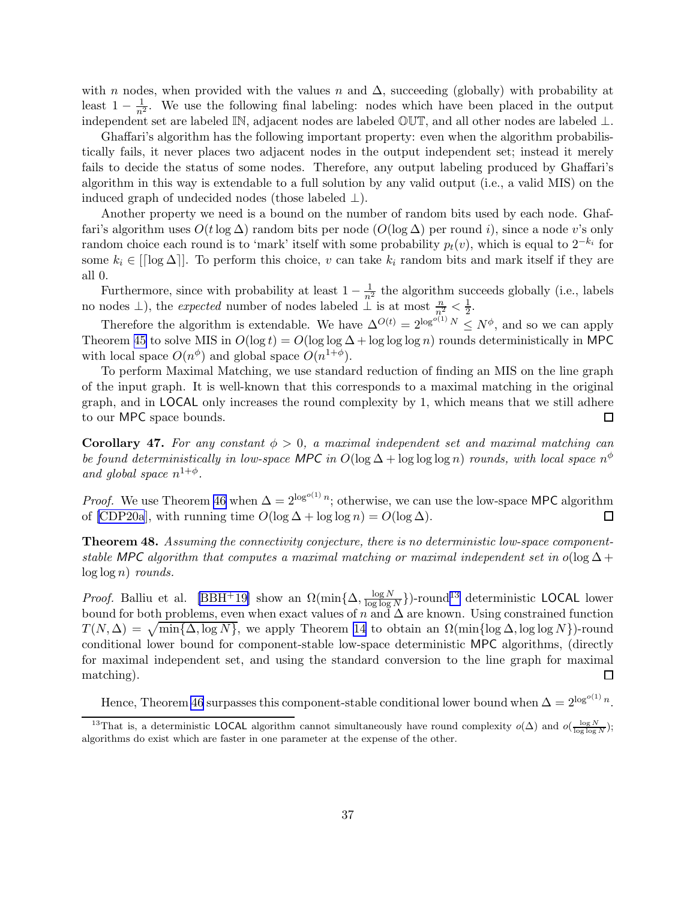with $n$ nodes, when provided with the values $n$ and $\Delta$, succeeding (globally) with probability at least $1 - \frac{1}{n^2}$. We use the following final labeling: nodes which have been placed in the output independent set are labeled $\mathbb{IN}$, adjacent nodes are labeled $\mathbb{OUT}$, and all other nodes are labeled $\perp$.

Ghaffari's algorithm has the following important property: even when the algorithm probabilistically fails, it never places two adjacent nodes in the output independent set; instead it merely fails to decide the status of some nodes. Therefore, any output labeling produced by Ghaffari's algorithm in this way is extendable to a full solution by any valid output (i.e., a valid MIS) on the induced graph of undecided nodes (those labeled $\perp$).

Another property we need is a bound on the number of random bits used by each node. Ghaffari's algorithm uses $O(t \log \Delta)$ random bits per node ($O(\log \Delta)$ per round $i$), since a node $v$'s only random choice each round is to 'mark' itself with some probability $p_t(v)$, which is equal to $2^{-k_i}$ for some $k_i \in [\lceil \log \Delta \rceil]$. To perform this choice, $v$ can take $k_i$ random bits and mark itself if they are all 0.

Furthermore, since with probability at least $1 - \frac{1}{n^2}$ the algorithm succeeds globally (i.e., labels no nodes $\perp$), the *expected* number of nodes labeled $\perp$ is at most $\frac{n}{n^2} < \frac{1}{2}$.

Therefore the algorithm is extendable. We have $\Delta^{O(t)} = 2^{\log^{o(1)} N} \leq N^{\phi}$, and so we can apply Theorem 45 to solve MIS in $O(\log t) = O(\log \log \Delta + \log \log \log n)$ rounds deterministically in MPC with local space $O(n^{\phi})$ and global space $O(n^{1+\phi})$.

To perform Maximal Matching, we use standard reduction of finding an MIS on the line graph of the input graph. It is well-known that this corresponds to a maximal matching in the original graph, and in LOCAL only increases the round complexity by 1, which means that we still adhere to our MPC space bounds. ☐

**Corollary 47.** *For any constant $\phi > 0$, a maximal independent set and maximal matching can be found deterministically in low-space MPC in $O(\log \Delta + \log \log \log n)$ rounds, with local space $n^{\phi}$ and global space $n^{1+\phi}$.*

*Proof.* We use Theorem 46 when $\Delta = 2^{\log^{o(1)} n}$; otherwise, we can use the low-space MPC algorithm of [CDP20a], with running time $O(\log \Delta + \log \log n) = O(\log \Delta)$. ☐

**Theorem 48.** *Assuming the connectivity conjecture, there is no deterministic low-space component-stable MPC algorithm that computes a maximal matching or maximal independent set in $o(\log \Delta + \log \log n)$ rounds.*

*Proof.* Balliu et al. [BBH+19] show an $\Omega(\min\{\Delta, \frac{\log N}{\log \log N}\})$-round[13] deterministic LOCAL lower bound for both problems, even when exact values of $n$ and $\Delta$ are known. Using constrained function $T(N, \Delta) = \sqrt{\min\{\Delta, \log N\}}$, we apply Theorem 14 to obtain an $\Omega(\min\{\log \Delta, \log \log N\})$-round conditional lower bound for component-stable low-space deterministic MPC algorithms, (directly for maximal independent set, and using the standard conversion to the line graph for maximal matching). ☐

Hence, Theorem 46 surpasses this component-stable conditional lower bound when $\Delta = 2^{\log^{o(1)} n}$.

[13] That is, a deterministic LOCAL algorithm cannot simultaneously have round complexity $o(\Delta)$ and $o(\frac{\log N}{\log \log N})$; algorithms do exist which are faster in one parameter at the expense of the other.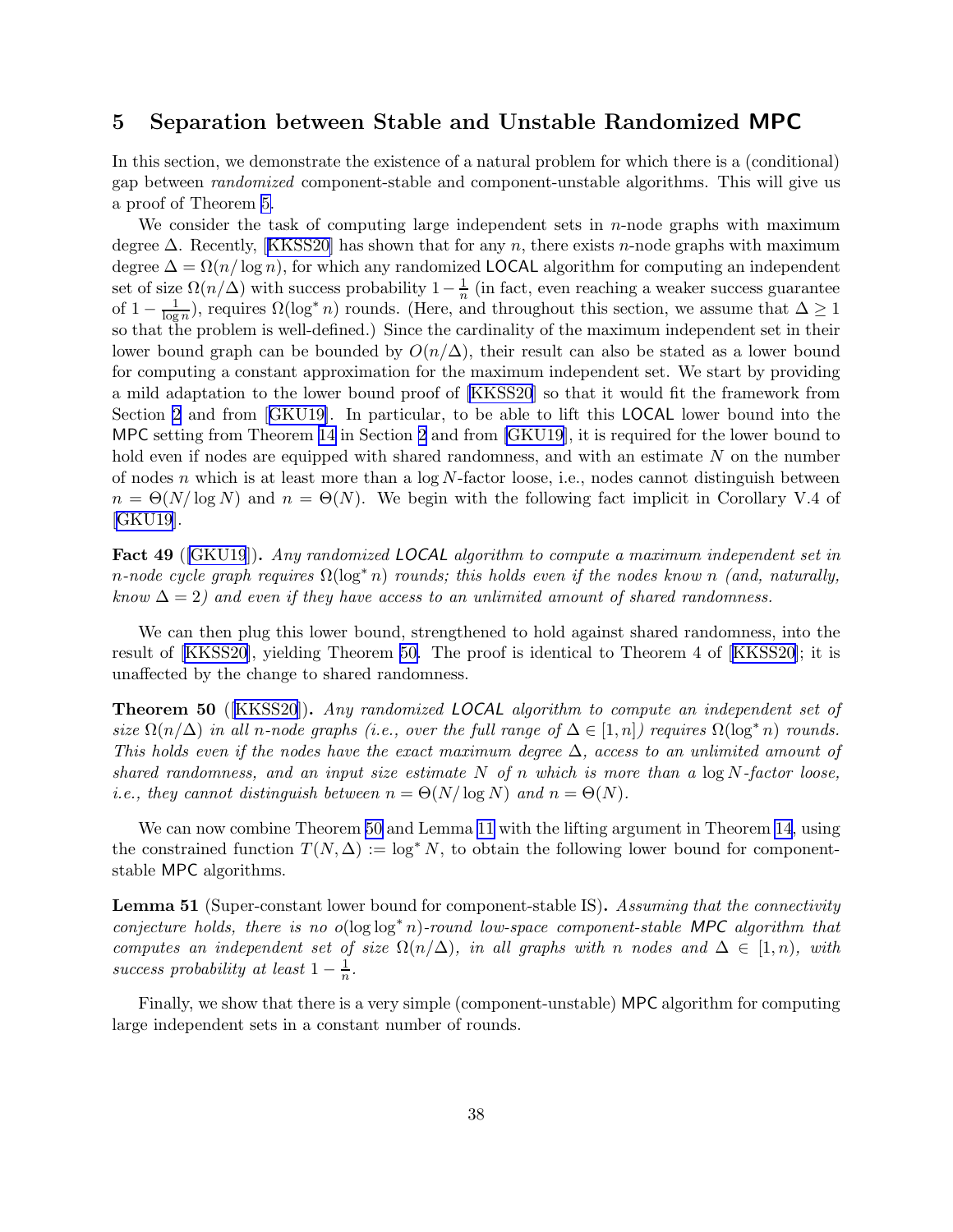## 5 Separation between Stable and Unstable Randomized MPC

In this section, we demonstrate the existence of a natural problem for which there is a (conditional) gap between *randomized* component-stable and component-unstable algorithms. This will give us a proof of Theorem 5.

We consider the task of computing large independent sets in $n$-node graphs with maximum degree $\Delta$. Recently, [KKSS20] has shown that for any $n$, there exists $n$-node graphs with maximum degree $\Delta = \Omega(n/\log n)$, for which any randomized LOCAL algorithm for computing an independent set of size $\Omega(n/\Delta)$ with success probability $1 - \frac{1}{n}$ (in fact, even reaching a weaker success guarantee of $1 - \frac{1}{\log n}$), requires $\Omega(\log^* n)$ rounds. (Here, and throughout this section, we assume that $\Delta \geq 1$ so that the problem is well-defined.) Since the cardinality of the maximum independent set in their lower bound graph can be bounded by $O(n/\Delta)$, their result can also be stated as a lower bound for computing a constant approximation for the maximum independent set. We start by providing a mild adaptation to the lower bound proof of [KKSS20] so that it would fit the framework from Section 2 and from [GKU19]. In particular, to be able to lift this LOCAL lower bound into the MPC setting from Theorem 14 in Section 2 and from [GKU19], it is required for the lower bound to hold even if nodes are equipped with shared randomness, and with an estimate $N$ on the number of nodes $n$ which is at least more than a $\log N$-factor loose, i.e., nodes cannot distinguish between $n = \Theta(N/\log N)$ and $n = \Theta(N)$. We begin with the following fact implicit in Corollary V.4 of [GKU19].

**Fact 49** ([GKU19])**.** *Any randomized LOCAL algorithm to compute a maximum independent set in $n$-node cycle graph requires $\Omega(\log^* n)$ rounds; this holds even if the nodes know $n$ (and, naturally, know $\Delta = 2$) and even if they have access to an unlimited amount of shared randomness.*

We can then plug this lower bound, strengthened to hold against shared randomness, into the result of [KKSS20], yielding Theorem 50. The proof is identical to Theorem 4 of [KKSS20]; it is unaffected by the change to shared randomness.

**Theorem 50** ([KKSS20])**.** *Any randomized LOCAL algorithm to compute an independent set of size $\Omega(n/\Delta)$ in all $n$-node graphs (i.e., over the full range of $\Delta \in [1, n]$) requires $\Omega(\log^* n)$ rounds. This holds even if the nodes have the exact maximum degree $\Delta$, access to an unlimited amount of shared randomness, and an input size estimate $N$ of $n$ which is more than a $\log N$-factor loose, i.e., they cannot distinguish between $n = \Theta(N/\log N)$ and $n = \Theta(N)$.*

We can now combine Theorem 50 and Lemma 11 with the lifting argument in Theorem 14, using the constrained function $T(N, \Delta) := \log^* N$, to obtain the following lower bound for component-stable MPC algorithms.

**Lemma 51** (Super-constant lower bound for component-stable IS)**.** *Assuming that the connectivity conjecture holds, there is no $o(\log \log^* n)$-round low-space component-stable MPC algorithm that computes an independent set of size $\Omega(n/\Delta)$, in all graphs with $n$ nodes and $\Delta \in [1, n)$, with success probability at least $1 - \frac{1}{n}$.*

Finally, we show that there is a very simple (component-unstable) MPC algorithm for computing large independent sets in a constant number of rounds.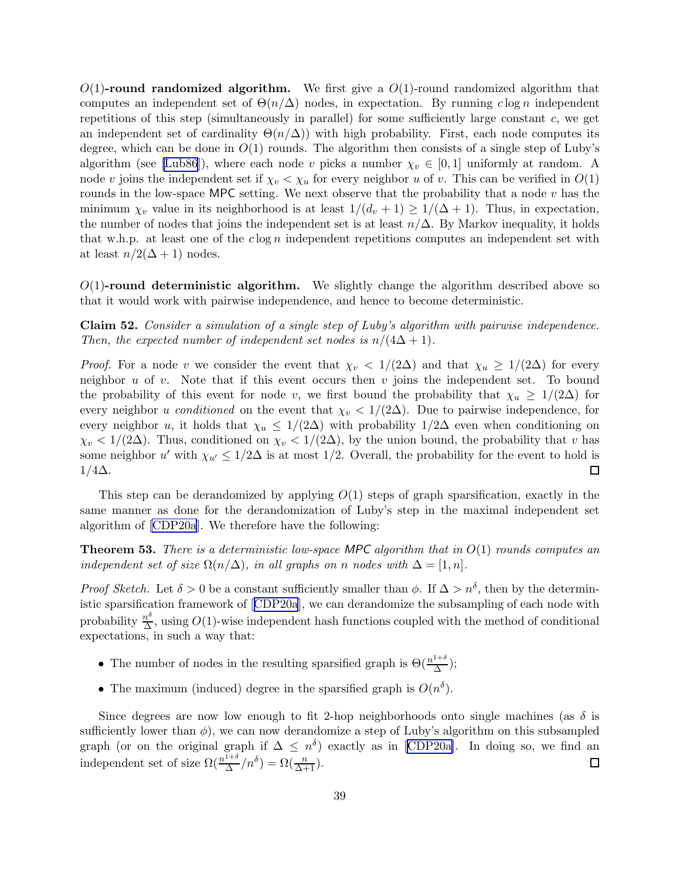**$O(1)$-round randomized algorithm.** We first give a $O(1)$-round randomized algorithm that computes an independent set of $\Theta(n/\Delta)$ nodes, in expectation. By running $c \log n$ independent repetitions of this step (simultaneously in parallel) for some sufficiently large constant $c$, we get an independent set of cardinality $\Theta(n/\Delta)$) with high probability. First, each node computes its degree, which can be done in $O(1)$ rounds. The algorithm then consists of a single step of Luby's algorithm (see [Lub86]), where each node $v$ picks a number $\chi_v \in [0, 1]$ uniformly at random. A node $v$ joins the independent set if $\chi_v < \chi_u$ for every neighbor $u$ of $v$. This can be verified in $O(1)$ rounds in the low-space MPC setting. We next observe that the probability that a node $v$ has the minimum $\chi_v$ value in its neighborhood is at least $1/(d_v + 1) \geq 1/(\Delta + 1)$. Thus, in expectation, the number of nodes that joins the independent set is at least $n/\Delta$. By Markov inequality, it holds that w.h.p. at least one of the $c \log n$ independent repetitions computes an independent set with at least $n/2(\Delta + 1)$ nodes.

**$O(1)$-round deterministic algorithm.** We slightly change the algorithm described above so that it would work with pairwise independence, and hence to become deterministic.

**Claim 52.** *Consider a simulation of a single step of Luby's algorithm with pairwise independence. Then, the expected number of independent set nodes is $n/(4\Delta + 1)$.*

*Proof.* For a node $v$ we consider the event that $\chi_v < 1/(2\Delta)$ and that $\chi_u \geq 1/(2\Delta)$ for every neighbor $u$ of $v$. Note that if this event occurs then $v$ joins the independent set. To bound the probability of this event for node $v$, we first bound the probability that $\chi_u \geq 1/(2\Delta)$ for every neighbor $u$ *conditioned* on the event that $\chi_v < 1/(2\Delta)$. Due to pairwise independence, for every neighbor $u$, it holds that $\chi_u \leq 1/(2\Delta)$ with probability $1/2\Delta$ even when conditioning on $\chi_v < 1/(2\Delta)$. Thus, conditioned on $\chi_v < 1/(2\Delta)$, by the union bound, the probability that $v$ has some neighbor $u'$ with $\chi_{u'} \leq 1/2\Delta$ is at most $1/2$. Overall, the probability for the event to hold is $1/4\Delta$. ◻

This step can be derandomized by applying $O(1)$ steps of graph sparsification, exactly in the same manner as done for the derandomization of Luby's step in the maximal independent set algorithm of [CDP20a]. We therefore have the following:

**Theorem 53.** *There is a deterministic low-space MPC algorithm that in $O(1)$ rounds computes an independent set of size $\Omega(n/\Delta)$, in all graphs on $n$ nodes with $\Delta = [1, n]$.*

*Proof Sketch.* Let $\delta > 0$ be a constant sufficiently smaller than $\phi$. If $\Delta > n^{\delta}$, then by the deterministic sparsification framework of [CDP20a], we can derandomize the subsampling of each node with probability $\frac{n^{\delta}}{\Delta}$, using $O(1)$-wise independent hash functions coupled with the method of conditional expectations, in such a way that:

- The number of nodes in the resulting sparsified graph is $\Theta(\frac{n^{1+\delta}}{\Delta})$;
- The maximum (induced) degree in the sparsified graph is $O(n^{\delta})$.

Since degrees are now low enough to fit 2-hop neighborhoods onto single machines (as $\delta$ is sufficiently lower than $\phi$), we can now derandomize a step of Luby's algorithm on this subsampled graph (or on the original graph if $\Delta \leq n^{\delta}$) exactly as in [CDP20a]. In doing so, we find an independent set of size $\Omega(\frac{n^{1+\delta}}{\Delta}/n^{\delta}) = \Omega(\frac{n}{\Delta+1})$. ◻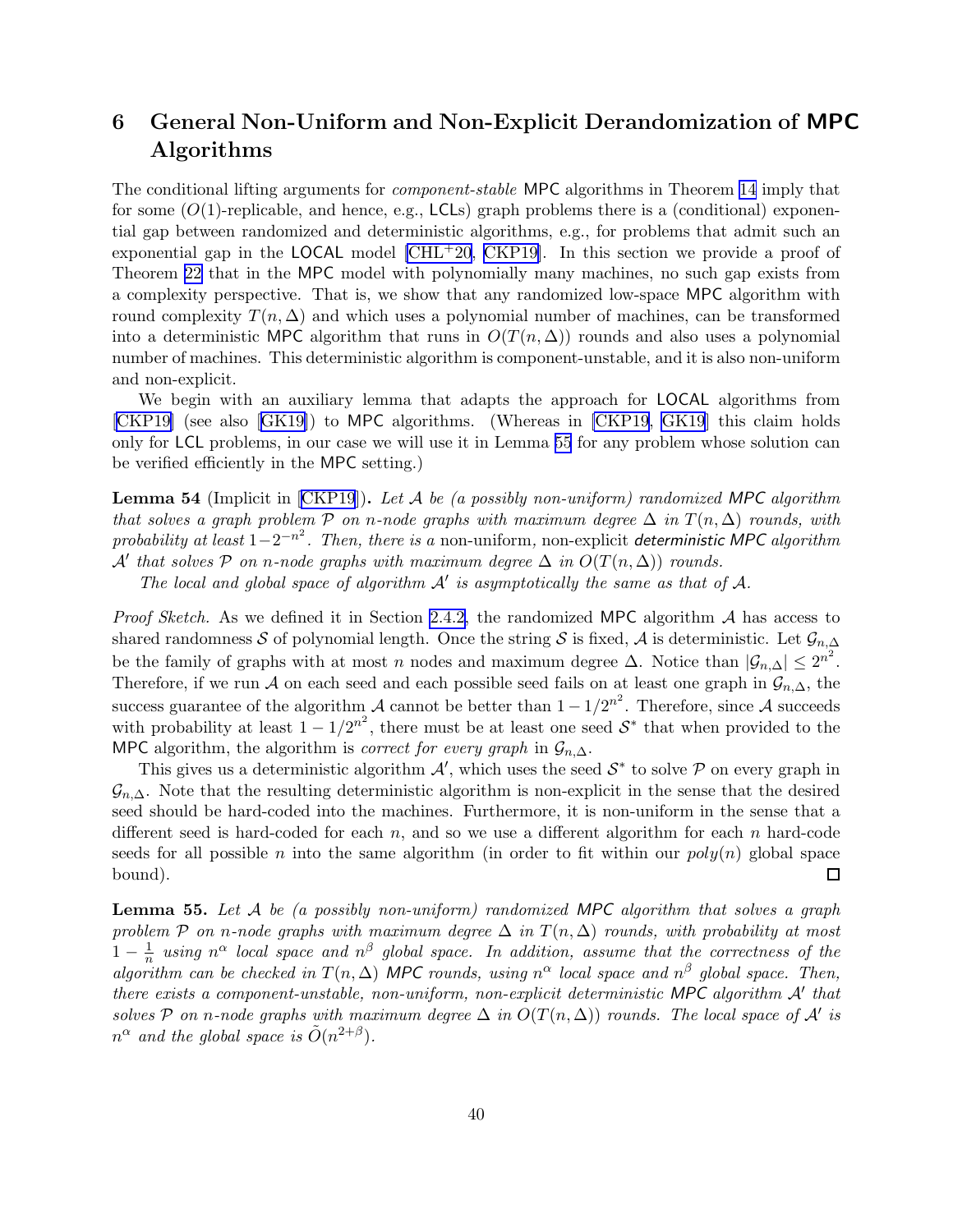## 6 General Non-Uniform and Non-Explicit Derandomization of MPC Algorithms

The conditional lifting arguments for *component-stable* MPC algorithms in Theorem 14 imply that for some ($O(1)$-replicable, and hence, e.g., LCLs) graph problems there is a (conditional) exponential gap between randomized and deterministic algorithms, e.g., for problems that admit such an exponential gap in the LOCAL model [CHL+20, CKP19]. In this section we provide a proof of Theorem 22 that in the MPC model with polynomially many machines, no such gap exists from a complexity perspective. That is, we show that any randomized low-space MPC algorithm with round complexity $T(n, \Delta)$ and which uses a polynomial number of machines, can be transformed into a deterministic MPC algorithm that runs in $O(T(n, \Delta))$ rounds and also uses a polynomial number of machines. This deterministic algorithm is component-unstable, and it is also non-uniform and non-explicit.

We begin with an auxiliary lemma that adapts the approach for LOCAL algorithms from [CKP19] (see also [GK19]) to MPC algorithms. (Whereas in [CKP19, GK19] this claim holds only for LCL problems, in our case we will use it in Lemma 55 for any problem whose solution can be verified efficiently in the MPC setting.)

**Lemma 54** (Implicit in [CKP19])**.** *Let $\mathcal{A}$ be (a possibly non-uniform) randomized MPC algorithm that solves a graph problem $\mathcal{P}$ on $n$-node graphs with maximum degree $\Delta$ in $T(n, \Delta)$ rounds, with probability at least $1 - 2^{-n^2}$. Then, there is a* non-uniform, non-explicit ***deterministic MPC*** *algorithm $\mathcal{A}'$ that solves $\mathcal{P}$ on $n$-node graphs with maximum degree $\Delta$ in $O(T(n, \Delta))$ rounds.*

*The local and global space of algorithm $\mathcal{A}'$ is asymptotically the same as that of $\mathcal{A}$.*

*Proof Sketch.* As we defined it in Section 2.4.2, the randomized MPC algorithm $\mathcal{A}$ has access to shared randomness $\mathcal{S}$ of polynomial length. Once the string $\mathcal{S}$ is fixed, $\mathcal{A}$ is deterministic. Let $\mathcal{G}_{n,\Delta}$ be the family of graphs with at most $n$ nodes and maximum degree $\Delta$. Notice than $|\mathcal{G}_{n,\Delta}| \leq 2^{n^2}$. Therefore, if we run $\mathcal{A}$ on each seed and each possible seed fails on at least one graph in $\mathcal{G}_{n,\Delta}$, the success guarantee of the algorithm $\mathcal{A}$ cannot be better than $1 - 1/2^{n^2}$. Therefore, since $\mathcal{A}$ succeeds with probability at least $1 - 1/2^{n^2}$, there must be at least one seed $\mathcal{S}^*$ that when provided to the MPC algorithm, the algorithm is *correct for every graph* in $\mathcal{G}_{n,\Delta}$.

This gives us a deterministic algorithm $\mathcal{A}'$, which uses the seed $\mathcal{S}^*$ to solve $\mathcal{P}$ on every graph in $\mathcal{G}_{n,\Delta}$. Note that the resulting deterministic algorithm is non-explicit in the sense that the desired seed should be hard-coded into the machines. Furthermore, it is non-uniform in the sense that a different seed is hard-coded for each $n$, and so we use a different algorithm for each $n$ hard-code seeds for all possible $n$ into the same algorithm (in order to fit within our $poly(n)$ global space bound). ◻

**Lemma 55.** *Let $\mathcal{A}$ be (a possibly non-uniform) randomized MPC algorithm that solves a graph problem $\mathcal{P}$ on $n$-node graphs with maximum degree $\Delta$ in $T(n, \Delta)$ rounds, with probability at most $1 - \frac{1}{n}$ using $n^\alpha$ local space and $n^\beta$ global space. In addition, assume that the correctness of the algorithm can be checked in $T(n, \Delta)$ MPC rounds, using $n^\alpha$ local space and $n^\beta$ global space. Then, there exists a component-unstable, non-uniform, non-explicit deterministic MPC algorithm $\mathcal{A}'$ that solves $\mathcal{P}$ on $n$-node graphs with maximum degree $\Delta$ in $O(T(n, \Delta))$ rounds. The local space of $\mathcal{A}'$ is $n^\alpha$ and the global space is $\tilde{O}(n^{2+\beta})$.*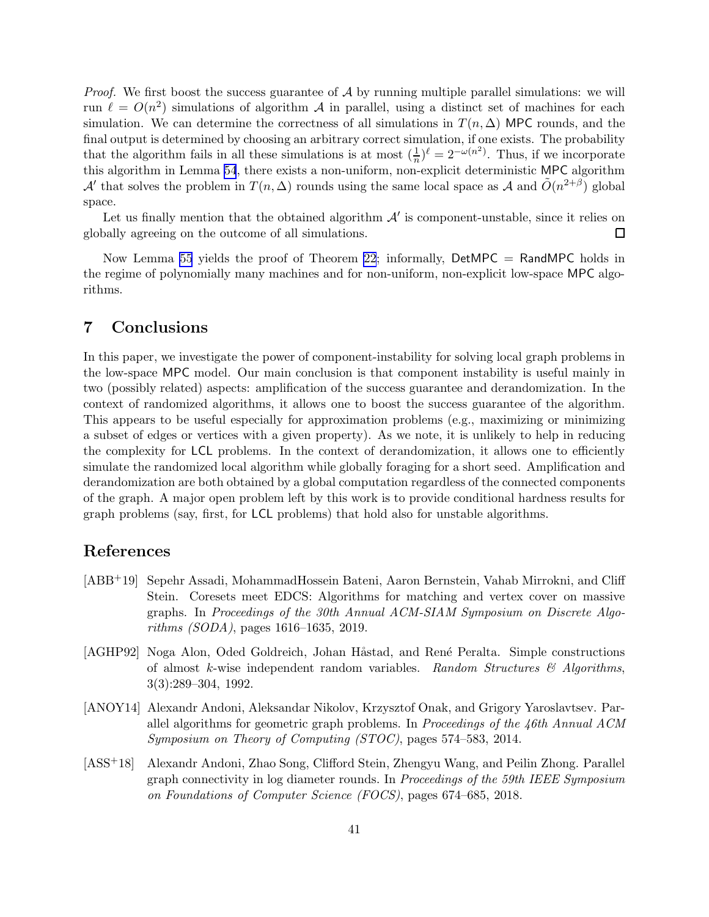*Proof.* We first boost the success guarantee of $\mathcal{A}$ by running multiple parallel simulations: we will run $\ell = O(n^2)$ simulations of algorithm $\mathcal{A}$ in parallel, using a distinct set of machines for each simulation. We can determine the correctness of all simulations in $T(n, \Delta)$ MPC rounds, and the final output is determined by choosing an arbitrary correct simulation, if one exists. The probability that the algorithm fails in all these simulations is at most $(\frac{1}{n})^\ell = 2^{-\omega(n^2)}$. Thus, if we incorporate this algorithm in Lemma 54, there exists a non-uniform, non-explicit deterministic MPC algorithm $\mathcal{A}'$ that solves the problem in $T(n, \Delta)$ rounds using the same local space as $\mathcal{A}$ and $\tilde{O}(n^{2+\beta})$ global space.

Let us finally mention that the obtained algorithm $\mathcal{A}'$ is component-unstable, since it relies on globally agreeing on the outcome of all simulations. ◻

Now Lemma 55 yields the proof of Theorem 22; informally, DetMPC = RandMPC holds in the regime of polynomially many machines and for non-uniform, non-explicit low-space MPC algorithms.

# 7 Conclusions

In this paper, we investigate the power of component-instability for solving local graph problems in the low-space MPC model. Our main conclusion is that component instability is useful mainly in two (possibly related) aspects: amplification of the success guarantee and derandomization. In the context of randomized algorithms, it allows one to boost the success guarantee of the algorithm. This appears to be useful especially for approximation problems (e.g., maximizing or minimizing a subset of edges or vertices with a given property). As we note, it is unlikely to help in reducing the complexity for LCL problems. In the context of derandomization, it allows one to efficiently simulate the randomized local algorithm while globally foraging for a short seed. Amplification and derandomization are both obtained by a global computation regardless of the connected components of the graph. A major open problem left by this work is to provide conditional hardness results for graph problems (say, first, for LCL problems) that hold also for unstable algorithms.

# References

[ABB+19] Sepehr Assadi, MohammadHossein Bateni, Aaron Bernstein, Vahab Mirrokni, and Cliff Stein. Coresets meet EDCS: Algorithms for matching and vertex cover on massive graphs. In *Proceedings of the 30th Annual ACM-SIAM Symposium on Discrete Algorithms (SODA)*, pages 1616–1635, 2019.

[AGHP92] Noga Alon, Oded Goldreich, Johan Håstad, and René Peralta. Simple constructions of almost $k$-wise independent random variables. *Random Structures & Algorithms*, 3(3):289–304, 1992.

[ANOY14] Alexandr Andoni, Aleksandar Nikolov, Krzysztof Onak, and Grigory Yaroslavtsev. Parallel algorithms for geometric graph problems. In *Proceedings of the 46th Annual ACM Symposium on Theory of Computing (STOC)*, pages 574–583, 2014.

[ASS+18] Alexandr Andoni, Zhao Song, Clifford Stein, Zhengyu Wang, and Peilin Zhong. Parallel graph connectivity in log diameter rounds. In *Proceedings of the 59th IEEE Symposium on Foundations of Computer Science (FOCS)*, pages 674–685, 2018.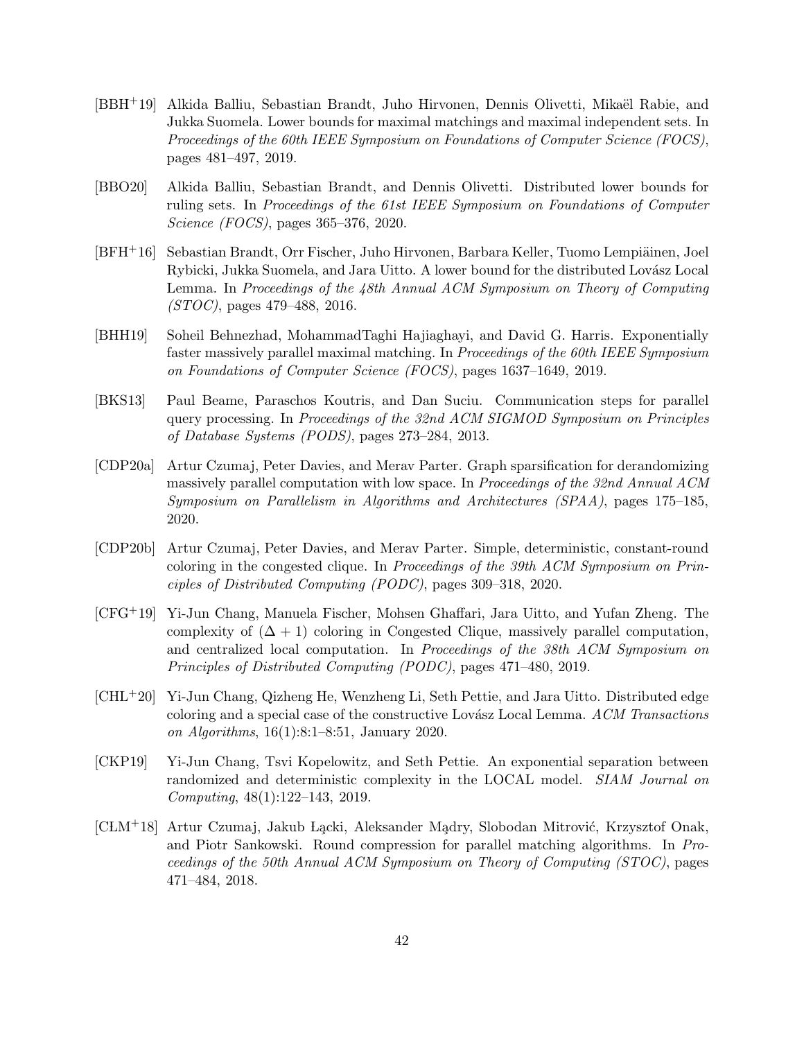[BBH+19] Alkida Balliu, Sebastian Brandt, Juho Hirvonen, Dennis Olivetti, Mikaël Rabie, and Jukka Suomela. Lower bounds for maximal matchings and maximal independent sets. In *Proceedings of the 60th IEEE Symposium on Foundations of Computer Science (FOCS)*, pages 481–497, 2019.

[BBO20] Alkida Balliu, Sebastian Brandt, and Dennis Olivetti. Distributed lower bounds for ruling sets. In *Proceedings of the 61st IEEE Symposium on Foundations of Computer Science (FOCS)*, pages 365–376, 2020.

[BFH+16] Sebastian Brandt, Orr Fischer, Juho Hirvonen, Barbara Keller, Tuomo Lempiäinen, Joel Rybicki, Jukka Suomela, and Jara Uitto. A lower bound for the distributed Lovász Local Lemma. In *Proceedings of the 48th Annual ACM Symposium on Theory of Computing (STOC)*, pages 479–488, 2016.

[BHH19] Soheil Behnezhad, MohammadTaghi Hajiaghayi, and David G. Harris. Exponentially faster massively parallel maximal matching. In *Proceedings of the 60th IEEE Symposium on Foundations of Computer Science (FOCS)*, pages 1637–1649, 2019.

[BKS13] Paul Beame, Paraschos Koutris, and Dan Suciu. Communication steps for parallel query processing. In *Proceedings of the 32nd ACM SIGMOD Symposium on Principles of Database Systems (PODS)*, pages 273–284, 2013.

[CDP20a] Artur Czumaj, Peter Davies, and Merav Parter. Graph sparsification for derandomizing massively parallel computation with low space. In *Proceedings of the 32nd Annual ACM Symposium on Parallelism in Algorithms and Architectures (SPAA)*, pages 175–185, 2020.

[CDP20b] Artur Czumaj, Peter Davies, and Merav Parter. Simple, deterministic, constant-round coloring in the congested clique. In *Proceedings of the 39th ACM Symposium on Principles of Distributed Computing (PODC)*, pages 309–318, 2020.

[CFG+19] Yi-Jun Chang, Manuela Fischer, Mohsen Ghaffari, Jara Uitto, and Yufan Zheng. The complexity of $(\Delta + 1)$ coloring in Congested Clique, massively parallel computation, and centralized local computation. In *Proceedings of the 38th ACM Symposium on Principles of Distributed Computing (PODC)*, pages 471–480, 2019.

[CHL+20] Yi-Jun Chang, Qizheng He, Wenzheng Li, Seth Pettie, and Jara Uitto. Distributed edge coloring and a special case of the constructive Lovász Local Lemma. *ACM Transactions on Algorithms*, 16(1):8:1–8:51, January 2020.

[CKP19] Yi-Jun Chang, Tsvi Kopelowitz, and Seth Pettie. An exponential separation between randomized and deterministic complexity in the LOCAL model. *SIAM Journal on Computing*, 48(1):122–143, 2019.

[CŁM+18] Artur Czumaj, Jakub Łącki, Aleksander Mądry, Slobodan Mitrović, Krzysztof Onak, and Piotr Sankowski. Round compression for parallel matching algorithms. In *Proceedings of the 50th Annual ACM Symposium on Theory of Computing (STOC)*, pages 471–484, 2018.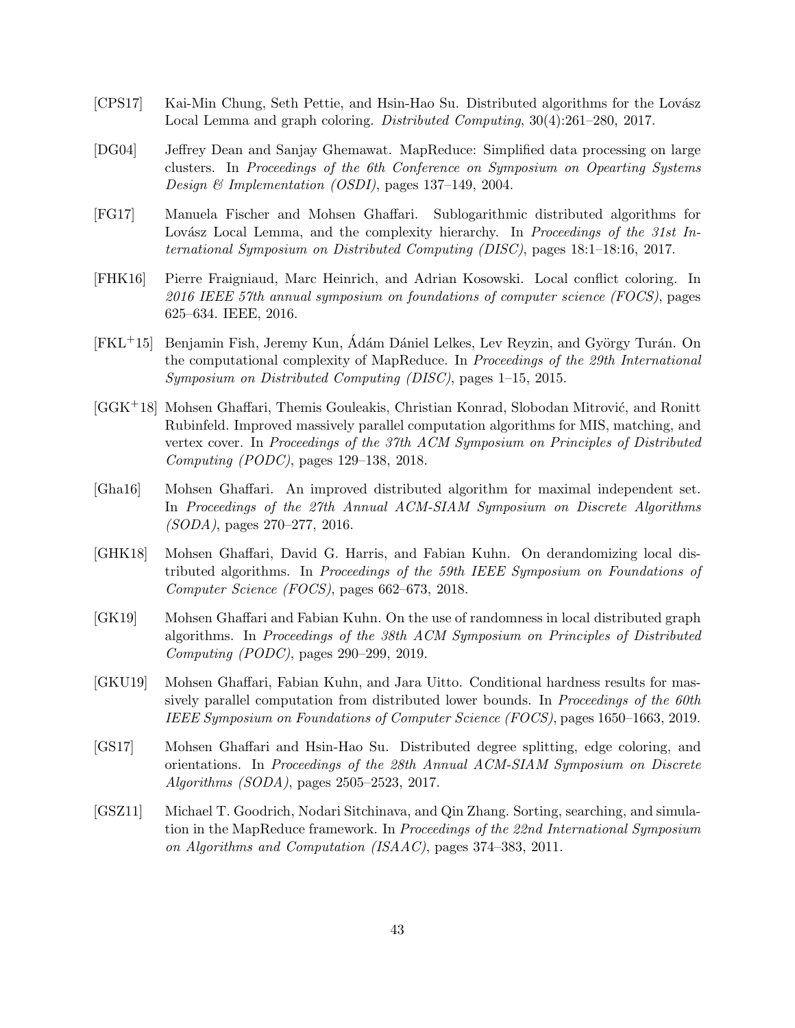[CPS17] Kai-Min Chung, Seth Pettie, and Hsin-Hao Su. Distributed algorithms for the Lovász Local Lemma and graph coloring. *Distributed Computing*, 30(4):261–280, 2017.

[DG04] Jeffrey Dean and Sanjay Ghemawat. MapReduce: Simplified data processing on large clusters. In *Proceedings of the 6th Conference on Symposium on Opearting Systems Design & Implementation (OSDI)*, pages 137–149, 2004.

[FG17] Manuela Fischer and Mohsen Ghaffari. Sublogarithmic distributed algorithms for Lovász Local Lemma, and the complexity hierarchy. In *Proceedings of the 31st International Symposium on Distributed Computing (DISC)*, pages 18:1–18:16, 2017.

[FHK16] Pierre Fraigniaud, Marc Heinrich, and Adrian Kosowski. Local conflict coloring. In *2016 IEEE 57th annual symposium on foundations of computer science (FOCS)*, pages 625–634. IEEE, 2016.

[FKL+15] Benjamin Fish, Jeremy Kun, Ádám Dániel Lelkes, Lev Reyzin, and György Turán. On the computational complexity of MapReduce. In *Proceedings of the 29th International Symposium on Distributed Computing (DISC)*, pages 1–15, 2015.

[GGK+18] Mohsen Ghaffari, Themis Gouleakis, Christian Konrad, Slobodan Mitrović, and Ronitt Rubinfeld. Improved massively parallel computation algorithms for MIS, matching, and vertex cover. In *Proceedings of the 37th ACM Symposium on Principles of Distributed Computing (PODC)*, pages 129–138, 2018.

[Gha16] Mohsen Ghaffari. An improved distributed algorithm for maximal independent set. In *Proceedings of the 27th Annual ACM-SIAM Symposium on Discrete Algorithms (SODA)*, pages 270–277, 2016.

[GHK18] Mohsen Ghaffari, David G. Harris, and Fabian Kuhn. On derandomizing local distributed algorithms. In *Proceedings of the 59th IEEE Symposium on Foundations of Computer Science (FOCS)*, pages 662–673, 2018.

[GK19] Mohsen Ghaffari and Fabian Kuhn. On the use of randomness in local distributed graph algorithms. In *Proceedings of the 38th ACM Symposium on Principles of Distributed Computing (PODC)*, pages 290–299, 2019.

[GKU19] Mohsen Ghaffari, Fabian Kuhn, and Jara Uitto. Conditional hardness results for massively parallel computation from distributed lower bounds. In *Proceedings of the 60th IEEE Symposium on Foundations of Computer Science (FOCS)*, pages 1650–1663, 2019.

[GS17] Mohsen Ghaffari and Hsin-Hao Su. Distributed degree splitting, edge coloring, and orientations. In *Proceedings of the 28th Annual ACM-SIAM Symposium on Discrete Algorithms (SODA)*, pages 2505–2523, 2017.

[GSZ11] Michael T. Goodrich, Nodari Sitchinava, and Qin Zhang. Sorting, searching, and simulation in the MapReduce framework. In *Proceedings of the 22nd International Symposium on Algorithms and Computation (ISAAC)*, pages 374–383, 2011.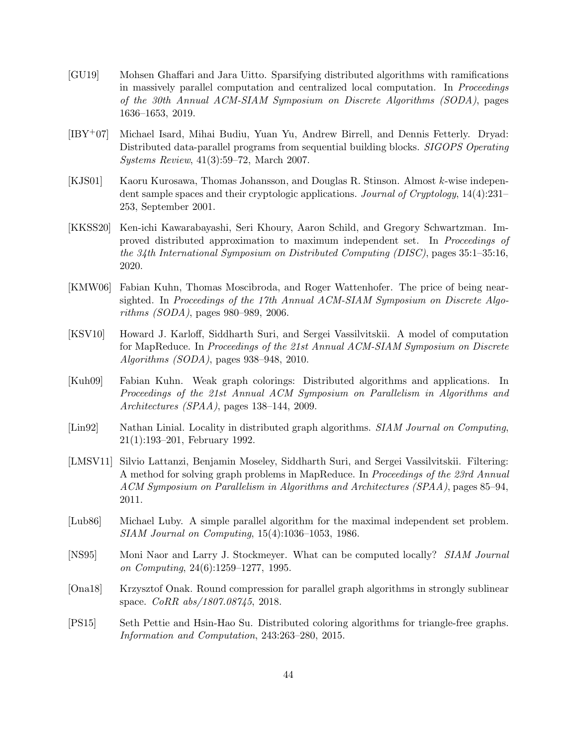[GU19] Mohsen Ghaffari and Jara Uitto. Sparsifying distributed algorithms with ramifications in massively parallel computation and centralized local computation. In *Proceedings of the 30th Annual ACM-SIAM Symposium on Discrete Algorithms (SODA)*, pages 1636–1653, 2019.

[IBY+07] Michael Isard, Mihai Budiu, Yuan Yu, Andrew Birrell, and Dennis Fetterly. Dryad: Distributed data-parallel programs from sequential building blocks. *SIGOPS Operating Systems Review*, 41(3):59–72, March 2007.

[KJS01] Kaoru Kurosawa, Thomas Johansson, and Douglas R. Stinson. Almost $k$-wise independent sample spaces and their cryptologic applications. *Journal of Cryptology*, 14(4):231–253, September 2001.

[KKSS20] Ken-ichi Kawarabayashi, Seri Khoury, Aaron Schild, and Gregory Schwartzman. Improved distributed approximation to maximum independent set. In *Proceedings of the 34th International Symposium on Distributed Computing (DISC)*, pages 35:1–35:16, 2020.

[KMW06] Fabian Kuhn, Thomas Moscibroda, and Roger Wattenhofer. The price of being near-sighted. In *Proceedings of the 17th Annual ACM-SIAM Symposium on Discrete Algorithms (SODA)*, pages 980–989, 2006.

[KSV10] Howard J. Karloff, Siddharth Suri, and Sergei Vassilvitskii. A model of computation for MapReduce. In *Proceedings of the 21st Annual ACM-SIAM Symposium on Discrete Algorithms (SODA)*, pages 938–948, 2010.

[Kuh09] Fabian Kuhn. Weak graph colorings: Distributed algorithms and applications. In *Proceedings of the 21st Annual ACM Symposium on Parallelism in Algorithms and Architectures (SPAA)*, pages 138–144, 2009.

[Lin92] Nathan Linial. Locality in distributed graph algorithms. *SIAM Journal on Computing*, 21(1):193–201, February 1992.

[LMSV11] Silvio Lattanzi, Benjamin Moseley, Siddharth Suri, and Sergei Vassilvitskii. Filtering: A method for solving graph problems in MapReduce. In *Proceedings of the 23rd Annual ACM Symposium on Parallelism in Algorithms and Architectures (SPAA)*, pages 85–94, 2011.

[Lub86] Michael Luby. A simple parallel algorithm for the maximal independent set problem. *SIAM Journal on Computing*, 15(4):1036–1053, 1986.

[NS95] Moni Naor and Larry J. Stockmeyer. What can be computed locally? *SIAM Journal on Computing*, 24(6):1259–1277, 1995.

[Ona18] Krzysztof Onak. Round compression for parallel graph algorithms in strongly sublinear space. *CoRR abs/1807.08745*, 2018.

[PS15] Seth Pettie and Hsin-Hao Su. Distributed coloring algorithms for triangle-free graphs. *Information and Computation*, 243:263–280, 2015.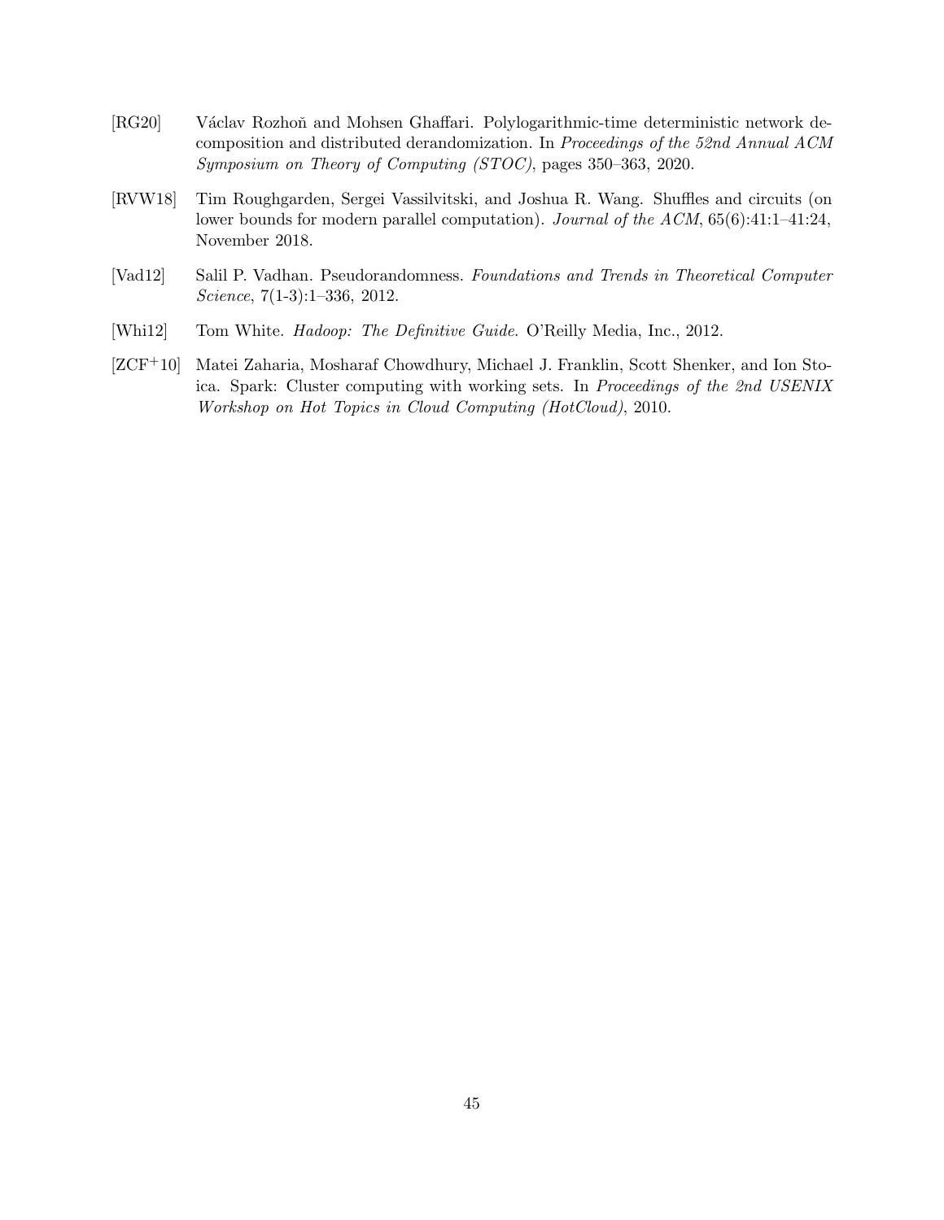[RG20] Václav Rozhoň and Mohsen Ghaffari. Polylogarithmic-time deterministic network decomposition and distributed derandomization. In *Proceedings of the 52nd Annual ACM Symposium on Theory of Computing (STOC)*, pages 350–363, 2020.

[RVW18] Tim Roughgarden, Sergei Vassilvitski, and Joshua R. Wang. Shuffles and circuits (on lower bounds for modern parallel computation). *Journal of the ACM*, 65(6):41:1–41:24, November 2018.

[Vad12] Salil P. Vadhan. Pseudorandomness. *Foundations and Trends in Theoretical Computer Science*, 7(1-3):1–336, 2012.

[Whi12] Tom White. *Hadoop: The Definitive Guide*. O'Reilly Media, Inc., 2012.

[ZCF+10] Matei Zaharia, Mosharaf Chowdhury, Michael J. Franklin, Scott Shenker, and Ion Stoica. Spark: Cluster computing with working sets. In *Proceedings of the 2nd USENIX Workshop on Hot Topics in Cloud Computing (HotCloud)*, 2010.